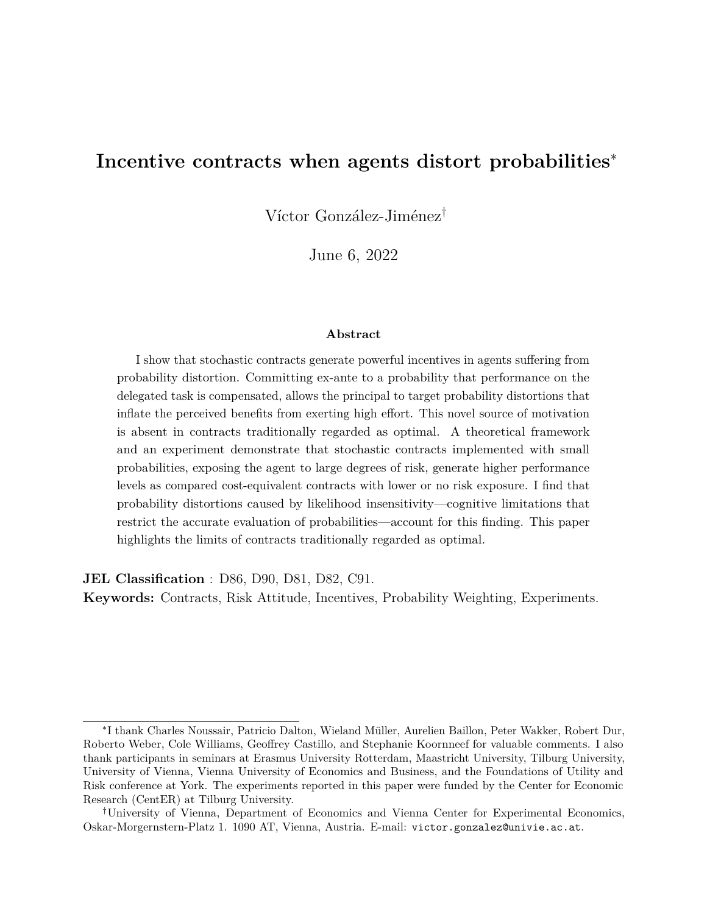# Incentive contracts when agents distort probabilities[*]

Víctor González-Jiménez[†]

June 6, 2022

**Abstract**

I show that stochastic contracts generate powerful incentives in agents suffering from probability distortion. Committing ex-ante to a probability that performance on the delegated task is compensated, allows the principal to target probability distortions that inflate the perceived benefits from exerting high effort. This novel source of motivation is absent in contracts traditionally regarded as optimal. A theoretical framework and an experiment demonstrate that stochastic contracts implemented with small probabilities, exposing the agent to large degrees of risk, generate higher performance levels as compared cost-equivalent contracts with lower or no risk exposure. I find that probability distortions caused by likelihood insensitivity—cognitive limitations that restrict the accurate evaluation of probabilities—account for this finding. This paper highlights the limits of contracts traditionally regarded as optimal.

**JEL Classification** : D86, D90, D81, D82, C91.
**Keywords:** Contracts, Risk Attitude, Incentives, Probability Weighting, Experiments.

---

[*] I thank Charles Noussair, Patricio Dalton, Wieland Müller, Aurelien Baillon, Peter Wakker, Robert Dur, Roberto Weber, Cole Williams, Geoffrey Castillo, and Stephanie Koornneef for valuable comments. I also thank participants in seminars at Erasmus University Rotterdam, Maastricht University, Tilburg University, University of Vienna, Vienna University of Economics and Business, and the Foundations of Utility and Risk conference at York. The experiments reported in this paper were funded by the Center for Economic Research (CentER) at Tilburg University.

[†] University of Vienna, Department of Economics and Vienna Center for Experimental Economics, Oskar-Morgernstern-Platz 1. 1090 AT, Vienna, Austria. E-mail: `victor.gonzalez@univie.ac.at`.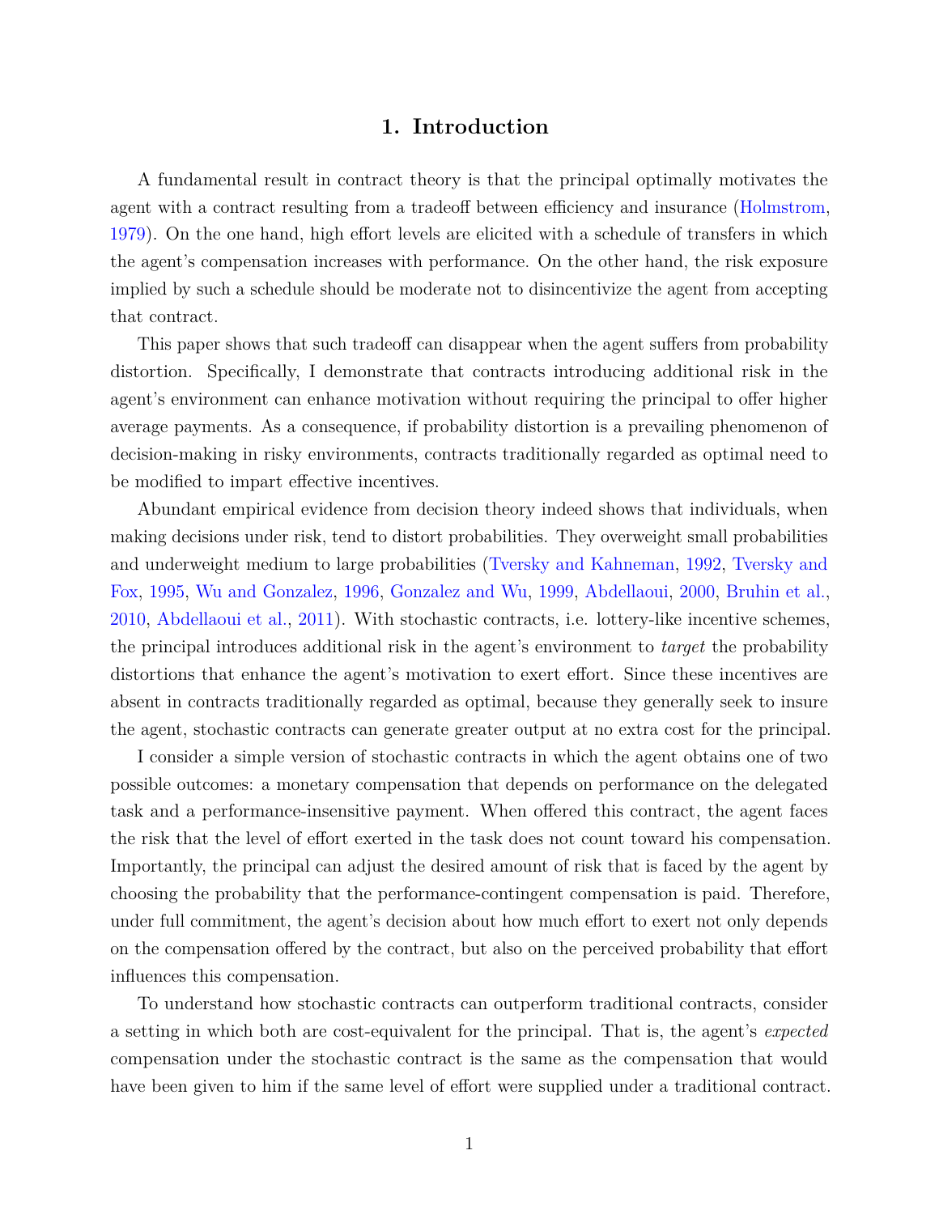# 1. Introduction

A fundamental result in contract theory is that the principal optimally motivates the agent with a contract resulting from a tradeoff between efficiency and insurance (Holmstrom, 1979). On the one hand, high effort levels are elicited with a schedule of transfers in which the agent's compensation increases with performance. On the other hand, the risk exposure implied by such a schedule should be moderate not to disincentivize the agent from accepting that contract.

This paper shows that such tradeoff can disappear when the agent suffers from probability distortion. Specifically, I demonstrate that contracts introducing additional risk in the agent's environment can enhance motivation without requiring the principal to offer higher average payments. As a consequence, if probability distortion is a prevailing phenomenon of decision-making in risky environments, contracts traditionally regarded as optimal need to be modified to impart effective incentives.

Abundant empirical evidence from decision theory indeed shows that individuals, when making decisions under risk, tend to distort probabilities. They overweight small probabilities and underweight medium to large probabilities (Tversky and Kahneman, 1992, Tversky and Fox, 1995, Wu and Gonzalez, 1996, Gonzalez and Wu, 1999, Abdellaoui, 2000, Bruhin et al., 2010, Abdellaoui et al., 2011). With stochastic contracts, i.e. lottery-like incentive schemes, the principal introduces additional risk in the agent's environment to *target* the probability distortions that enhance the agent's motivation to exert effort. Since these incentives are absent in contracts traditionally regarded as optimal, because they generally seek to insure the agent, stochastic contracts can generate greater output at no extra cost for the principal.

I consider a simple version of stochastic contracts in which the agent obtains one of two possible outcomes: a monetary compensation that depends on performance on the delegated task and a performance-insensitive payment. When offered this contract, the agent faces the risk that the level of effort exerted in the task does not count toward his compensation. Importantly, the principal can adjust the desired amount of risk that is faced by the agent by choosing the probability that the performance-contingent compensation is paid. Therefore, under full commitment, the agent's decision about how much effort to exert not only depends on the compensation offered by the contract, but also on the perceived probability that effort influences this compensation.

To understand how stochastic contracts can outperform traditional contracts, consider a setting in which both are cost-equivalent for the principal. That is, the agent's *expected* compensation under the stochastic contract is the same as the compensation that would have been given to him if the same level of effort were supplied under a traditional contract.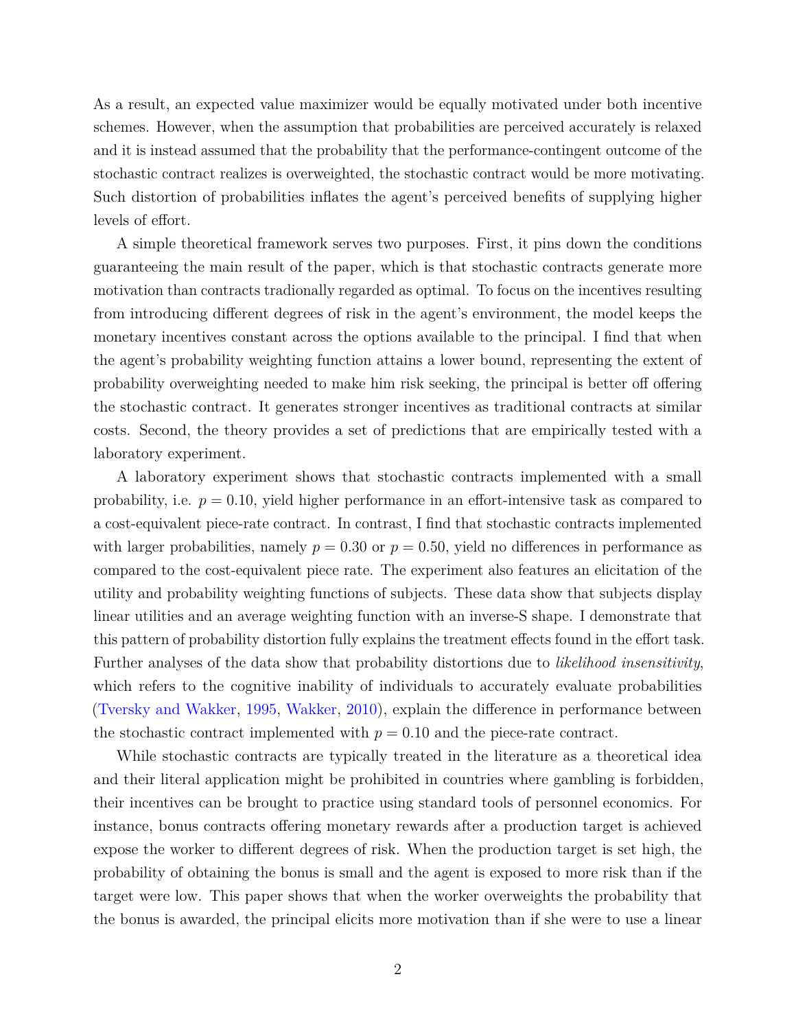As a result, an expected value maximizer would be equally motivated under both incentive schemes. However, when the assumption that probabilities are perceived accurately is relaxed and it is instead assumed that the probability that the performance-contingent outcome of the stochastic contract realizes is overweighted, the stochastic contract would be more motivating. Such distortion of probabilities inflates the agent's perceived benefits of supplying higher levels of effort.

A simple theoretical framework serves two purposes. First, it pins down the conditions guaranteeing the main result of the paper, which is that stochastic contracts generate more motivation than contracts tradionally regarded as optimal. To focus on the incentives resulting from introducing different degrees of risk in the agent's environment, the model keeps the monetary incentives constant across the options available to the principal. I find that when the agent's probability weighting function attains a lower bound, representing the extent of probability overweighting needed to make him risk seeking, the principal is better off offering the stochastic contract. It generates stronger incentives as traditional contracts at similar costs. Second, the theory provides a set of predictions that are empirically tested with a laboratory experiment.

A laboratory experiment shows that stochastic contracts implemented with a small probability, i.e. $p = 0.10$, yield higher performance in an effort-intensive task as compared to a cost-equivalent piece-rate contract. In contrast, I find that stochastic contracts implemented with larger probabilities, namely $p = 0.30$ or $p = 0.50$, yield no differences in performance as compared to the cost-equivalent piece rate. The experiment also features an elicitation of the utility and probability weighting functions of subjects. These data show that subjects display linear utilities and an average weighting function with an inverse-S shape. I demonstrate that this pattern of probability distortion fully explains the treatment effects found in the effort task. Further analyses of the data show that probability distortions due to *likelihood insensitivity*, which refers to the cognitive inability of individuals to accurately evaluate probabilities (Tversky and Wakker, 1995, Wakker, 2010), explain the difference in performance between the stochastic contract implemented with $p = 0.10$ and the piece-rate contract.

While stochastic contracts are typically treated in the literature as a theoretical idea and their literal application might be prohibited in countries where gambling is forbidden, their incentives can be brought to practice using standard tools of personnel economics. For instance, bonus contracts offering monetary rewards after a production target is achieved expose the worker to different degrees of risk. When the production target is set high, the probability of obtaining the bonus is small and the agent is exposed to more risk than if the target were low. This paper shows that when the worker overweights the probability that the bonus is awarded, the principal elicits more motivation than if she were to use a linear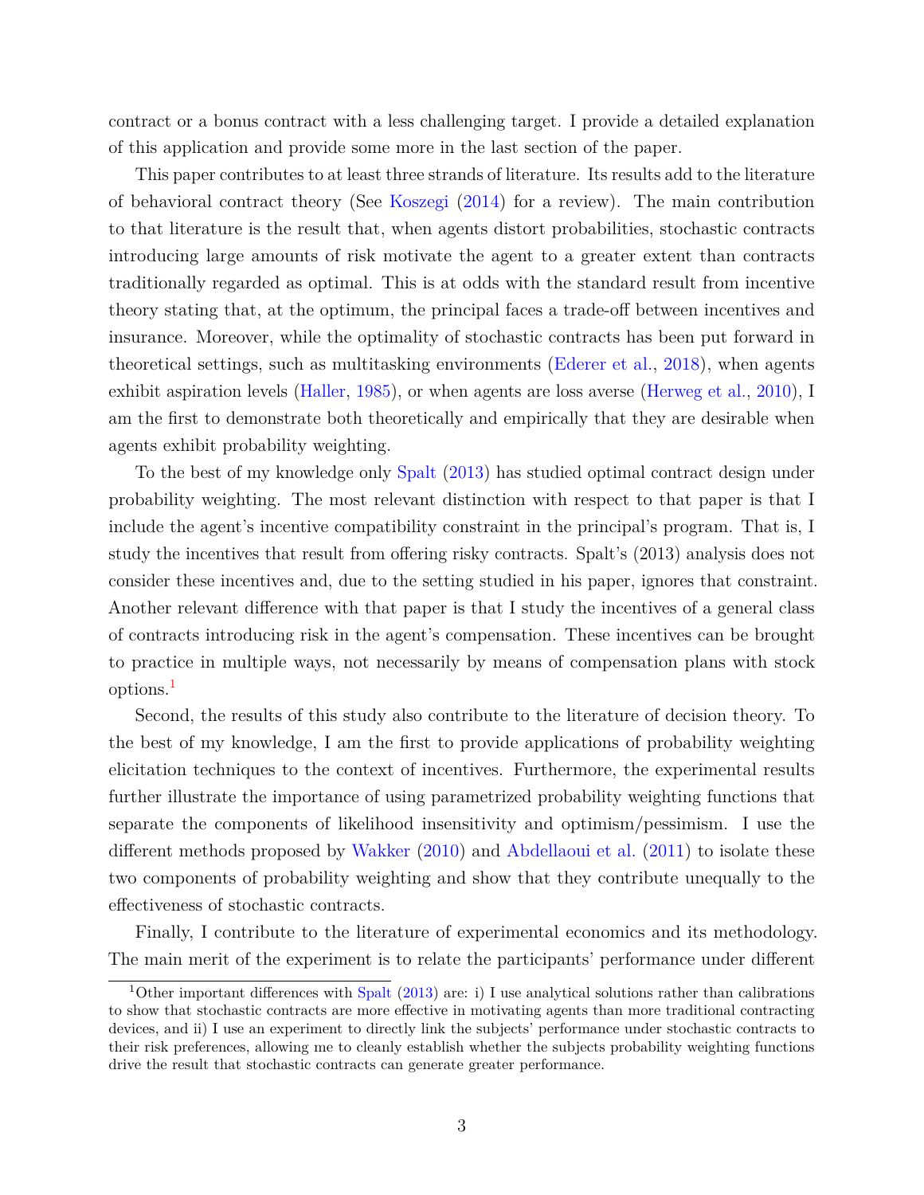contract or a bonus contract with a less challenging target. I provide a detailed explanation of this application and provide some more in the last section of the paper.

This paper contributes to at least three strands of literature. Its results add to the literature of behavioral contract theory (See Koszegi (2014) for a review). The main contribution to that literature is the result that, when agents distort probabilities, stochastic contracts introducing large amounts of risk motivate the agent to a greater extent than contracts traditionally regarded as optimal. This is at odds with the standard result from incentive theory stating that, at the optimum, the principal faces a trade-off between incentives and insurance. Moreover, while the optimality of stochastic contracts has been put forward in theoretical settings, such as multitasking environments (Ederer et al., 2018), when agents exhibit aspiration levels (Haller, 1985), or when agents are loss averse (Herweg et al., 2010), I am the first to demonstrate both theoretically and empirically that they are desirable when agents exhibit probability weighting.

To the best of my knowledge only Spalt (2013) has studied optimal contract design under probability weighting. The most relevant distinction with respect to that paper is that I include the agent's incentive compatibility constraint in the principal's program. That is, I study the incentives that result from offering risky contracts. Spalt's (2013) analysis does not consider these incentives and, due to the setting studied in his paper, ignores that constraint. Another relevant difference with that paper is that I study the incentives of a general class of contracts introducing risk in the agent's compensation. These incentives can be brought to practice in multiple ways, not necessarily by means of compensation plans with stock options.[1]

Second, the results of this study also contribute to the literature of decision theory. To the best of my knowledge, I am the first to provide applications of probability weighting elicitation techniques to the context of incentives. Furthermore, the experimental results further illustrate the importance of using parametrized probability weighting functions that separate the components of likelihood insensitivity and optimism/pessimism. I use the different methods proposed by Wakker (2010) and Abdellaoui et al. (2011) to isolate these two components of probability weighting and show that they contribute unequally to the effectiveness of stochastic contracts.

Finally, I contribute to the literature of experimental economics and its methodology. The main merit of the experiment is to relate the participants' performance under different

[1] Other important differences with Spalt (2013) are: i) I use analytical solutions rather than calibrations to show that stochastic contracts are more effective in motivating agents than more traditional contracting devices, and ii) I use an experiment to directly link the subjects' performance under stochastic contracts to their risk preferences, allowing me to cleanly establish whether the subjects probability weighting functions drive the result that stochastic contracts can generate greater performance.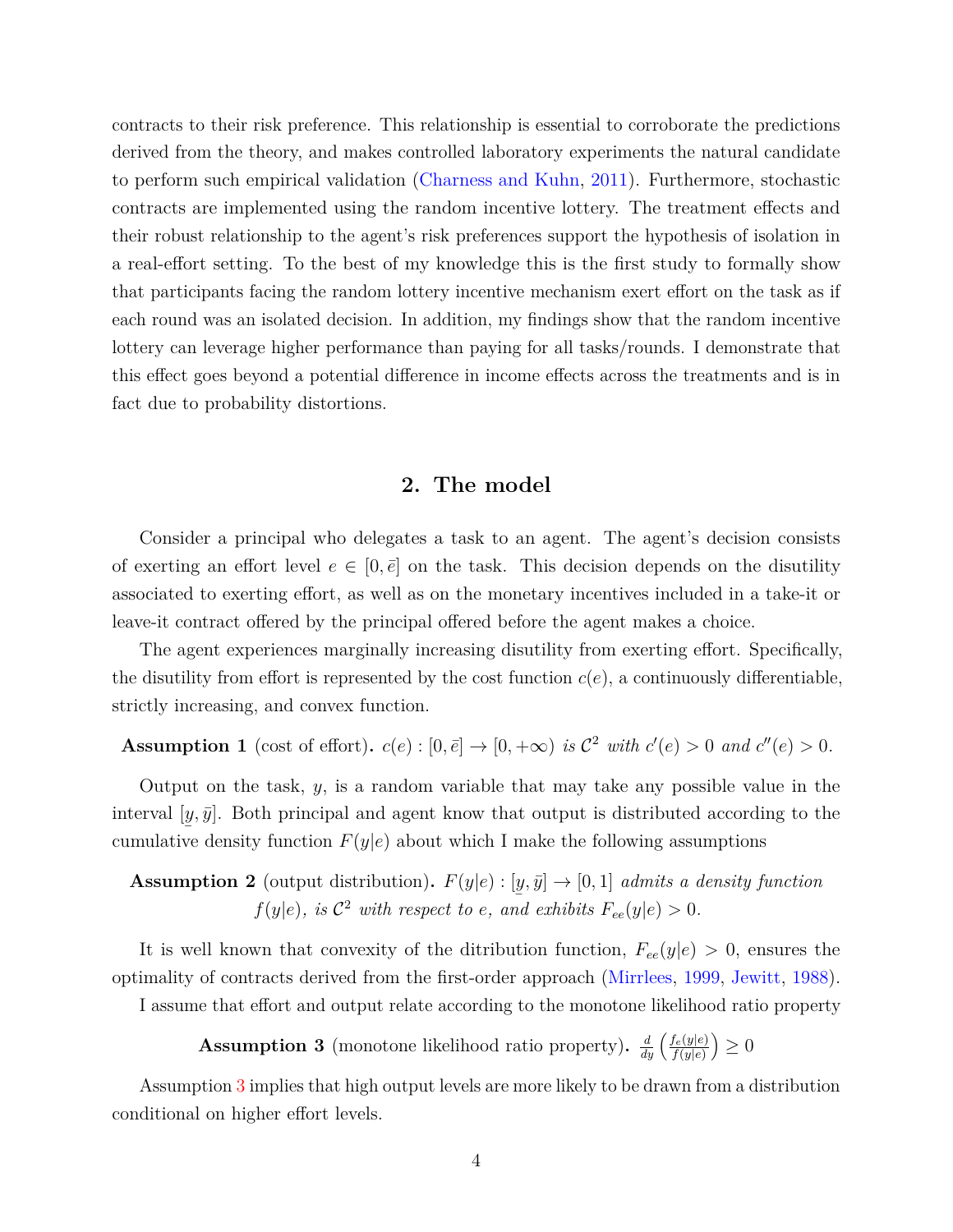contracts to their risk preference. This relationship is essential to corroborate the predictions derived from the theory, and makes controlled laboratory experiments the natural candidate to perform such empirical validation (Charness and Kuhn, 2011). Furthermore, stochastic contracts are implemented using the random incentive lottery. The treatment effects and their robust relationship to the agent's risk preferences support the hypothesis of isolation in a real-effort setting. To the best of my knowledge this is the first study to formally show that participants facing the random lottery incentive mechanism exert effort on the task as if each round was an isolated decision. In addition, my findings show that the random incentive lottery can leverage higher performance than paying for all tasks/rounds. I demonstrate that this effect goes beyond a potential difference in income effects across the treatments and is in fact due to probability distortions.

## 2. The model

Consider a principal who delegates a task to an agent. The agent's decision consists of exerting an effort level $e \in [0, \bar{e}]$ on the task. This decision depends on the disutility associated to exerting effort, as well as on the monetary incentives included in a take-it or leave-it contract offered by the principal offered before the agent makes a choice.

The agent experiences marginally increasing disutility from exerting effort. Specifically, the disutility from effort is represented by the cost function $c(e)$, a continuously differentiable, strictly increasing, and convex function.

**Assumption 1** (cost of effort)**.** *$c(e) : [0, \bar{e}] \to [0, +\infty)$ is $\mathcal{C}^2$ with $c'(e) > 0$ and $c''(e) > 0$.*

Output on the task, $y$, is a random variable that may take any possible value in the interval $[\underline{y}, \bar{y}]$. Both principal and agent know that output is distributed according to the cumulative density function $F(y|e)$ about which I make the following assumptions

**Assumption 2** (output distribution)**.** *$F(y|e) : [\underline{y}, \bar{y}] \to [0, 1]$ admits a density function $f(y|e)$, is $\mathcal{C}^2$ with respect to $e$, and exhibits $F_{ee}(y|e) > 0$.*

It is well known that convexity of the ditribution function, $F_{ee}(y|e) > 0$, ensures the optimality of contracts derived from the first-order approach (Mirrlees, 1999, Jewitt, 1988).

I assume that effort and output relate according to the monotone likelihood ratio property

**Assumption 3** (monotone likelihood ratio property)**.** $\frac{d}{dy}\left(\frac{f_e(y|e)}{f(y|e)}\right) \geq 0$

Assumption 3 implies that high output levels are more likely to be drawn from a distribution conditional on higher effort levels.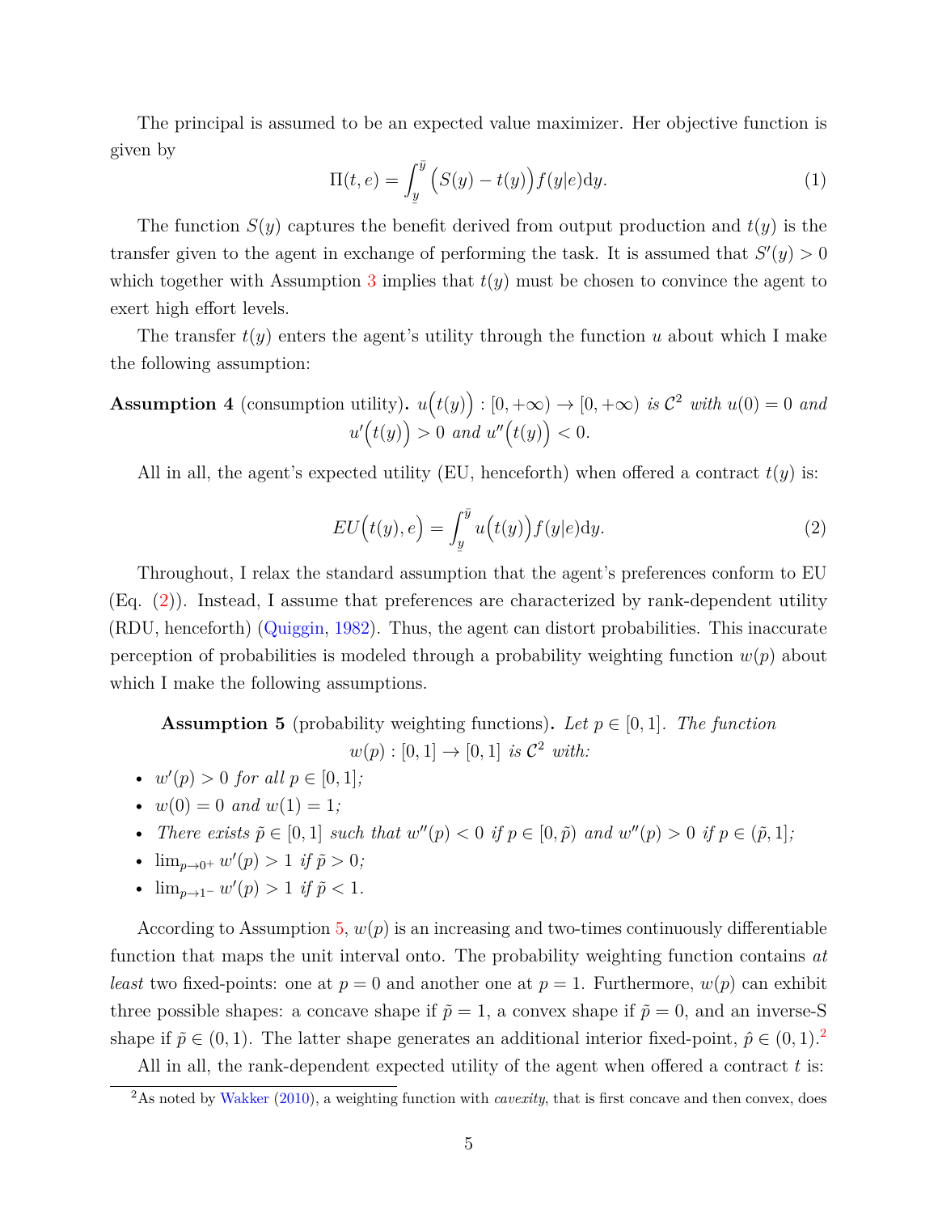The principal is assumed to be an expected value maximizer. Her objective function is given by

$$\Pi(t, e) = \int_{\underline{y}}^{\bar{y}} \Big(S(y) - t(y)\Big) f(y|e)\mathrm{d}y. \tag{1}$$

The function $S(y)$ captures the benefit derived from output production and $t(y)$ is the transfer given to the agent in exchange of performing the task. It is assumed that $S'(y) > 0$ which together with Assumption 3 implies that $t(y)$ must be chosen to convince the agent to exert high effort levels.

The transfer $t(y)$ enters the agent's utility through the function $u$ about which I make the following assumption:

**Assumption 4** (consumption utility)**.** *$u\Big(t(y)\Big) : [0, +\infty) \to [0, +\infty)$ is $\mathcal{C}^2$ with $u(0) = 0$ and $u'\Big(t(y)\Big) > 0$ and $u''\Big(t(y)\Big) < 0$.*

All in all, the agent's expected utility (EU, henceforth) when offered a contract $t(y)$ is:

$$EU\Big(t(y), e\Big) = \int_{\underline{y}}^{\bar{y}} u\Big(t(y)\Big) f(y|e)\mathrm{d}y. \tag{2}$$

Throughout, I relax the standard assumption that the agent's preferences conform to EU (Eq. (2)). Instead, I assume that preferences are characterized by rank-dependent utility (RDU, henceforth) (Quiggin, 1982). Thus, the agent can distort probabilities. This inaccurate perception of probabilities is modeled through a probability weighting function $w(p)$ about which I make the following assumptions.

**Assumption 5** (probability weighting functions)**.** *Let $p \in [0, 1]$. The function $w(p) : [0, 1] \to [0, 1]$ is $\mathcal{C}^2$ with:*

- *$w'(p) > 0$ for all $p \in [0, 1]$;*
- *$w(0) = 0$ and $w(1) = 1$;*
- *There exists $\tilde{p} \in [0, 1]$ such that $w''(p) < 0$ if $p \in [0, \tilde{p})$ and $w''(p) > 0$ if $p \in (\tilde{p}, 1]$;*
- *$\lim_{p \to 0^+} w'(p) > 1$ if $\tilde{p} > 0$;*
- *$\lim_{p \to 1^-} w'(p) > 1$ if $\tilde{p} < 1$.*

According to Assumption 5, $w(p)$ is an increasing and two-times continuously differentiable function that maps the unit interval onto. The probability weighting function contains *at least* two fixed-points: one at $p = 0$ and another one at $p = 1$. Furthermore, $w(p)$ can exhibit three possible shapes: a concave shape if $\tilde{p} = 1$, a convex shape if $\tilde{p} = 0$, and an inverse-S shape if $\tilde{p} \in (0, 1)$. The latter shape generates an additional interior fixed-point, $\hat{p} \in (0, 1)$.[2]

All in all, the rank-dependent expected utility of the agent when offered a contract $t$ is:

[2]As noted by Wakker (2010), a weighting function with *cavexity*, that is first concave and then convex, does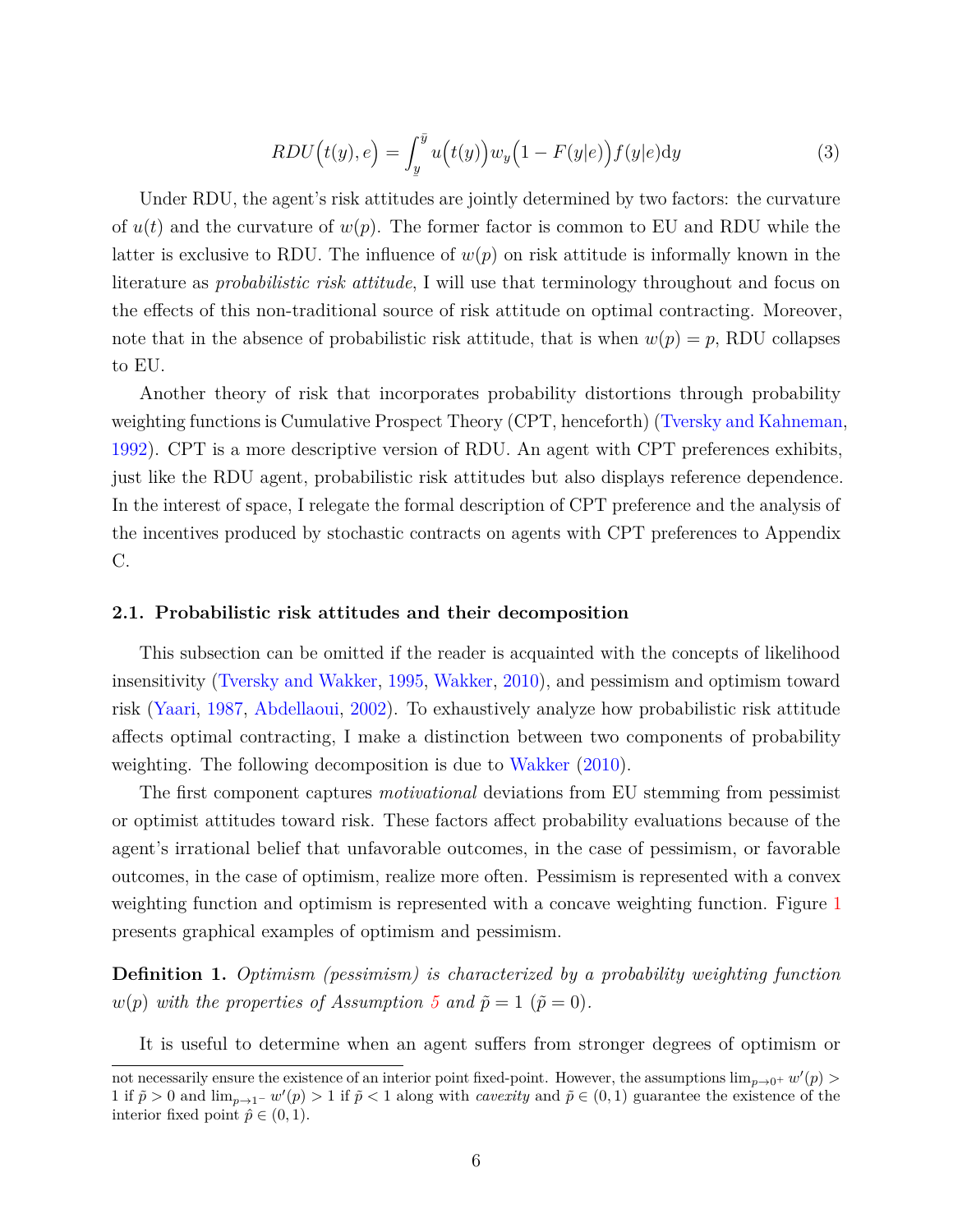$$RDU\Big(t(y), e\Big) = \int_{\underline{y}}^{\bar{y}} u\Big(t(y)\Big) w_y\Big(1 - F(y|e)\Big) f(y|e)\mathrm{d}y \tag{3}$$

Under RDU, the agent's risk attitudes are jointly determined by two factors: the curvature of $u(t)$ and the curvature of $w(p)$. The former factor is common to EU and RDU while the latter is exclusive to RDU. The influence of $w(p)$ on risk attitude is informally known in the literature as *probabilistic risk attitude*, I will use that terminology throughout and focus on the effects of this non-traditional source of risk attitude on optimal contracting. Moreover, note that in the absence of probabilistic risk attitude, that is when $w(p) = p$, RDU collapses to EU.

Another theory of risk that incorporates probability distortions through probability weighting functions is Cumulative Prospect Theory (CPT, henceforth) (Tversky and Kahneman, 1992). CPT is a more descriptive version of RDU. An agent with CPT preferences exhibits, just like the RDU agent, probabilistic risk attitudes but also displays reference dependence. In the interest of space, I relegate the formal description of CPT preference and the analysis of the incentives produced by stochastic contracts on agents with CPT preferences to Appendix C.

### 2.1. Probabilistic risk attitudes and their decomposition

This subsection can be omitted if the reader is acquainted with the concepts of likelihood insensitivity (Tversky and Wakker, 1995, Wakker, 2010), and pessimism and optimism toward risk (Yaari, 1987, Abdellaoui, 2002). To exhaustively analyze how probabilistic risk attitude affects optimal contracting, I make a distinction between two components of probability weighting. The following decomposition is due to Wakker (2010).

The first component captures *motivational* deviations from EU stemming from pessimist or optimist attitudes toward risk. These factors affect probability evaluations because of the agent's irrational belief that unfavorable outcomes, in the case of pessimism, or favorable outcomes, in the case of optimism, realize more often. Pessimism is represented with a convex weighting function and optimism is represented with a concave weighting function. Figure 1 presents graphical examples of optimism and pessimism.

**Definition 1.** *Optimism (pessimism) is characterized by a probability weighting function $w(p)$ with the properties of Assumption 5 and $\tilde{p} = 1$ ($\tilde{p} = 0$).*

It is useful to determine when an agent suffers from stronger degrees of optimism or

not necessarily ensure the existence of an interior point fixed-point. However, the assumptions $\lim_{p\to 0^+} w'(p) > 1$ if $\tilde{p} > 0$ and $\lim_{p\to 1^-} w'(p) > 1$ if $\tilde{p} < 1$ along with *cavexity* and $\tilde{p} \in (0, 1)$ guarantee the existence of the interior fixed point $\hat{p} \in (0, 1)$.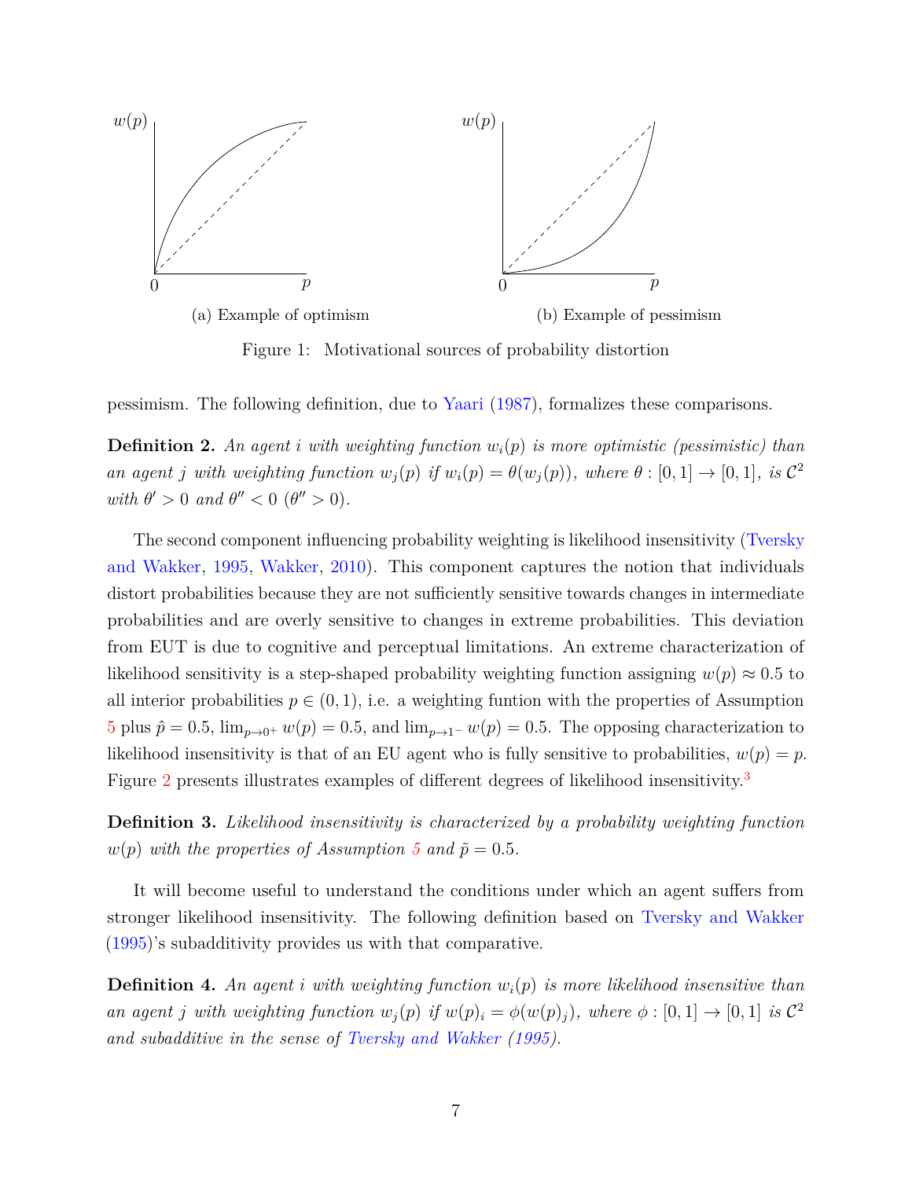(a) Example of optimism

(b) Example of pessimism

Figure 1: Motivational sources of probability distortion

pessimism. The following definition, due to Yaari (1987), formalizes these comparisons.

**Definition 2.** *An agent $i$ with weighting function $w_i(p)$ is more optimistic (pessimistic) than an agent $j$ with weighting function $w_j(p)$ if $w_i(p) = \theta(w_j(p))$, where $\theta : [0,1] \to [0,1]$, is $\mathcal{C}^2$ with $\theta' > 0$ and $\theta'' < 0$ ($\theta'' > 0$).*

The second component influencing probability weighting is likelihood insensitivity (Tversky and Wakker, 1995, Wakker, 2010). This component captures the notion that individuals distort probabilities because they are not sufficiently sensitive towards changes in intermediate probabilities and are overly sensitive to changes in extreme probabilities. This deviation from EUT is due to cognitive and perceptual limitations. An extreme characterization of likelihood sensitivity is a step-shaped probability weighting function assigning $w(p) \approx 0.5$ to all interior probabilities $p \in (0,1)$, i.e. a weighting funtion with the properties of Assumption 5 plus $\hat{p} = 0.5$, $\lim_{p \to 0^+} w(p) = 0.5$, and $\lim_{p \to 1^-} w(p) = 0.5$. The opposing characterization to likelihood insensitivity is that of an EU agent who is fully sensitive to probabilities, $w(p) = p$. Figure 2 presents illustrates examples of different degrees of likelihood insensitivity.[3]

**Definition 3.** *Likelihood insensitivity is characterized by a probability weighting function $w(p)$ with the properties of Assumption 5 and $\tilde{p} = 0.5$.*

It will become useful to understand the conditions under which an agent suffers from stronger likelihood insensitivity. The following definition based on Tversky and Wakker (1995)'s subadditivity provides us with that comparative.

**Definition 4.** *An agent $i$ with weighting function $w_i(p)$ is more likelihood insensitive than an agent $j$ with weighting function $w_j(p)$ if $w(p)_i = \phi(w(p)_j)$, where $\phi : [0,1] \to [0,1]$ is $\mathcal{C}^2$ and subadditive in the sense of Tversky and Wakker (1995).*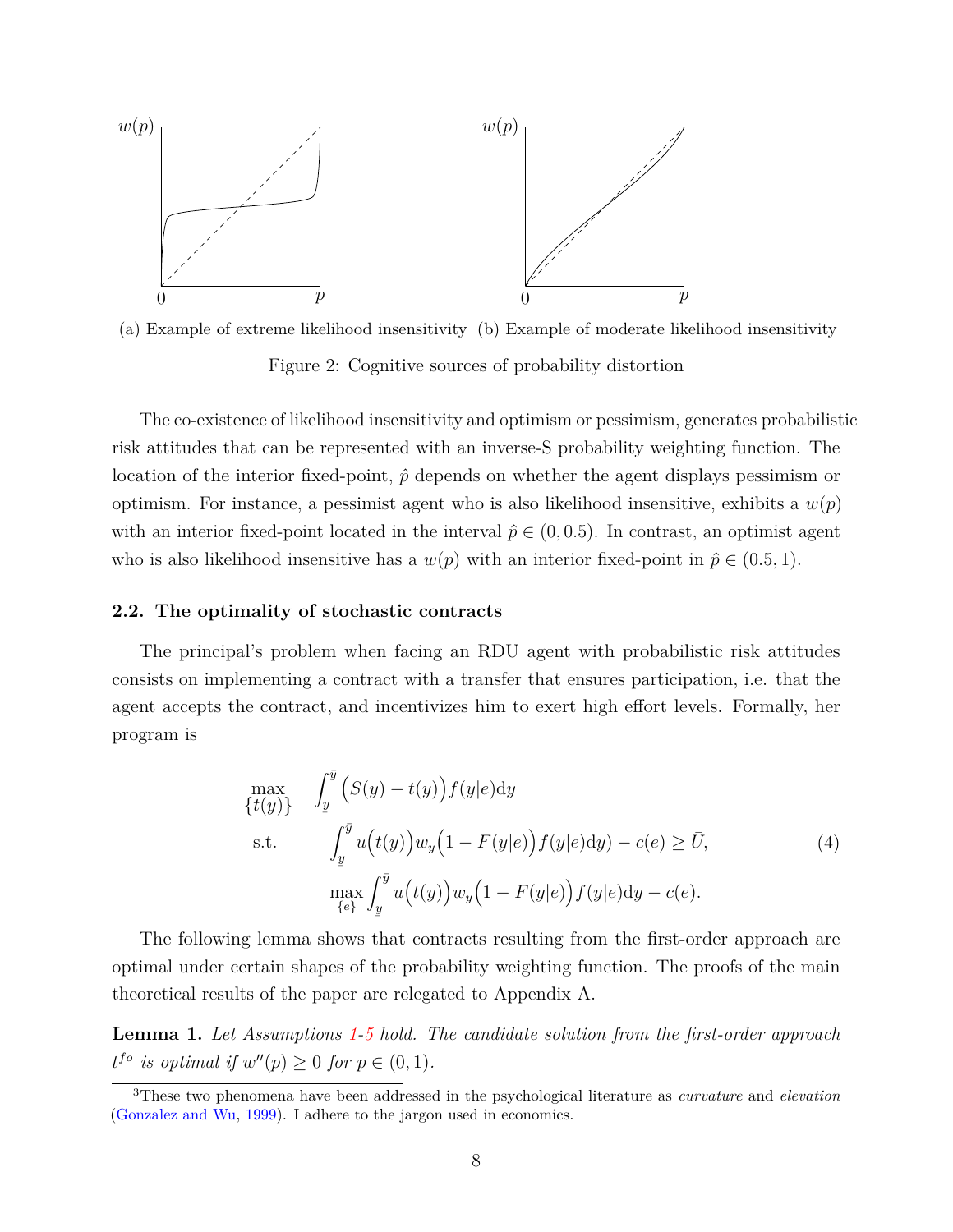(a) Example of extreme likelihood insensitivity (b) Example of moderate likelihood insensitivity

Figure 2: Cognitive sources of probability distortion

The co-existence of likelihood insensitivity and optimism or pessimism, generates probabilistic risk attitudes that can be represented with an inverse-S probability weighting function. The location of the interior fixed-point, $\hat{p}$ depends on whether the agent displays pessimism or optimism. For instance, a pessimist agent who is also likelihood insensitive, exhibits a $w(p)$ with an interior fixed-point located in the interval $\hat{p} \in (0, 0.5)$. In contrast, an optimist agent who is also likelihood insensitive has a $w(p)$ with an interior fixed-point in $\hat{p} \in (0.5, 1)$.

### 2.2. The optimality of stochastic contracts

The principal's problem when facing an RDU agent with probabilistic risk attitudes consists on implementing a contract with a transfer that ensures participation, i.e. that the agent accepts the contract, and incentivizes him to exert high effort levels. Formally, her program is

$$
\begin{aligned}
\max_{\{t(y)\}} \quad & \int_{\underline{y}}^{\bar{y}} \Big(S(y) - t(y)\Big) f(y|e) \mathrm{d}y \\
\text{s.t.} \quad & \int_{\underline{y}}^{\bar{y}} u\Big(t(y)\Big) w_y\Big(1 - F(y|e)\Big) f(y|e) \mathrm{d}y) - c(e) \geq \bar{U}, \\
& \max_{\{e\}} \int_{\underline{y}}^{\bar{y}} u\Big(t(y)\Big) w_y\Big(1 - F(y|e)\Big) f(y|e) \mathrm{d}y - c(e).
\end{aligned}
\tag{4}
$$

The following lemma shows that contracts resulting from the first-order approach are optimal under certain shapes of the probability weighting function. The proofs of the main theoretical results of the paper are relegated to Appendix A.

**Lemma 1.** *Let Assumptions 1-5 hold. The candidate solution from the first-order approach $t^{fo}$ is optimal if $w''(p) \geq 0$ for $p \in (0, 1)$.*

[3] These two phenomena have been addressed in the psychological literature as *curvature* and *elevation* (Gonzalez and Wu, 1999). I adhere to the jargon used in economics.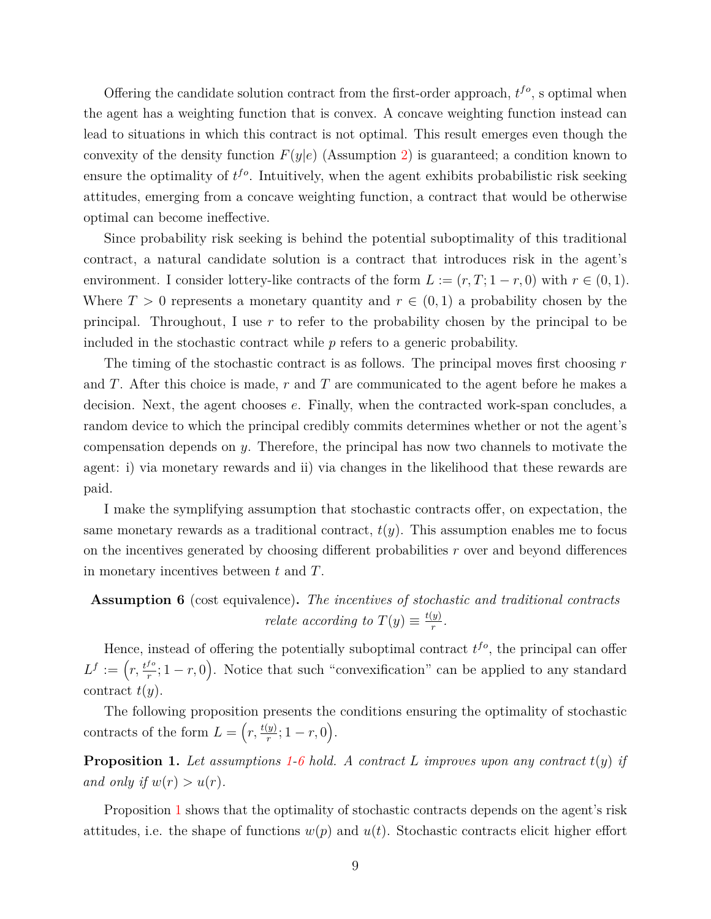Offering the candidate solution contract from the first-order approach, $t^{fo}$, s optimal when the agent has a weighting function that is convex. A concave weighting function instead can lead to situations in which this contract is not optimal. This result emerges even though the convexity of the density function $F(y|e)$ (Assumption 2) is guaranteed; a condition known to ensure the optimality of $t^{fo}$. Intuitively, when the agent exhibits probabilistic risk seeking attitudes, emerging from a concave weighting function, a contract that would be otherwise optimal can become ineffective.

Since probability risk seeking is behind the potential suboptimality of this traditional contract, a natural candidate solution is a contract that introduces risk in the agent's environment. I consider lottery-like contracts of the form $L := (r, T; 1-r, 0)$ with $r \in (0, 1)$. Where $T > 0$ represents a monetary quantity and $r \in (0, 1)$ a probability chosen by the principal. Throughout, I use $r$ to refer to the probability chosen by the principal to be included in the stochastic contract while $p$ refers to a generic probability.

The timing of the stochastic contract is as follows. The principal moves first choosing $r$ and $T$. After this choice is made, $r$ and $T$ are communicated to the agent before he makes a decision. Next, the agent chooses $e$. Finally, when the contracted work-span concludes, a random device to which the principal credibly commits determines whether or not the agent's compensation depends on $y$. Therefore, the principal has now two channels to motivate the agent: i) via monetary rewards and ii) via changes in the likelihood that these rewards are paid.

I make the symplifying assumption that stochastic contracts offer, on expectation, the same monetary rewards as a traditional contract, $t(y)$. This assumption enables me to focus on the incentives generated by choosing different probabilities $r$ over and beyond differences in monetary incentives between $t$ and $T$.

**Assumption 6** (cost equivalence)**.** *The incentives of stochastic and traditional contracts relate according to* $T(y) \equiv \frac{t(y)}{r}$.

Hence, instead of offering the potentially suboptimal contract $t^{fo}$, the principal can offer $L^f := \left(r, \frac{t^{fo}}{r}; 1-r, 0\right)$. Notice that such "convexification" can be applied to any standard contract $t(y)$.

The following proposition presents the conditions ensuring the optimality of stochastic contracts of the form $L = \left(r, \frac{t(y)}{r}; 1-r, 0\right)$.

**Proposition 1.** *Let assumptions 1-6 hold. A contract $L$ improves upon any contract $t(y)$ if and only if $w(r) > u(r)$.*

Proposition 1 shows that the optimality of stochastic contracts depends on the agent's risk attitudes, i.e. the shape of functions $w(p)$ and $u(t)$. Stochastic contracts elicit higher effort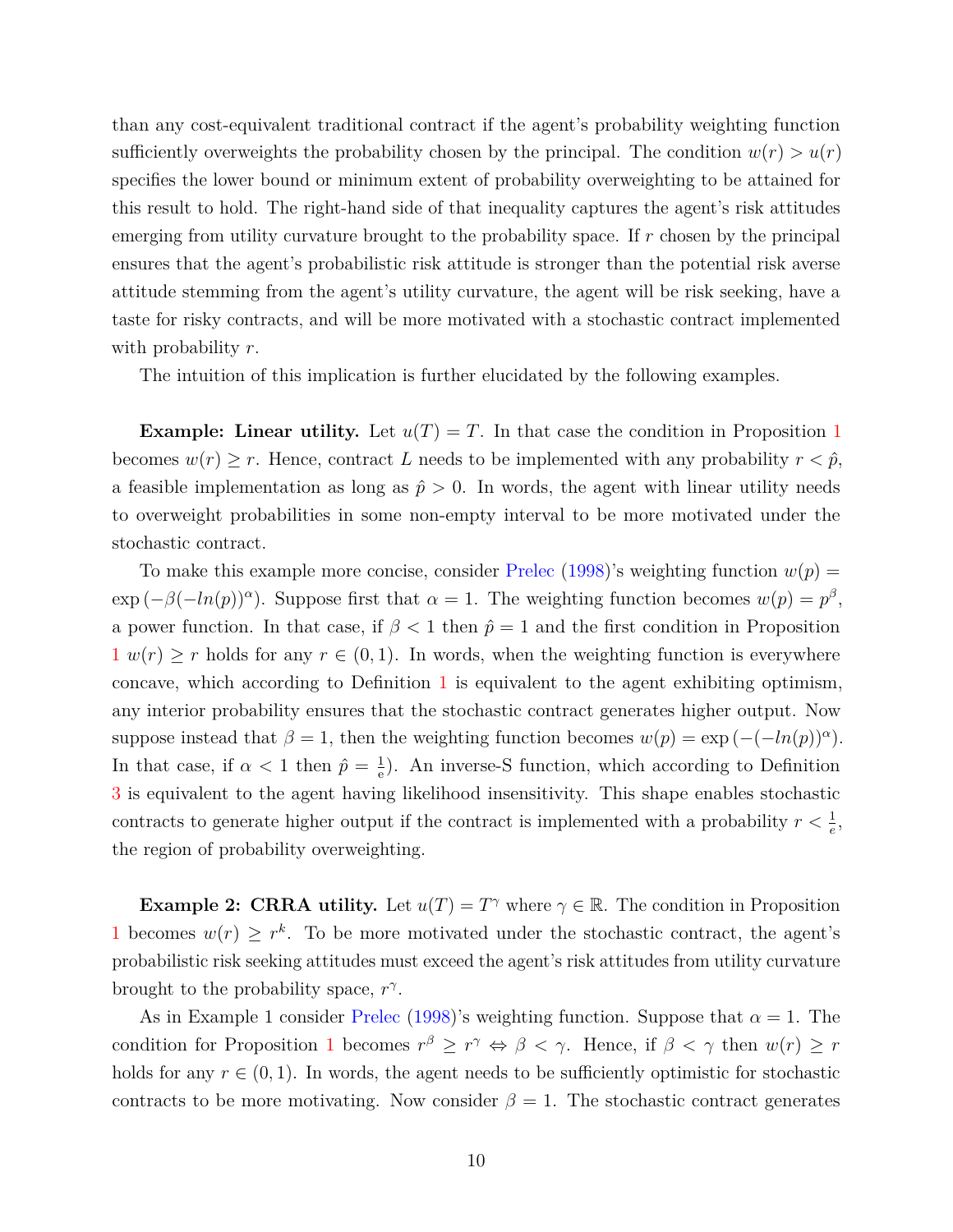than any cost-equivalent traditional contract if the agent's probability weighting function sufficiently overweights the probability chosen by the principal. The condition $w(r) > u(r)$ specifies the lower bound or minimum extent of probability overweighting to be attained for this result to hold. The right-hand side of that inequality captures the agent's risk attitudes emerging from utility curvature brought to the probability space. If $r$ chosen by the principal ensures that the agent's probabilistic risk attitude is stronger than the potential risk averse attitude stemming from the agent's utility curvature, the agent will be risk seeking, have a taste for risky contracts, and will be more motivated with a stochastic contract implemented with probability $r$.

The intuition of this implication is further elucidated by the following examples.

**Example: Linear utility.** Let $u(T) = T$. In that case the condition in Proposition 1 becomes $w(r) \geq r$. Hence, contract $L$ needs to be implemented with any probability $r < \hat{p}$, a feasible implementation as long as $\hat{p} > 0$. In words, the agent with linear utility needs to overweight probabilities in some non-empty interval to be more motivated under the stochastic contract.

To make this example more concise, consider Prelec (1998)'s weighting function $w(p) = \exp\left(-\beta(-ln(p))^{\alpha}\right)$. Suppose first that $\alpha = 1$. The weighting function becomes $w(p) = p^{\beta}$, a power function. In that case, if $\beta < 1$ then $\hat{p} = 1$ and the first condition in Proposition 1 $w(r) \geq r$ holds for any $r \in (0, 1)$. In words, when the weighting function is everywhere concave, which according to Definition 1 is equivalent to the agent exhibiting optimism, any interior probability ensures that the stochastic contract generates higher output. Now suppose instead that $\beta = 1$, then the weighting function becomes $w(p) = \exp\left(-(-ln(p))^{\alpha}\right)$. In that case, if $\alpha < 1$ then $\hat{p} = \frac{1}{\mathrm{e}}$). An inverse-S function, which according to Definition 3 is equivalent to the agent having likelihood insensitivity. This shape enables stochastic contracts to generate higher output if the contract is implemented with a probability $r < \frac{1}{e}$, the region of probability overweighting.

**Example 2: CRRA utility.** Let $u(T) = T^{\gamma}$ where $\gamma \in \mathbb{R}$. The condition in Proposition 1 becomes $w(r) \geq r^{k}$. To be more motivated under the stochastic contract, the agent's probabilistic risk seeking attitudes must exceed the agent's risk attitudes from utility curvature brought to the probability space, $r^{\gamma}$.

As in Example 1 consider Prelec (1998)'s weighting function. Suppose that $\alpha = 1$. The condition for Proposition 1 becomes $r^{\beta} \geq r^{\gamma} \Leftrightarrow \beta < \gamma$. Hence, if $\beta < \gamma$ then $w(r) \geq r$ holds for any $r \in (0, 1)$. In words, the agent needs to be sufficiently optimistic for stochastic contracts to be more motivating. Now consider $\beta = 1$. The stochastic contract generates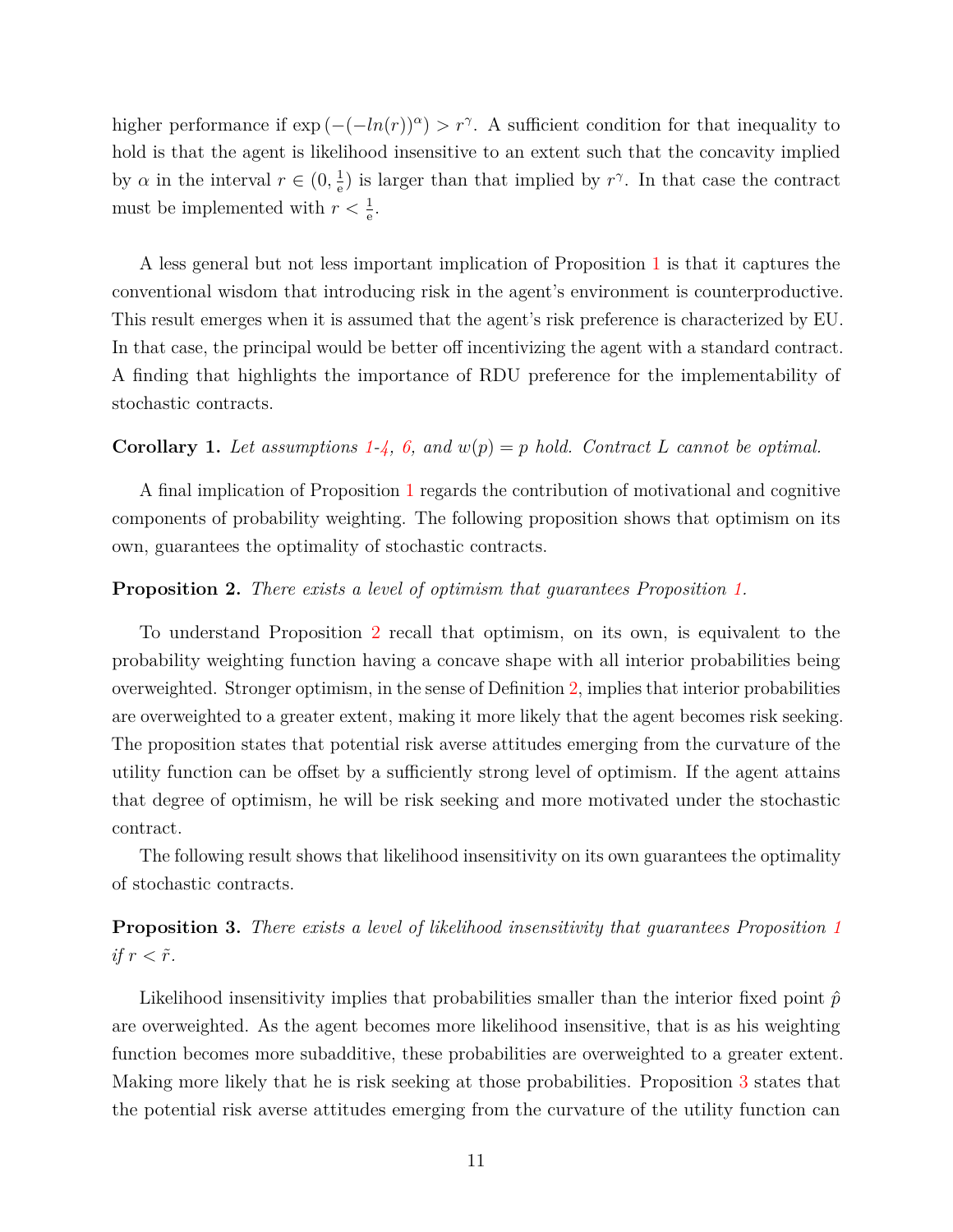higher performance if $\exp\left(-(-ln(r))^{\alpha}\right) > r^{\gamma}$. A sufficient condition for that inequality to hold is that the agent is likelihood insensitive to an extent such that the concavity implied by $\alpha$ in the interval $r \in (0, \frac{1}{e})$ is larger than that implied by $r^{\gamma}$. In that case the contract must be implemented with $r < \frac{1}{e}$.

A less general but not less important implication of Proposition 1 is that it captures the conventional wisdom that introducing risk in the agent's environment is counterproductive. This result emerges when it is assumed that the agent's risk preference is characterized by EU. In that case, the principal would be better off incentivizing the agent with a standard contract. A finding that highlights the importance of RDU preference for the implementability of stochastic contracts.

**Corollary 1.** *Let assumptions 1-4, 6, and $w(p) = p$ hold. Contract $L$ cannot be optimal.*

A final implication of Proposition 1 regards the contribution of motivational and cognitive components of probability weighting. The following proposition shows that optimism on its own, guarantees the optimality of stochastic contracts.

**Proposition 2.** *There exists a level of optimism that guarantees Proposition 1.*

To understand Proposition 2 recall that optimism, on its own, is equivalent to the probability weighting function having a concave shape with all interior probabilities being overweighted. Stronger optimism, in the sense of Definition 2, implies that interior probabilities are overweighted to a greater extent, making it more likely that the agent becomes risk seeking. The proposition states that potential risk averse attitudes emerging from the curvature of the utility function can be offset by a sufficiently strong level of optimism. If the agent attains that degree of optimism, he will be risk seeking and more motivated under the stochastic contract.

The following result shows that likelihood insensitivity on its own guarantees the optimality of stochastic contracts.

**Proposition 3.** *There exists a level of likelihood insensitivity that guarantees Proposition 1 if $r < \tilde{r}$.*

Likelihood insensitivity implies that probabilities smaller than the interior fixed point $\hat{p}$ are overweighted. As the agent becomes more likelihood insensitive, that is as his weighting function becomes more subadditive, these probabilities are overweighted to a greater extent. Making more likely that he is risk seeking at those probabilities. Proposition 3 states that the potential risk averse attitudes emerging from the curvature of the utility function can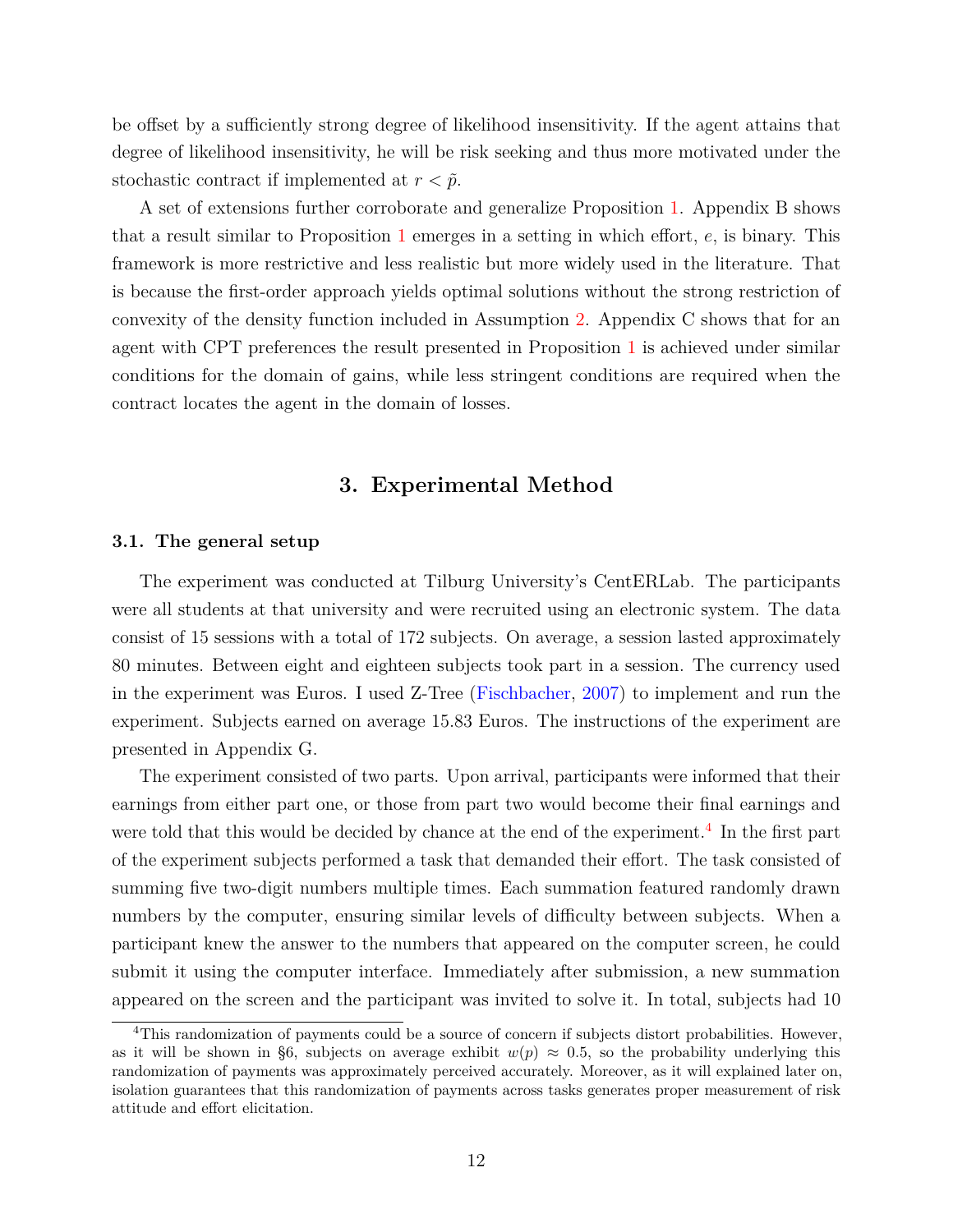be offset by a sufficiently strong degree of likelihood insensitivity. If the agent attains that degree of likelihood insensitivity, he will be risk seeking and thus more motivated under the stochastic contract if implemented at $r < \tilde{p}$.

A set of extensions further corroborate and generalize Proposition 1. Appendix B shows that a result similar to Proposition 1 emerges in a setting in which effort, $e$, is binary. This framework is more restrictive and less realistic but more widely used in the literature. That is because the first-order approach yields optimal solutions without the strong restriction of convexity of the density function included in Assumption 2. Appendix C shows that for an agent with CPT preferences the result presented in Proposition 1 is achieved under similar conditions for the domain of gains, while less stringent conditions are required when the contract locates the agent in the domain of losses.

## 3. Experimental Method

### 3.1. The general setup

The experiment was conducted at Tilburg University's CentERLab. The participants were all students at that university and were recruited using an electronic system. The data consist of 15 sessions with a total of 172 subjects. On average, a session lasted approximately 80 minutes. Between eight and eighteen subjects took part in a session. The currency used in the experiment was Euros. I used Z-Tree (Fischbacher, 2007) to implement and run the experiment. Subjects earned on average 15.83 Euros. The instructions of the experiment are presented in Appendix G.

The experiment consisted of two parts. Upon arrival, participants were informed that their earnings from either part one, or those from part two would become their final earnings and were told that this would be decided by chance at the end of the experiment.[4] In the first part of the experiment subjects performed a task that demanded their effort. The task consisted of summing five two-digit numbers multiple times. Each summation featured randomly drawn numbers by the computer, ensuring similar levels of difficulty between subjects. When a participant knew the answer to the numbers that appeared on the computer screen, he could submit it using the computer interface. Immediately after submission, a new summation appeared on the screen and the participant was invited to solve it. In total, subjects had 10

[4] This randomization of payments could be a source of concern if subjects distort probabilities. However, as it will be shown in §6, subjects on average exhibit $w(p) \approx 0.5$, so the probability underlying this randomization of payments was approximately perceived accurately. Moreover, as it will explained later on, isolation guarantees that this randomization of payments across tasks generates proper measurement of risk attitude and effort elicitation.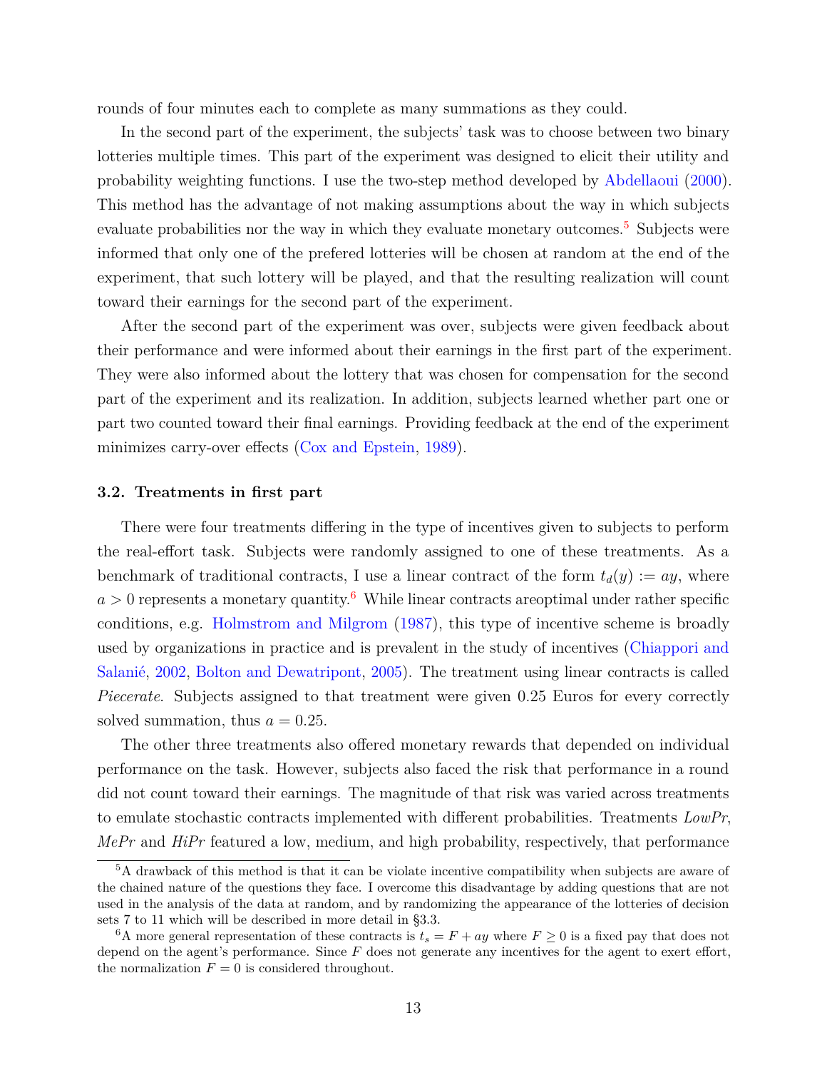rounds of four minutes each to complete as many summations as they could.

In the second part of the experiment, the subjects' task was to choose between two binary lotteries multiple times. This part of the experiment was designed to elicit their utility and probability weighting functions. I use the two-step method developed by Abdellaoui (2000). This method has the advantage of not making assumptions about the way in which subjects evaluate probabilities nor the way in which they evaluate monetary outcomes.[5] Subjects were informed that only one of the prefered lotteries will be chosen at random at the end of the experiment, that such lottery will be played, and that the resulting realization will count toward their earnings for the second part of the experiment.

After the second part of the experiment was over, subjects were given feedback about their performance and were informed about their earnings in the first part of the experiment. They were also informed about the lottery that was chosen for compensation for the second part of the experiment and its realization. In addition, subjects learned whether part one or part two counted toward their final earnings. Providing feedback at the end of the experiment minimizes carry-over effects (Cox and Epstein, 1989).

### 3.2. Treatments in first part

There were four treatments differing in the type of incentives given to subjects to perform the real-effort task. Subjects were randomly assigned to one of these treatments. As a benchmark of traditional contracts, I use a linear contract of the form $t_d(y) := ay$, where $a > 0$ represents a monetary quantity.[6] While linear contracts areoptimal under rather specific conditions, e.g. Holmstrom and Milgrom (1987), this type of incentive scheme is broadly used by organizations in practice and is prevalent in the study of incentives (Chiappori and Salanié, 2002, Bolton and Dewatripont, 2005). The treatment using linear contracts is called *Piecerate*. Subjects assigned to that treatment were given 0.25 Euros for every correctly solved summation, thus $a = 0.25$.

The other three treatments also offered monetary rewards that depended on individual performance on the task. However, subjects also faced the risk that performance in a round did not count toward their earnings. The magnitude of that risk was varied across treatments to emulate stochastic contracts implemented with different probabilities. Treatments *LowPr*, *MePr* and *HiPr* featured a low, medium, and high probability, respectively, that performance

[5] A drawback of this method is that it can be violate incentive compatibility when subjects are aware of the chained nature of the questions they face. I overcome this disadvantage by adding questions that are not used in the analysis of the data at random, and by randomizing the appearance of the lotteries of decision sets 7 to 11 which will be described in more detail in §3.3.

[6] A more general representation of these contracts is $t_s = F + ay$ where $F \geq 0$ is a fixed pay that does not depend on the agent's performance. Since $F$ does not generate any incentives for the agent to exert effort, the normalization $F = 0$ is considered throughout.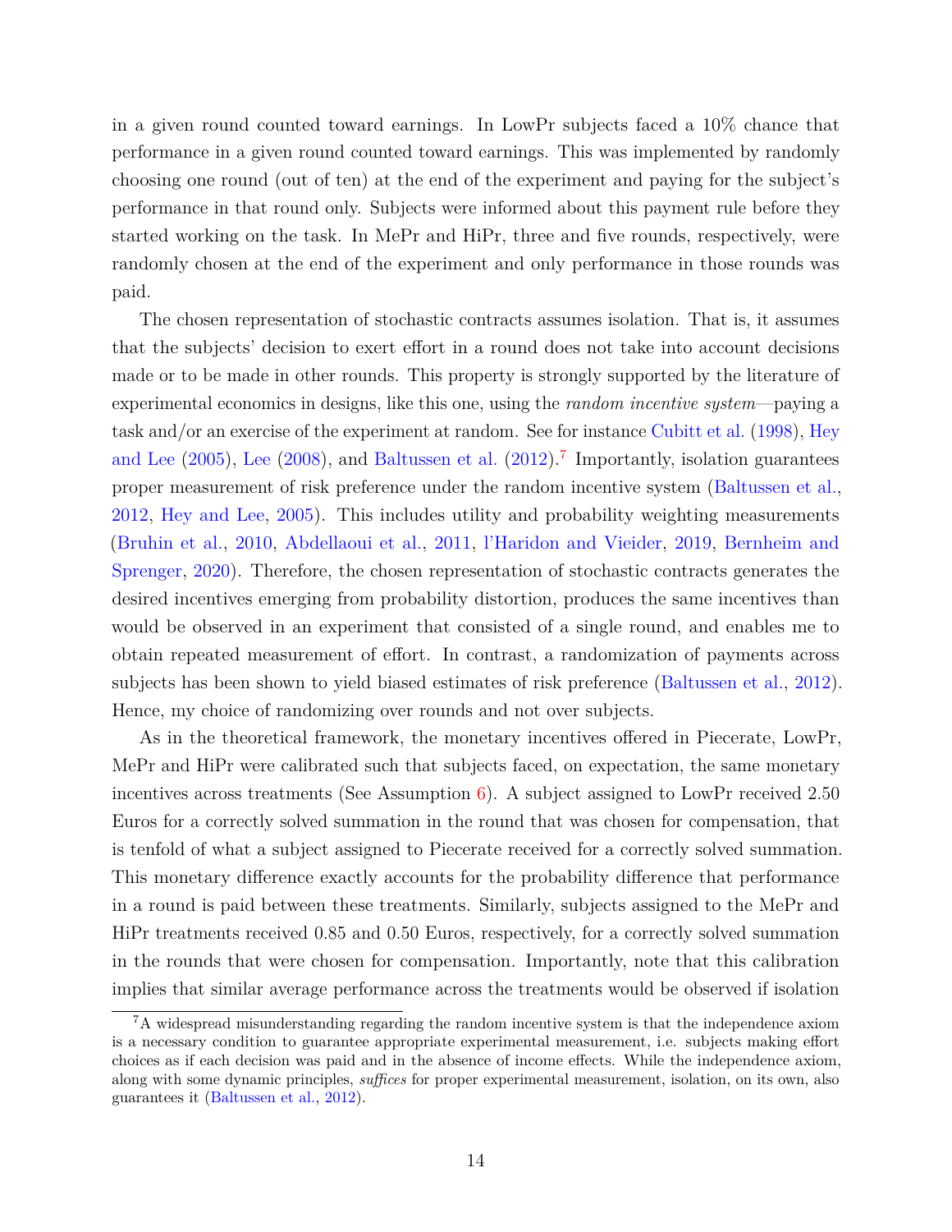in a given round counted toward earnings. In LowPr subjects faced a 10% chance that performance in a given round counted toward earnings. This was implemented by randomly choosing one round (out of ten) at the end of the experiment and paying for the subject's performance in that round only. Subjects were informed about this payment rule before they started working on the task. In MePr and HiPr, three and five rounds, respectively, were randomly chosen at the end of the experiment and only performance in those rounds was paid.

The chosen representation of stochastic contracts assumes isolation. That is, it assumes that the subjects' decision to exert effort in a round does not take into account decisions made or to be made in other rounds. This property is strongly supported by the literature of experimental economics in designs, like this one, using the *random incentive system*—paying a task and/or an exercise of the experiment at random. See for instance Cubitt et al. (1998), Hey and Lee (2005), Lee (2008), and Baltussen et al. (2012).[7] Importantly, isolation guarantees proper measurement of risk preference under the random incentive system (Baltussen et al., 2012, Hey and Lee, 2005). This includes utility and probability weighting measurements (Bruhin et al., 2010, Abdellaoui et al., 2011, l'Haridon and Vieider, 2019, Bernheim and Sprenger, 2020). Therefore, the chosen representation of stochastic contracts generates the desired incentives emerging from probability distortion, produces the same incentives than would be observed in an experiment that consisted of a single round, and enables me to obtain repeated measurement of effort. In contrast, a randomization of payments across subjects has been shown to yield biased estimates of risk preference (Baltussen et al., 2012). Hence, my choice of randomizing over rounds and not over subjects.

As in the theoretical framework, the monetary incentives offered in Piecerate, LowPr, MePr and HiPr were calibrated such that subjects faced, on expectation, the same monetary incentives across treatments (See Assumption 6). A subject assigned to LowPr received 2.50 Euros for a correctly solved summation in the round that was chosen for compensation, that is tenfold of what a subject assigned to Piecerate received for a correctly solved summation. This monetary difference exactly accounts for the probability difference that performance in a round is paid between these treatments. Similarly, subjects assigned to the MePr and HiPr treatments received 0.85 and 0.50 Euros, respectively, for a correctly solved summation in the rounds that were chosen for compensation. Importantly, note that this calibration implies that similar average performance across the treatments would be observed if isolation

[7] A widespread misunderstanding regarding the random incentive system is that the independence axiom is a necessary condition to guarantee appropriate experimental measurement, i.e. subjects making effort choices as if each decision was paid and in the absence of income effects. While the independence axiom, along with some dynamic principles, *suffices* for proper experimental measurement, isolation, on its own, also guarantees it (Baltussen et al., 2012).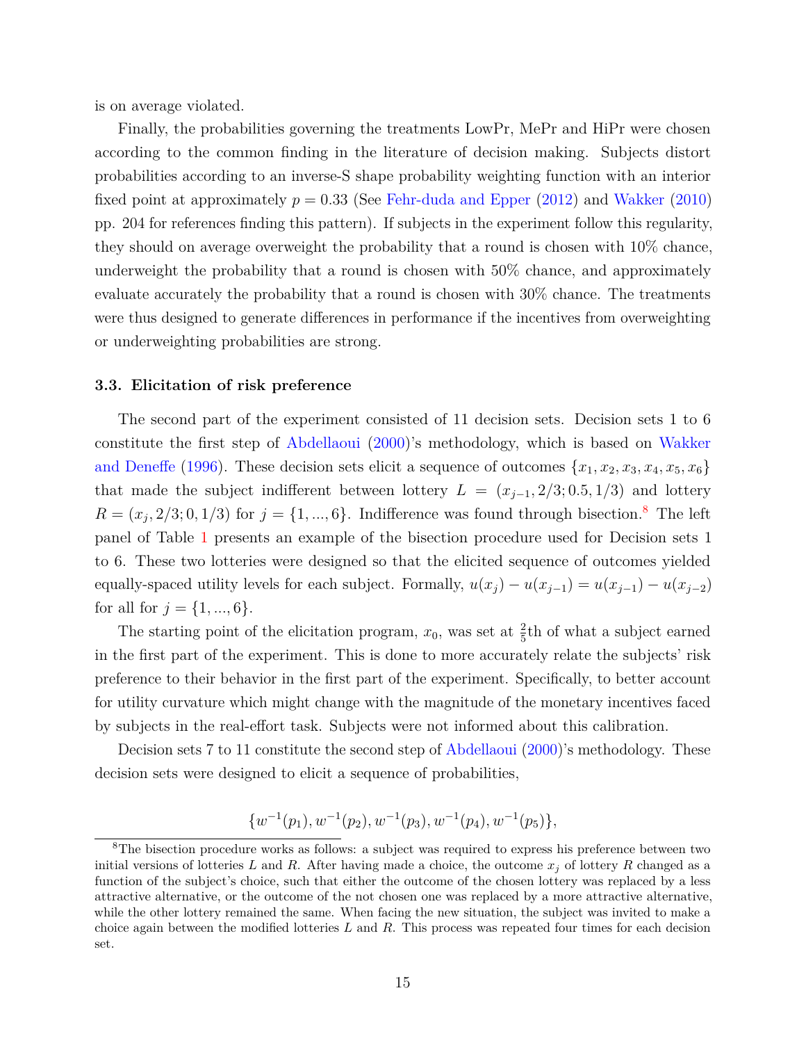is on average violated.

Finally, the probabilities governing the treatments LowPr, MePr and HiPr were chosen according to the common finding in the literature of decision making. Subjects distort probabilities according to an inverse-S shape probability weighting function with an interior fixed point at approximately $p = 0.33$ (See Fehr-duda and Epper (2012) and Wakker (2010) pp. 204 for references finding this pattern). If subjects in the experiment follow this regularity, they should on average overweight the probability that a round is chosen with 10% chance, underweight the probability that a round is chosen with 50% chance, and approximately evaluate accurately the probability that a round is chosen with 30% chance. The treatments were thus designed to generate differences in performance if the incentives from overweighting or underweighting probabilities are strong.

### 3.3. Elicitation of risk preference

The second part of the experiment consisted of 11 decision sets. Decision sets 1 to 6 constitute the first step of Abdellaoui (2000)'s methodology, which is based on Wakker and Deneffe (1996). These decision sets elicit a sequence of outcomes $\{x_1, x_2, x_3, x_4, x_5, x_6\}$ that made the subject indifferent between lottery $L = (x_{j-1}, 2/3; 0.5, 1/3)$ and lottery $R = (x_j, 2/3; 0, 1/3)$ for $j = \{1, ..., 6\}$. Indifference was found through bisection.[8] The left panel of Table 1 presents an example of the bisection procedure used for Decision sets 1 to 6. These two lotteries were designed so that the elicited sequence of outcomes yielded equally-spaced utility levels for each subject. Formally, $u(x_j) - u(x_{j-1}) = u(x_{j-1}) - u(x_{j-2})$ for all for $j = \{1, ..., 6\}$.

The starting point of the elicitation program, $x_0$, was set at $\frac{2}{5}$th of what a subject earned in the first part of the experiment. This is done to more accurately relate the subjects' risk preference to their behavior in the first part of the experiment. Specifically, to better account for utility curvature which might change with the magnitude of the monetary incentives faced by subjects in the real-effort task. Subjects were not informed about this calibration.

Decision sets 7 to 11 constitute the second step of Abdellaoui (2000)'s methodology. These decision sets were designed to elicit a sequence of probabilities,

$$\{w^{-1}(p_1), w^{-1}(p_2), w^{-1}(p_3), w^{-1}(p_4), w^{-1}(p_5)\},$$

[8] The bisection procedure works as follows: a subject was required to express his preference between two initial versions of lotteries $L$ and $R$. After having made a choice, the outcome $x_j$ of lottery $R$ changed as a function of the subject's choice, such that either the outcome of the chosen lottery was replaced by a less attractive alternative, or the outcome of the not chosen one was replaced by a more attractive alternative, while the other lottery remained the same. When facing the new situation, the subject was invited to make a choice again between the modified lotteries $L$ and $R$. This process was repeated four times for each decision set.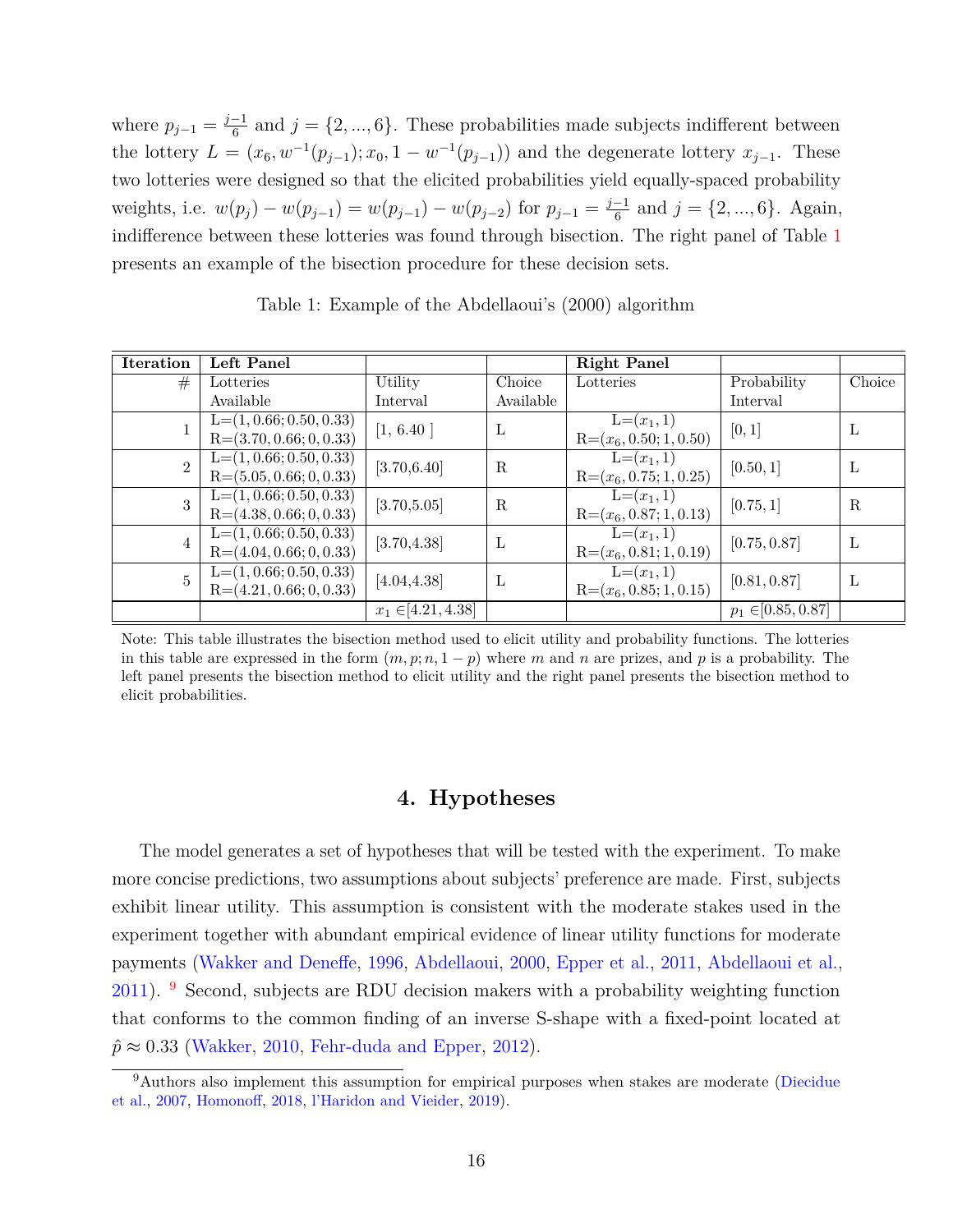where $p_{j-1} = \frac{j-1}{6}$ and $j = \{2, ..., 6\}$. These probabilities made subjects indifferent between the lottery $L = (x_6, w^{-1}(p_{j-1}); x_0, 1 - w^{-1}(p_{j-1}))$ and the degenerate lottery $x_{j-1}$. These two lotteries were designed so that the elicited probabilities yield equally-spaced probability weights, i.e. $w(p_j) - w(p_{j-1}) = w(p_{j-1}) - w(p_{j-2})$ for $p_{j-1} = \frac{j-1}{6}$ and $j = \{2, ..., 6\}$. Again, indifference between these lotteries was found through bisection. The right panel of Table 1 presents an example of the bisection procedure for these decision sets.

Table 1: Example of the Abdellaoui's (2000) algorithm

| **Iteration** | **Left Panel** | | | **Right Panel** | | |
|---|---|---|---|---|---|---|
| # | Lotteries Available | Utility Interval | Choice Available | Lotteries | Probability Interval | Choice |
| 1 | L=$(1, 0.66; 0.50, 0.33)$ R=$(3.70, 0.66; 0, 0.33)$ | $[1, 6.40]$ | L | L=$(x_1, 1)$ R=$(x_6, 0.50; 1, 0.50)$ | $[0, 1]$ | L |
| 2 | L=$(1, 0.66; 0.50, 0.33)$ R=$(5.05, 0.66; 0, 0.33)$ | $[3.70, 6.40]$ | R | L=$(x_1, 1)$ R=$(x_6, 0.75; 1, 0.25)$ | $[0.50, 1]$ | L |
| 3 | L=$(1, 0.66; 0.50, 0.33)$ R=$(4.38, 0.66; 0, 0.33)$ | $[3.70, 5.05]$ | R | L=$(x_1, 1)$ R=$(x_6, 0.87; 1, 0.13)$ | $[0.75, 1]$ | R |
| 4 | L=$(1, 0.66; 0.50, 0.33)$ R=$(4.04, 0.66; 0, 0.33)$ | $[3.70, 4.38]$ | L | L=$(x_1, 1)$ R=$(x_6, 0.81; 1, 0.19)$ | $[0.75, 0.87]$ | L |
| 5 | L=$(1, 0.66; 0.50, 0.33)$ R=$(4.21, 0.66; 0, 0.33)$ | $[4.04, 4.38]$ | L | L=$(x_1, 1)$ R=$(x_6, 0.85; 1, 0.15)$ | $[0.81, 0.87]$ | L |
| | | $x_1 \in [4.21, 4.38]$ | | | $p_1 \in [0.85, 0.87]$ | |

Note: This table illustrates the bisection method used to elicit utility and probability functions. The lotteries in this table are expressed in the form $(m, p; n, 1-p)$ where $m$ and $n$ are prizes, and $p$ is a probability. The left panel presents the bisection method to elicit utility and the right panel presents the bisection method to elicit probabilities.

## 4. Hypotheses

The model generates a set of hypotheses that will be tested with the experiment. To make more concise predictions, two assumptions about subjects' preference are made. First, subjects exhibit linear utility. This assumption is consistent with the moderate stakes used in the experiment together with abundant empirical evidence of linear utility functions for moderate payments (Wakker and Deneffe, 1996, Abdellaoui, 2000, Epper et al., 2011, Abdellaoui et al., 2011). [9] Second, subjects are RDU decision makers with a probability weighting function that conforms to the common finding of an inverse S-shape with a fixed-point located at $\hat{p} \approx 0.33$ (Wakker, 2010, Fehr-duda and Epper, 2012).

[9] Authors also implement this assumption for empirical purposes when stakes are moderate (Diecidue et al., 2007, Homonoff, 2018, l'Haridon and Vieider, 2019).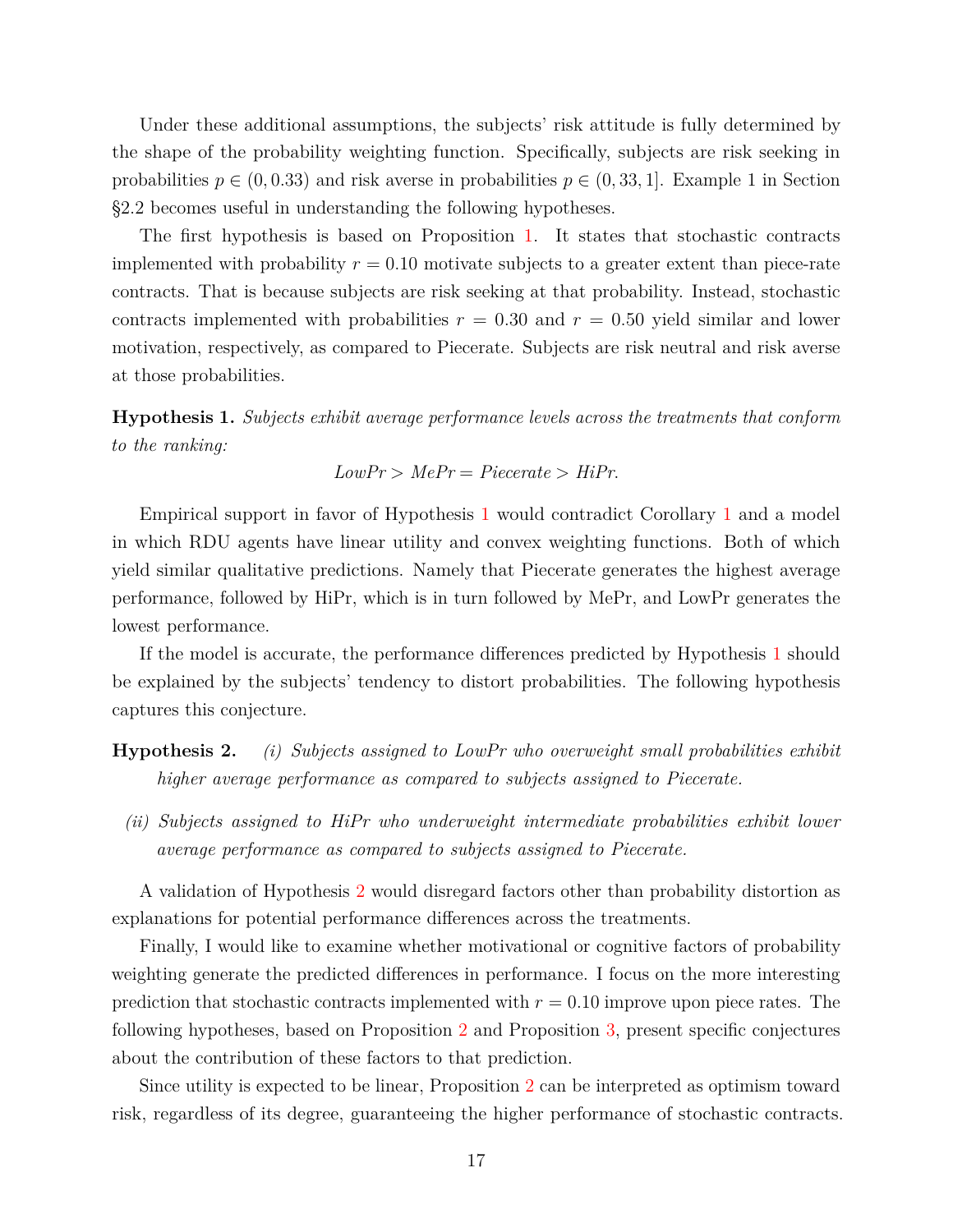Under these additional assumptions, the subjects' risk attitude is fully determined by the shape of the probability weighting function. Specifically, subjects are risk seeking in probabilities $p \in (0, 0.33)$ and risk averse in probabilities $p \in (0, 33, 1]$. Example 1 in Section §2.2 becomes useful in understanding the following hypotheses.

The first hypothesis is based on Proposition 1. It states that stochastic contracts implemented with probability $r = 0.10$ motivate subjects to a greater extent than piece-rate contracts. That is because subjects are risk seeking at that probability. Instead, stochastic contracts implemented with probabilities $r = 0.30$ and $r = 0.50$ yield similar and lower motivation, respectively, as compared to Piecerate. Subjects are risk neutral and risk averse at those probabilities.

**Hypothesis 1.** *Subjects exhibit average performance levels across the treatments that conform to the ranking:*

$$\textit{LowPr} > \textit{MePr} = \textit{Piecerate} > \textit{HiPr}.$$

Empirical support in favor of Hypothesis 1 would contradict Corollary 1 and a model in which RDU agents have linear utility and convex weighting functions. Both of which yield similar qualitative predictions. Namely that Piecerate generates the highest average performance, followed by HiPr, which is in turn followed by MePr, and LowPr generates the lowest performance.

If the model is accurate, the performance differences predicted by Hypothesis 1 should be explained by the subjects' tendency to distort probabilities. The following hypothesis captures this conjecture.

**Hypothesis 2.** *(i) Subjects assigned to LowPr who overweight small probabilities exhibit higher average performance as compared to subjects assigned to Piecerate.*

*(ii) Subjects assigned to HiPr who underweight intermediate probabilities exhibit lower average performance as compared to subjects assigned to Piecerate.*

A validation of Hypothesis 2 would disregard factors other than probability distortion as explanations for potential performance differences across the treatments.

Finally, I would like to examine whether motivational or cognitive factors of probability weighting generate the predicted differences in performance. I focus on the more interesting prediction that stochastic contracts implemented with $r = 0.10$ improve upon piece rates. The following hypotheses, based on Proposition 2 and Proposition 3, present specific conjectures about the contribution of these factors to that prediction.

Since utility is expected to be linear, Proposition 2 can be interpreted as optimism toward risk, regardless of its degree, guaranteeing the higher performance of stochastic contracts.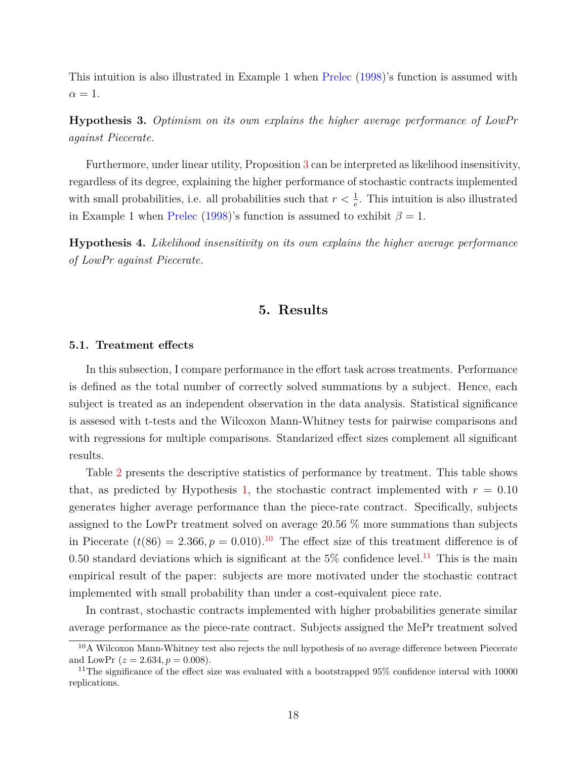This intuition is also illustrated in Example 1 when Prelec (1998)'s function is assumed with $\alpha = 1$.

**Hypothesis 3.** *Optimism on its own explains the higher average performance of LowPr against Piecerate.*

Furthermore, under linear utility, Proposition 3 can be interpreted as likelihood insensitivity, regardless of its degree, explaining the higher performance of stochastic contracts implemented with small probabilities, i.e. all probabilities such that $r < \frac{1}{e}$. This intuition is also illustrated in Example 1 when Prelec (1998)'s function is assumed to exhibit $\beta = 1$.

**Hypothesis 4.** *Likelihood insensitivity on its own explains the higher average performance of LowPr against Piecerate.*

## 5. Results

### 5.1. Treatment effects

In this subsection, I compare performance in the effort task across treatments. Performance is defined as the total number of correctly solved summations by a subject. Hence, each subject is treated as an independent observation in the data analysis. Statistical significance is assesed with t-tests and the Wilcoxon Mann-Whitney tests for pairwise comparisons and with regressions for multiple comparisons. Standarized effect sizes complement all significant results.

Table 2 presents the descriptive statistics of performance by treatment. This table shows that, as predicted by Hypothesis 1, the stochastic contract implemented with $r = 0.10$ generates higher average performance than the piece-rate contract. Specifically, subjects assigned to the LowPr treatment solved on average 20.56 % more summations than subjects in Piecerate ($t(86) = 2.366, p = 0.010$).[10] The effect size of this treatment difference is of 0.50 standard deviations which is significant at the 5% confidence level.[11] This is the main empirical result of the paper: subjects are more motivated under the stochastic contract implemented with small probability than under a cost-equivalent piece rate.

In contrast, stochastic contracts implemented with higher probabilities generate similar average performance as the piece-rate contract. Subjects assigned the MePr treatment solved

[10] A Wilcoxon Mann-Whitney test also rejects the null hypothesis of no average difference between Piecerate and LowPr ($z = 2.634, p = 0.008$).

[11] The significance of the effect size was evaluated with a bootstrapped 95% confidence interval with 10000 replications.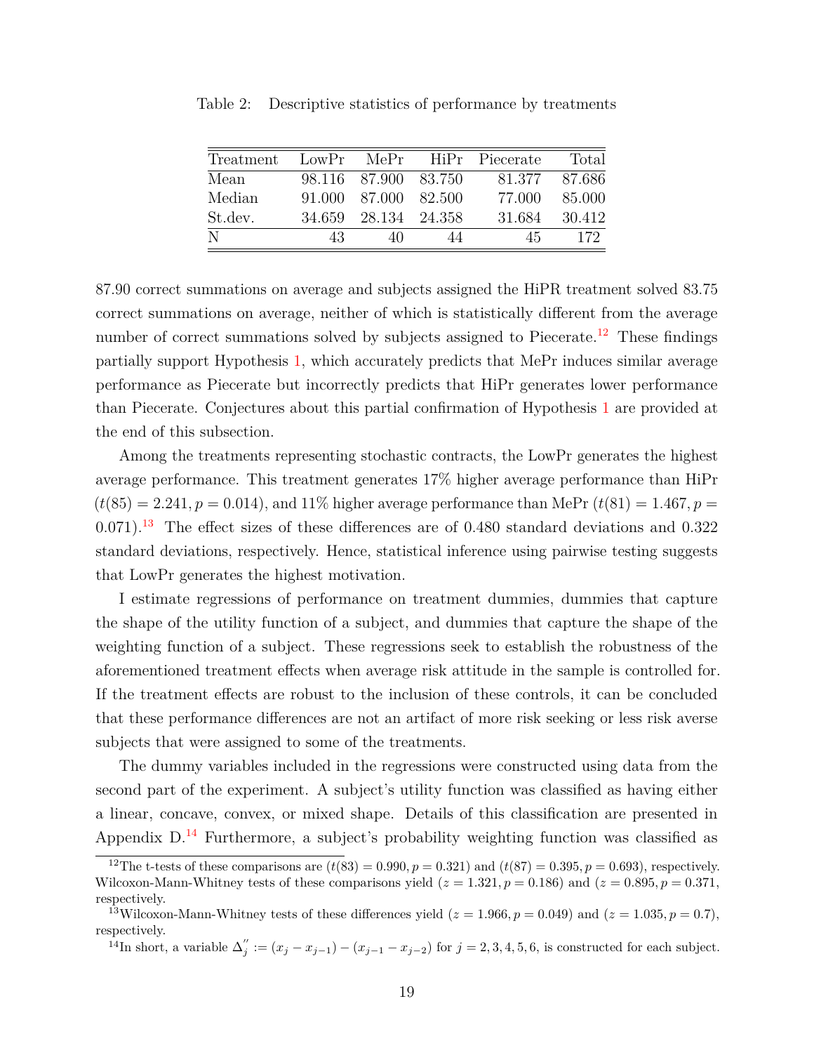Table 2: Descriptive statistics of performance by treatments

| Treatment | LowPr | MePr | HiPr | Piecerate | Total |
|---|---|---|---|---|---|
| Mean | 98.116 | 87.900 | 83.750 | 81.377 | 87.686 |
| Median | 91.000 | 87.000 | 82.500 | 77.000 | 85.000 |
| St.dev. | 34.659 | 28.134 | 24.358 | 31.684 | 30.412 |
| N | 43 | 40 | 44 | 45 | 172 |

87.90 correct summations on average and subjects assigned the HiPR treatment solved 83.75 correct summations on average, neither of which is statistically different from the average number of correct summations solved by subjects assigned to Piecerate.[12] These findings partially support Hypothesis 1, which accurately predicts that MePr induces similar average performance as Piecerate but incorrectly predicts that HiPr generates lower performance than Piecerate. Conjectures about this partial confirmation of Hypothesis 1 are provided at the end of this subsection.

Among the treatments representing stochastic contracts, the LowPr generates the highest average performance. This treatment generates 17% higher average performance than HiPr ($t(85) = 2.241, p = 0.014$), and 11% higher average performance than MePr ($t(81) = 1.467, p = 0.071$).[13] The effect sizes of these differences are of 0.480 standard deviations and 0.322 standard deviations, respectively. Hence, statistical inference using pairwise testing suggests that LowPr generates the highest motivation.

I estimate regressions of performance on treatment dummies, dummies that capture the shape of the utility function of a subject, and dummies that capture the shape of the weighting function of a subject. These regressions seek to establish the robustness of the aforementioned treatment effects when average risk attitude in the sample is controlled for. If the treatment effects are robust to the inclusion of these controls, it can be concluded that these performance differences are not an artifact of more risk seeking or less risk averse subjects that were assigned to some of the treatments.

The dummy variables included in the regressions were constructed using data from the second part of the experiment. A subject's utility function was classified as having either a linear, concave, convex, or mixed shape. Details of this classification are presented in Appendix D.[14] Furthermore, a subject's probability weighting function was classified as

[12] The t-tests of these comparisons are ($t(83) = 0.990, p = 0.321$) and ($t(87) = 0.395, p = 0.693$), respectively. Wilcoxon-Mann-Whitney tests of these comparisons yield ($z = 1.321, p = 0.186$) and ($z = 0.895, p = 0.371$, respectively.

[13] Wilcoxon-Mann-Whitney tests of these differences yield ($z = 1.966, p = 0.049$) and ($z = 1.035, p = 0.7$), respectively.

[14] In short, a variable $\Delta_j^{''} := (x_j - x_{j-1}) - (x_{j-1} - x_{j-2})$ for $j = 2, 3, 4, 5, 6$, is constructed for each subject.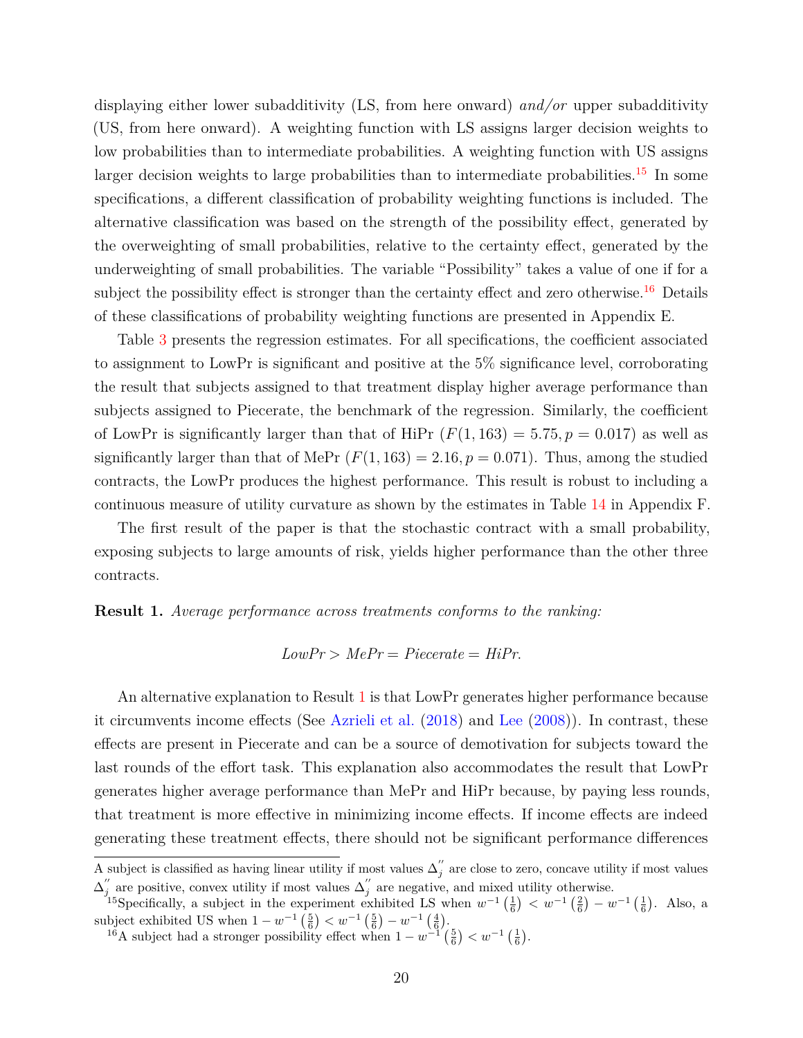displaying either lower subadditivity (LS, from here onward) *and/or* upper subadditivity (US, from here onward). A weighting function with LS assigns larger decision weights to low probabilities than to intermediate probabilities. A weighting function with US assigns larger decision weights to large probabilities than to intermediate probabilities.[15] In some specifications, a different classification of probability weighting functions is included. The alternative classification was based on the strength of the possibility effect, generated by the overweighting of small probabilities, relative to the certainty effect, generated by the underweighting of small probabilities. The variable "Possibility" takes a value of one if for a subject the possibility effect is stronger than the certainty effect and zero otherwise.[16] Details of these classifications of probability weighting functions are presented in Appendix E.

Table 3 presents the regression estimates. For all specifications, the coefficient associated to assignment to LowPr is significant and positive at the 5% significance level, corroborating the result that subjects assigned to that treatment display higher average performance than subjects assigned to Piecerate, the benchmark of the regression. Similarly, the coefficient of LowPr is significantly larger than that of HiPr ($F(1, 163) = 5.75, p = 0.017$) as well as significantly larger than that of MePr ($F(1, 163) = 2.16, p = 0.071$). Thus, among the studied contracts, the LowPr produces the highest performance. This result is robust to including a continuous measure of utility curvature as shown by the estimates in Table 14 in Appendix F.

The first result of the paper is that the stochastic contract with a small probability, exposing subjects to large amounts of risk, yields higher performance than the other three contracts.

**Result 1.** *Average performance across treatments conforms to the ranking:*

$$LowPr > MePr = Piecerate = HiPr.$$

An alternative explanation to Result 1 is that LowPr generates higher performance because it circumvents income effects (See Azrieli et al. (2018) and Lee (2008)). In contrast, these effects are present in Piecerate and can be a source of demotivation for subjects toward the last rounds of the effort task. This explanation also accommodates the result that LowPr generates higher average performance than MePr and HiPr because, by paying less rounds, that treatment is more effective in minimizing income effects. If income effects are indeed generating these treatment effects, there should not be significant performance differences

A subject is classified as having linear utility if most values $\Delta_j^{''}$ are close to zero, concave utility if most values $\Delta_j^{''}$ are positive, convex utility if most values $\Delta_j^{''}$ are negative, and mixed utility otherwise.

[15] Specifically, a subject in the experiment exhibited LS when $w^{-1}\left(\frac{1}{6}\right) < w^{-1}\left(\frac{2}{6}\right) - w^{-1}\left(\frac{1}{6}\right)$. Also, a subject exhibited US when $1 - w^{-1}\left(\frac{5}{6}\right) < w^{-1}\left(\frac{5}{6}\right) - w^{-1}\left(\frac{4}{6}\right)$.

[16] A subject had a stronger possibility effect when $1 - w^{-1}\left(\frac{5}{6}\right) < w^{-1}\left(\frac{1}{6}\right)$.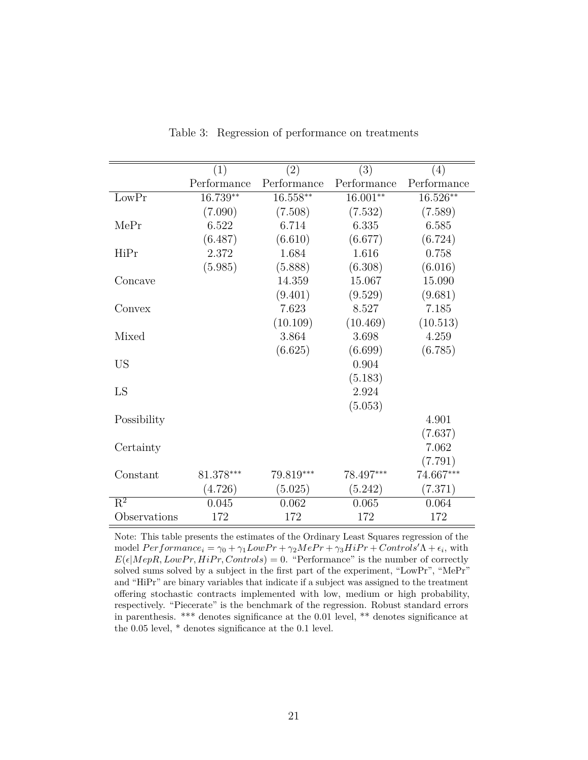Table 3: Regression of performance on treatments

| | (1) | (2) | (3) | (4) |
|---|---|---|---|---|
| | Performance | Performance | Performance | Performance |
| LowPr | 16.739** | 16.558** | 16.001** | 16.526** |
| | (7.090) | (7.508) | (7.532) | (7.589) |
| MePr | 6.522 | 6.714 | 6.335 | 6.585 |
| | (6.487) | (6.610) | (6.677) | (6.724) |
| HiPr | 2.372 | 1.684 | 1.616 | 0.758 |
| | (5.985) | (5.888) | (6.308) | (6.016) |
| Concave | | 14.359 | 15.067 | 15.090 |
| | | (9.401) | (9.529) | (9.681) |
| Convex | | 7.623 | 8.527 | 7.185 |
| | | (10.109) | (10.469) | (10.513) |
| Mixed | | 3.864 | 3.698 | 4.259 |
| | | (6.625) | (6.699) | (6.785) |
| US | | | 0.904 | |
| | | | (5.183) | |
| LS | | | 2.924 | |
| | | | (5.053) | |
| Possibility | | | | 4.901 |
| | | | | (7.637) |
| Certainty | | | | 7.062 |
| | | | | (7.791) |
| Constant | 81.378*** | 79.819*** | 78.497*** | 74.667*** |
| | (4.726) | (5.025) | (5.242) | (7.371) |
| $R^2$ | 0.045 | 0.062 | 0.065 | 0.064 |
| Observations | 172 | 172 | 172 | 172 |

Note: This table presents the estimates of the Ordinary Least Squares regression of the model $Performance_i = \gamma_0 + \gamma_1 LowPr + \gamma_2 MePr + \gamma_3 HiPr + Controls'\Lambda + \epsilon_i$, with $E(\epsilon|MepR, LowPr, HiPr, Controls) = 0$. "Performance" is the number of correctly solved sums solved by a subject in the first part of the experiment, "LowPr", "MePr" and "HiPr" are binary variables that indicate if a subject was assigned to the treatment offering stochastic contracts implemented with low, medium or high probability, respectively. "Piecerate" is the benchmark of the regression. Robust standard errors in parenthesis. *** denotes significance at the 0.01 level, ** denotes significance at the 0.05 level, * denotes significance at the 0.1 level.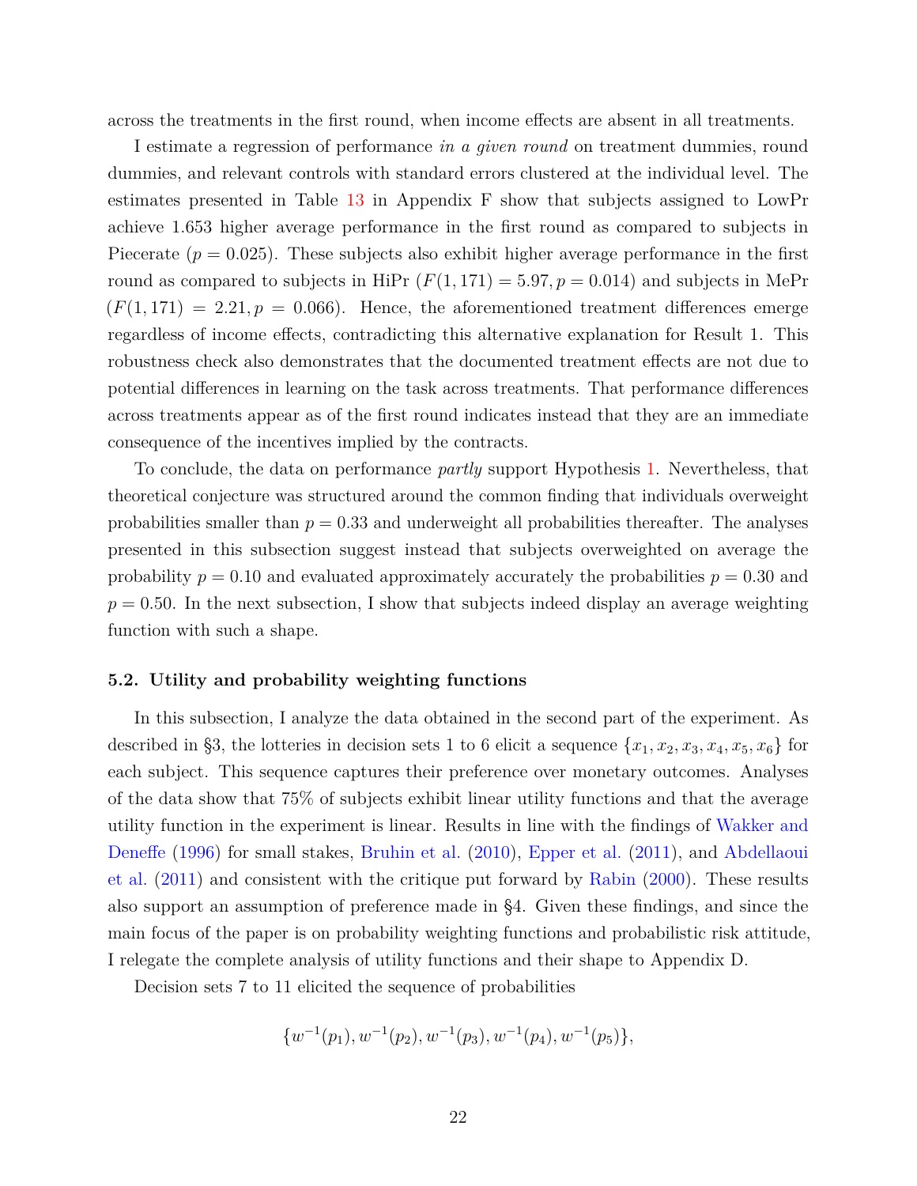across the treatments in the first round, when income effects are absent in all treatments.

I estimate a regression of performance *in a given round* on treatment dummies, round dummies, and relevant controls with standard errors clustered at the individual level. The estimates presented in Table 13 in Appendix F show that subjects assigned to LowPr achieve 1.653 higher average performance in the first round as compared to subjects in Piecerate ($p = 0.025$). These subjects also exhibit higher average performance in the first round as compared to subjects in HiPr ($F(1, 171) = 5.97, p = 0.014$) and subjects in MePr ($F(1, 171) = 2.21, p = 0.066$). Hence, the aforementioned treatment differences emerge regardless of income effects, contradicting this alternative explanation for Result 1. This robustness check also demonstrates that the documented treatment effects are not due to potential differences in learning on the task across treatments. That performance differences across treatments appear as of the first round indicates instead that they are an immediate consequence of the incentives implied by the contracts.

To conclude, the data on performance *partly* support Hypothesis 1. Nevertheless, that theoretical conjecture was structured around the common finding that individuals overweight probabilities smaller than $p = 0.33$ and underweight all probabilities thereafter. The analyses presented in this subsection suggest instead that subjects overweighted on average the probability $p = 0.10$ and evaluated approximately accurately the probabilities $p = 0.30$ and $p = 0.50$. In the next subsection, I show that subjects indeed display an average weighting function with such a shape.

### 5.2. Utility and probability weighting functions

In this subsection, I analyze the data obtained in the second part of the experiment. As described in §3, the lotteries in decision sets 1 to 6 elicit a sequence $\{x_1, x_2, x_3, x_4, x_5, x_6\}$ for each subject. This sequence captures their preference over monetary outcomes. Analyses of the data show that 75% of subjects exhibit linear utility functions and that the average utility function in the experiment is linear. Results in line with the findings of Wakker and Deneffe (1996) for small stakes, Bruhin et al. (2010), Epper et al. (2011), and Abdellaoui et al. (2011) and consistent with the critique put forward by Rabin (2000). These results also support an assumption of preference made in §4. Given these findings, and since the main focus of the paper is on probability weighting functions and probabilistic risk attitude, I relegate the complete analysis of utility functions and their shape to Appendix D.

Decision sets 7 to 11 elicited the sequence of probabilities

$$\{w^{-1}(p_1), w^{-1}(p_2), w^{-1}(p_3), w^{-1}(p_4), w^{-1}(p_5)\},$$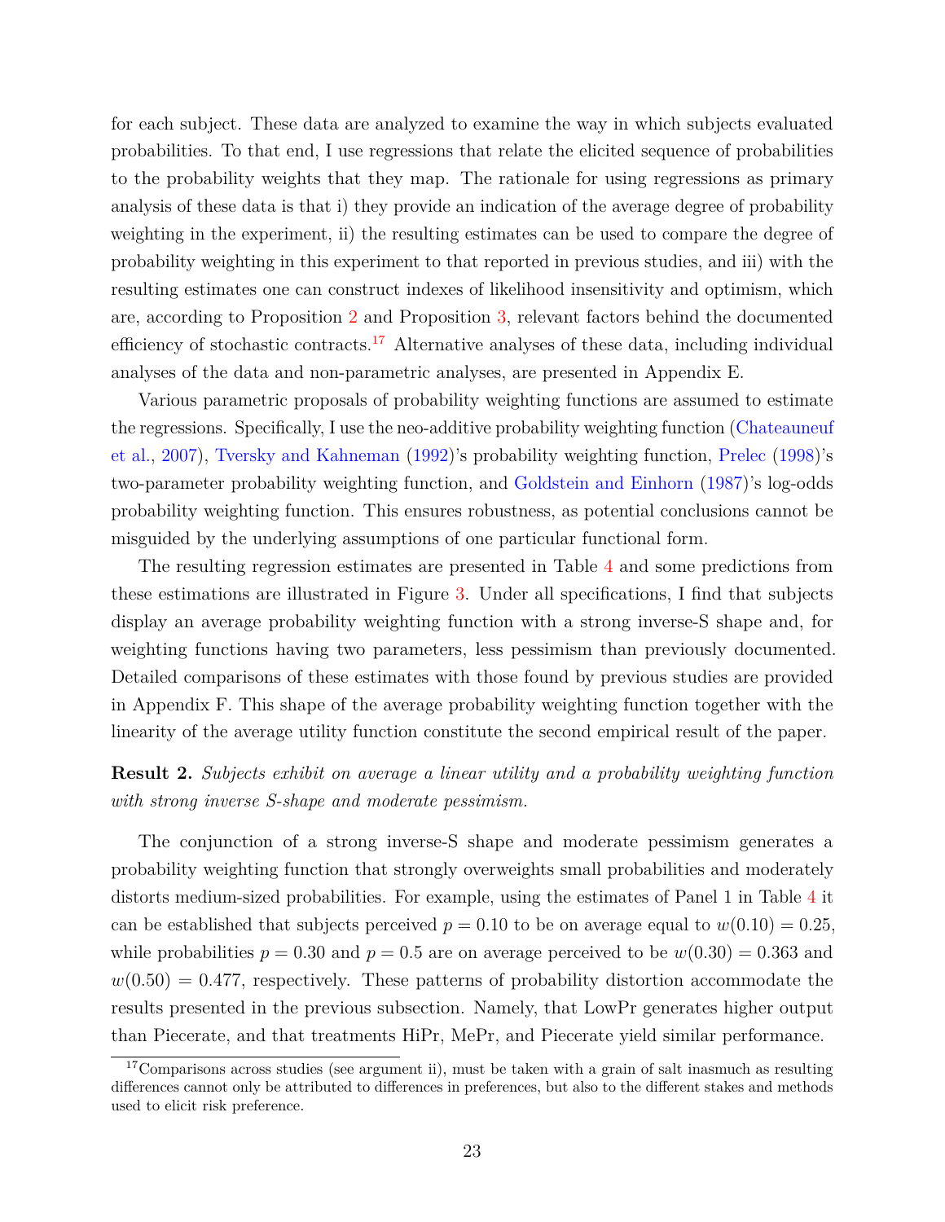for each subject. These data are analyzed to examine the way in which subjects evaluated probabilities. To that end, I use regressions that relate the elicited sequence of probabilities to the probability weights that they map. The rationale for using regressions as primary analysis of these data is that i) they provide an indication of the average degree of probability weighting in the experiment, ii) the resulting estimates can be used to compare the degree of probability weighting in this experiment to that reported in previous studies, and iii) with the resulting estimates one can construct indexes of likelihood insensitivity and optimism, which are, according to Proposition 2 and Proposition 3, relevant factors behind the documented efficiency of stochastic contracts.[17] Alternative analyses of these data, including individual analyses of the data and non-parametric analyses, are presented in Appendix E.

Various parametric proposals of probability weighting functions are assumed to estimate the regressions. Specifically, I use the neo-additive probability weighting function (Chateauneuf et al., 2007), Tversky and Kahneman (1992)'s probability weighting function, Prelec (1998)'s two-parameter probability weighting function, and Goldstein and Einhorn (1987)'s log-odds probability weighting function. This ensures robustness, as potential conclusions cannot be misguided by the underlying assumptions of one particular functional form.

The resulting regression estimates are presented in Table 4 and some predictions from these estimations are illustrated in Figure 3. Under all specifications, I find that subjects display an average probability weighting function with a strong inverse-S shape and, for weighting functions having two parameters, less pessimism than previously documented. Detailed comparisons of these estimates with those found by previous studies are provided in Appendix F. This shape of the average probability weighting function together with the linearity of the average utility function constitute the second empirical result of the paper.

**Result 2.** *Subjects exhibit on average a linear utility and a probability weighting function with strong inverse S-shape and moderate pessimism.*

The conjunction of a strong inverse-S shape and moderate pessimism generates a probability weighting function that strongly overweights small probabilities and moderately distorts medium-sized probabilities. For example, using the estimates of Panel 1 in Table 4 it can be established that subjects perceived $p = 0.10$ to be on average equal to $w(0.10) = 0.25$, while probabilities $p = 0.30$ and $p = 0.5$ are on average perceived to be $w(0.30) = 0.363$ and $w(0.50) = 0.477$, respectively. These patterns of probability distortion accommodate the results presented in the previous subsection. Namely, that LowPr generates higher output than Piecerate, and that treatments HiPr, MePr, and Piecerate yield similar performance.

[17] Comparisons across studies (see argument ii), must be taken with a grain of salt inasmuch as resulting differences cannot only be attributed to differences in preferences, but also to the different stakes and methods used to elicit risk preference.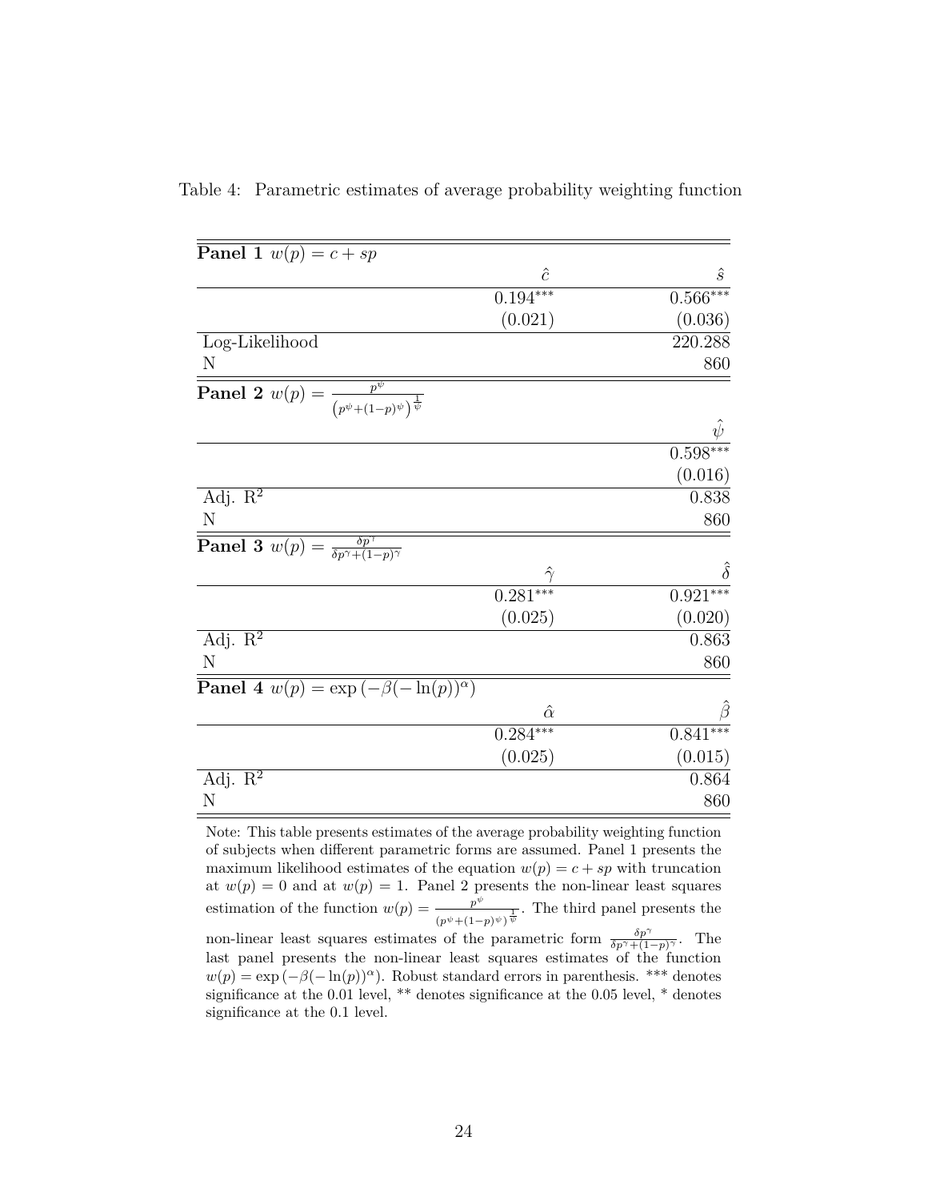Table 4: Parametric estimates of average probability weighting function

| **Panel 1** $w(p) = c + sp$ | | |
|---|---|---|
| | $\hat{c}$ | $\hat{s}$ |
| | $0.194^{***}$ | $0.566^{***}$ |
| | (0.021) | (0.036) |
| Log-Likelihood | | 220.288 |
| N | | 860 |
| **Panel 2** $w(p) = \frac{p^{\psi}}{\left(p^{\psi}+(1-p)^{\psi}\right)^{\frac{1}{\psi}}}$ | | |
| | | $\hat{\psi}$ |
| | | $0.598^{***}$ |
| | | (0.016) |
| Adj. $R^2$ | | 0.838 |
| N | | 860 |
| **Panel 3** $w(p) = \frac{\delta p^{\gamma}}{\delta p^{\gamma}+(1-p)^{\gamma}}$ | | |
| | $\hat{\gamma}$ | $\hat{\delta}$ |
| | $0.281^{***}$ | $0.921^{***}$ |
| | (0.025) | (0.020) |
| Adj. $R^2$ | | 0.863 |
| N | | 860 |
| **Panel 4** $w(p) = \exp\left(-\beta(-\ln(p))^{\alpha}\right)$ | | |
| | $\hat{\alpha}$ | $\hat{\beta}$ |
| | $0.284^{***}$ | $0.841^{***}$ |
| | (0.025) | (0.015) |
| Adj. $R^2$ | | 0.864 |
| N | | 860 |

Note: This table presents estimates of the average probability weighting function of subjects when different parametric forms are assumed. Panel 1 presents the maximum likelihood estimates of the equation $w(p) = c + sp$ with truncation at $w(p) = 0$ and at $w(p) = 1$. Panel 2 presents the non-linear least squares estimation of the function $w(p) = \frac{p^{\psi}}{(p^{\psi}+(1-p)^{\psi})^{\frac{1}{\psi}}}$. The third panel presents the non-linear least squares estimates of the parametric form $\frac{\delta p^{\gamma}}{\delta p^{\gamma}+(1-p)^{\gamma}}$. The last panel presents the non-linear least squares estimates of the function $w(p) = \exp\left(-\beta(-\ln(p))^{\alpha}\right)$. Robust standard errors in parenthesis. *** denotes significance at the 0.01 level, ** denotes significance at the 0.05 level, * denotes significance at the 0.1 level.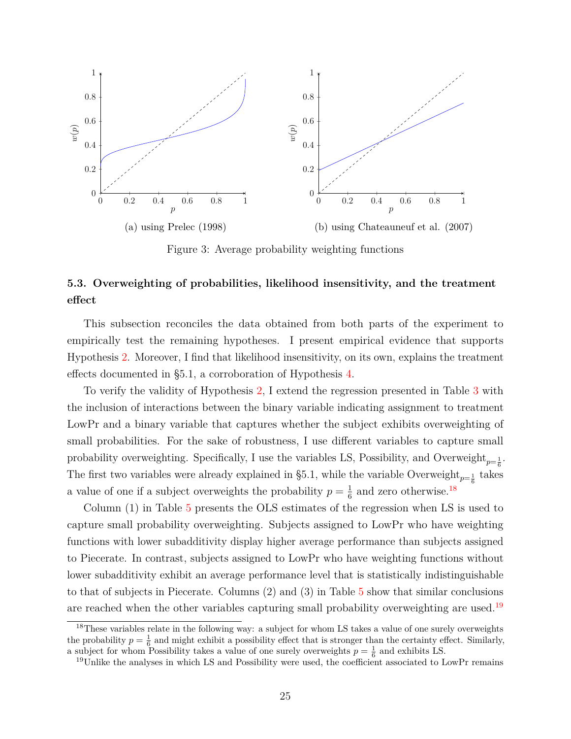(a) using Prelec (1998)

(b) using Chateauneuf et al. (2007)

Figure 3: Average probability weighting functions

### 5.3. Overweighting of probabilities, likelihood insensitivity, and the treatment effect

This subsection reconciles the data obtained from both parts of the experiment to empirically test the remaining hypotheses. I present empirical evidence that supports Hypothesis 2. Moreover, I find that likelihood insensitivity, on its own, explains the treatment effects documented in §5.1, a corroboration of Hypothesis 4.

To verify the validity of Hypothesis 2, I extend the regression presented in Table 3 with the inclusion of interactions between the binary variable indicating assignment to treatment LowPr and a binary variable that captures whether the subject exhibits overweighting of small probabilities. For the sake of robustness, I use different variables to capture small probability overweighting. Specifically, I use the variables LS, Possibility, and Overweight$_{p=\frac{1}{6}}$. The first two variables were already explained in §5.1, while the variable Overweight$_{p=\frac{1}{6}}$ takes a value of one if a subject overweights the probability $p = \frac{1}{6}$ and zero otherwise.[18]

Column (1) in Table 5 presents the OLS estimates of the regression when LS is used to capture small probability overweighting. Subjects assigned to LowPr who have weighting functions with lower subadditivity display higher average performance than subjects assigned to Piecerate. In contrast, subjects assigned to LowPr who have weighting functions without lower subadditivity exhibit an average performance level that is statistically indistinguishable to that of subjects in Piecerate. Columns (2) and (3) in Table 5 show that similar conclusions are reached when the other variables capturing small probability overweighting are used.[19]

[18] These variables relate in the following way: a subject for whom LS takes a value of one surely overweights the probability $p = \frac{1}{6}$ and might exhibit a possibility effect that is stronger than the certainty effect. Similarly, a subject for whom Possibility takes a value of one surely overweights $p = \frac{1}{6}$ and exhibits LS.

[19] Unlike the analyses in which LS and Possibility were used, the coefficient associated to LowPr remains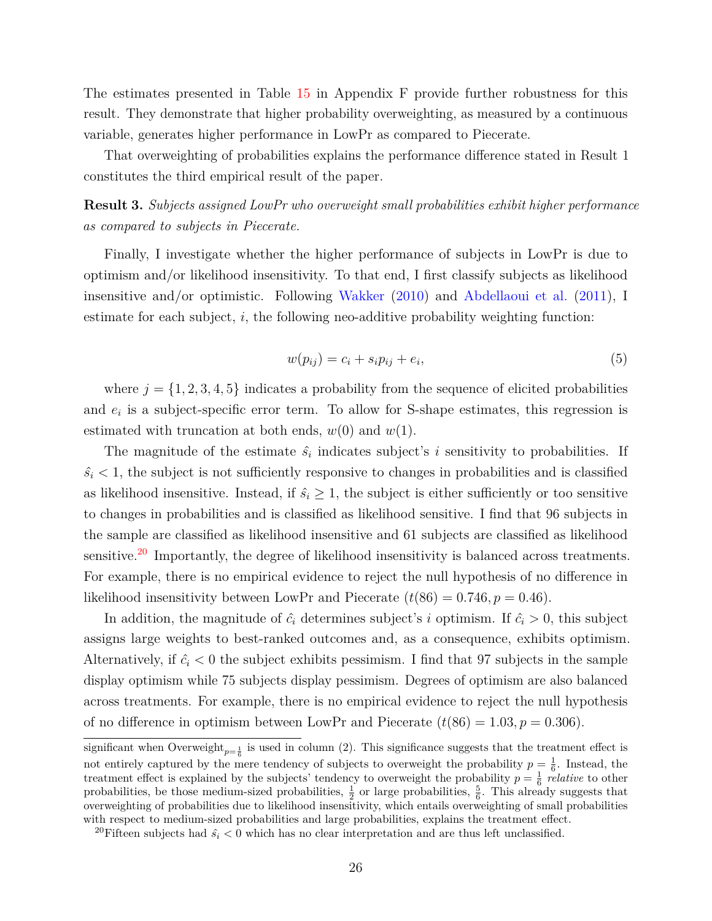The estimates presented in Table 15 in Appendix F provide further robustness for this result. They demonstrate that higher probability overweighting, as measured by a continuous variable, generates higher performance in LowPr as compared to Piecerate.

That overweighting of probabilities explains the performance difference stated in Result 1 constitutes the third empirical result of the paper.

**Result 3.** *Subjects assigned LowPr who overweight small probabilities exhibit higher performance as compared to subjects in Piecerate.*

Finally, I investigate whether the higher performance of subjects in LowPr is due to optimism and/or likelihood insensitivity. To that end, I first classify subjects as likelihood insensitive and/or optimistic. Following Wakker (2010) and Abdellaoui et al. (2011), I estimate for each subject, $i$, the following neo-additive probability weighting function:

$$w(p_{ij}) = c_i + s_i p_{ij} + e_i, \tag{5}$$

where $j = \{1, 2, 3, 4, 5\}$ indicates a probability from the sequence of elicited probabilities and $e_i$ is a subject-specific error term. To allow for S-shape estimates, this regression is estimated with truncation at both ends, $w(0)$ and $w(1)$.

The magnitude of the estimate $\hat{s}_i$ indicates subject's $i$ sensitivity to probabilities. If $\hat{s}_i < 1$, the subject is not sufficiently responsive to changes in probabilities and is classified as likelihood insensitive. Instead, if $\hat{s}_i \geq 1$, the subject is either sufficiently or too sensitive to changes in probabilities and is classified as likelihood sensitive. I find that 96 subjects in the sample are classified as likelihood insensitive and 61 subjects are classified as likelihood sensitive.[20] Importantly, the degree of likelihood insensitivity is balanced across treatments. For example, there is no empirical evidence to reject the null hypothesis of no difference in likelihood insensitivity between LowPr and Piecerate ($t(86) = 0.746, p = 0.46$).

In addition, the magnitude of $\hat{c}_i$ determines subject's $i$ optimism. If $\hat{c}_i > 0$, this subject assigns large weights to best-ranked outcomes and, as a consequence, exhibits optimism. Alternatively, if $\hat{c}_i < 0$ the subject exhibits pessimism. I find that 97 subjects in the sample display optimism while 75 subjects display pessimism. Degrees of optimism are also balanced across treatments. For example, there is no empirical evidence to reject the null hypothesis of no difference in optimism between LowPr and Piecerate ($t(86) = 1.03, p = 0.306$).

---

significant when $\text{Overweight}_{p=\frac{1}{6}}$ is used in column (2). This significance suggests that the treatment effect is not entirely captured by the mere tendency of subjects to overweight the probability $p = \frac{1}{6}$. Instead, the treatment effect is explained by the subjects' tendency to overweight the probability $p = \frac{1}{6}$ *relative* to other probabilities, be those medium-sized probabilities, $\frac{1}{2}$ or large probabilities, $\frac{5}{6}$. This already suggests that overweighting of probabilities due to likelihood insensitivity, which entails overweighting of small probabilities with respect to medium-sized probabilities and large probabilities, explains the treatment effect.

[20] Fifteen subjects had $\hat{s}_i < 0$ which has no clear interpretation and are thus left unclassified.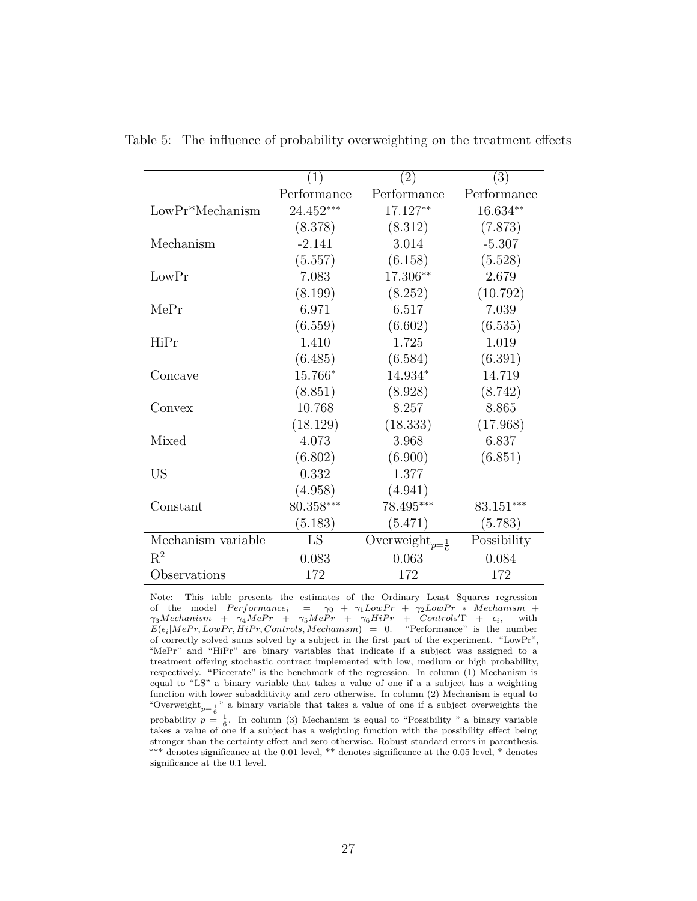Table 5: The influence of probability overweighting on the treatment effects

| | (1) | (2) | (3) |
|---|---|---|---|
| | Performance | Performance | Performance |
| LowPr*Mechanism | 24.452*** | 17.127** | 16.634** |
| | (8.378) | (8.312) | (7.873) |
| Mechanism | -2.141 | 3.014 | -5.307 |
| | (5.557) | (6.158) | (5.528) |
| LowPr | 7.083 | 17.306** | 2.679 |
| | (8.199) | (8.252) | (10.792) |
| MePr | 6.971 | 6.517 | 7.039 |
| | (6.559) | (6.602) | (6.535) |
| HiPr | 1.410 | 1.725 | 1.019 |
| | (6.485) | (6.584) | (6.391) |
| Concave | 15.766* | 14.934* | 14.719 |
| | (8.851) | (8.928) | (8.742) |
| Convex | 10.768 | 8.257 | 8.865 |
| | (18.129) | (18.333) | (17.968) |
| Mixed | 4.073 | 3.968 | 6.837 |
| | (6.802) | (6.900) | (6.851) |
| US | 0.332 | 1.377 | |
| | (4.958) | (4.941) | |
| Constant | 80.358*** | 78.495*** | 83.151*** |
| | (5.183) | (5.471) | (5.783) |
| Mechanism variable | LS | Overweight$_{p=\frac{1}{6}}$ | Possibility |
| $R^2$ | 0.083 | 0.063 | 0.084 |
| Observations | 172 | 172 | 172 |

Note: This table presents the estimates of the Ordinary Least Squares regression of the model $Performance_i = \gamma_0 + \gamma_1 LowPr + \gamma_2 LowPr * Mechanism + \gamma_3 Mechanism + \gamma_4 MePr + \gamma_5 MePr + \gamma_6 HiPr + Controls'\Gamma + \epsilon_i$, with $E(\epsilon_i|MePr, LowPr, HiPr, Controls, Mechanism) = 0$. "Performance" is the number of correctly solved sums solved by a subject in the first part of the experiment. "LowPr", "MePr" and "HiPr" are binary variables that indicate if a subject was assigned to a treatment offering stochastic contract implemented with low, medium or high probability, respectively. "Piecerate" is the benchmark of the regression. In column (1) Mechanism is equal to "LS" a binary variable that takes a value of one if a a subject has a weighting function with lower subadditivity and zero otherwise. In column (2) Mechanism is equal to "Overweight$_{p=\frac{1}{6}}$" a binary variable that takes a value of one if a subject overweights the probability $p = \frac{1}{6}$. In column (3) Mechanism is equal to "Possibility " a binary variable takes a value of one if a subject has a weighting function with the possibility effect being stronger than the certainty effect and zero otherwise. Robust standard errors in parenthesis. *** denotes significance at the 0.01 level, ** denotes significance at the 0.05 level, * denotes significance at the 0.1 level.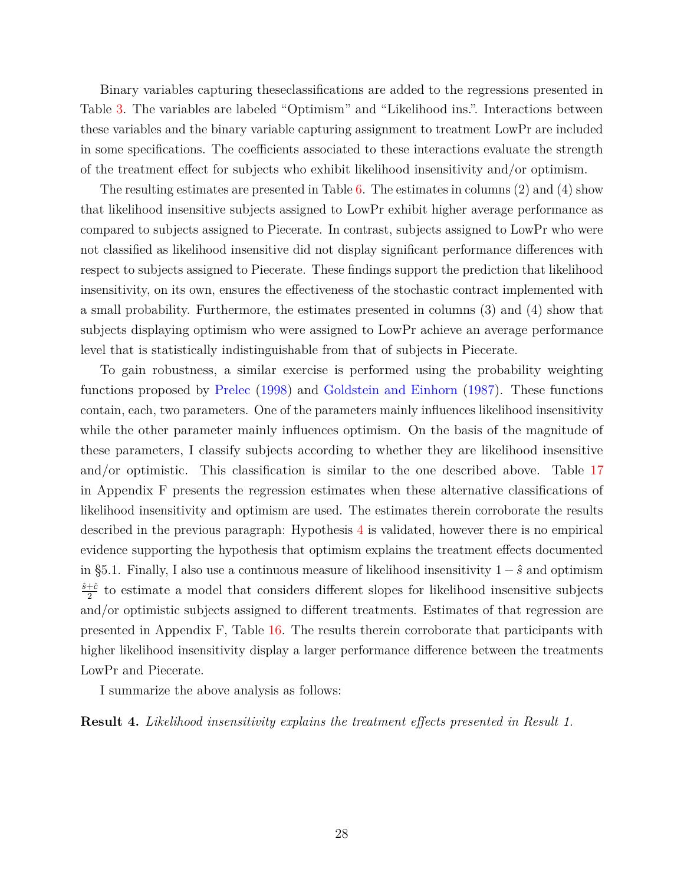Binary variables capturing theseclassifications are added to the regressions presented in Table 3. The variables are labeled "Optimism" and "Likelihood ins.". Interactions between these variables and the binary variable capturing assignment to treatment LowPr are included in some specifications. The coefficients associated to these interactions evaluate the strength of the treatment effect for subjects who exhibit likelihood insensitivity and/or optimism.

The resulting estimates are presented in Table 6. The estimates in columns (2) and (4) show that likelihood insensitive subjects assigned to LowPr exhibit higher average performance as compared to subjects assigned to Piecerate. In contrast, subjects assigned to LowPr who were not classified as likelihood insensitive did not display significant performance differences with respect to subjects assigned to Piecerate. These findings support the prediction that likelihood insensitivity, on its own, ensures the effectiveness of the stochastic contract implemented with a small probability. Furthermore, the estimates presented in columns (3) and (4) show that subjects displaying optimism who were assigned to LowPr achieve an average performance level that is statistically indistinguishable from that of subjects in Piecerate.

To gain robustness, a similar exercise is performed using the probability weighting functions proposed by Prelec (1998) and Goldstein and Einhorn (1987). These functions contain, each, two parameters. One of the parameters mainly influences likelihood insensitivity while the other parameter mainly influences optimism. On the basis of the magnitude of these parameters, I classify subjects according to whether they are likelihood insensitive and/or optimistic. This classification is similar to the one described above. Table 17 in Appendix F presents the regression estimates when these alternative classifications of likelihood insensitivity and optimism are used. The estimates therein corroborate the results described in the previous paragraph: Hypothesis 4 is validated, however there is no empirical evidence supporting the hypothesis that optimism explains the treatment effects documented in §5.1. Finally, I also use a continuous measure of likelihood insensitivity $1 - \hat{s}$ and optimism $\frac{\hat{s}+\hat{c}}{2}$ to estimate a model that considers different slopes for likelihood insensitive subjects and/or optimistic subjects assigned to different treatments. Estimates of that regression are presented in Appendix F, Table 16. The results therein corroborate that participants with higher likelihood insensitivity display a larger performance difference between the treatments LowPr and Piecerate.

I summarize the above analysis as follows:

**Result 4.** *Likelihood insensitivity explains the treatment effects presented in Result 1.*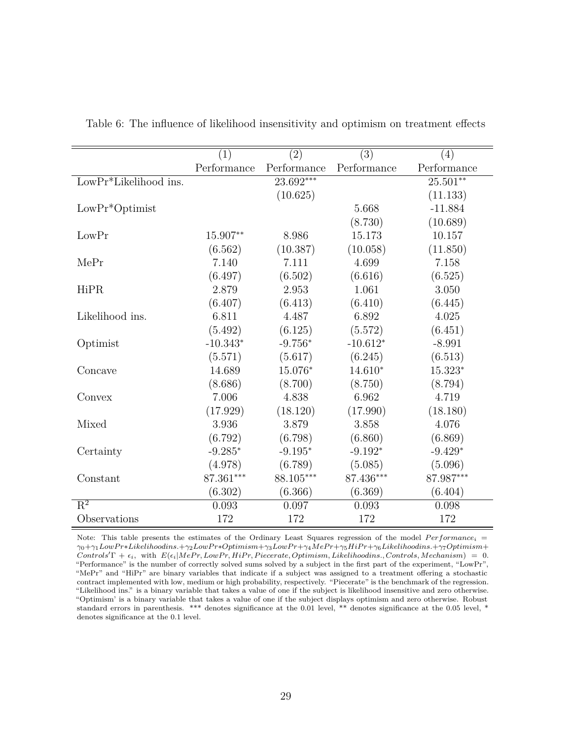Table 6: The influence of likelihood insensitivity and optimism on treatment effects

| | (1) | (2) | (3) | (4) |
|---|---|---|---|---|
| | Performance | Performance | Performance | Performance |
| LowPr*Likelihood ins. | | 23.692*** | | 25.501** |
| | | (10.625) | | (11.133) |
| LowPr*Optimist | | | 5.668 | -11.884 |
| | | | (8.730) | (10.689) |
| LowPr | 15.907** | 8.986 | 15.173 | 10.157 |
| | (6.562) | (10.387) | (10.058) | (11.850) |
| MePr | 7.140 | 7.111 | 4.699 | 7.158 |
| | (6.497) | (6.502) | (6.616) | (6.525) |
| HiPR | 2.879 | 2.953 | 1.061 | 3.050 |
| | (6.407) | (6.413) | (6.410) | (6.445) |
| Likelihood ins. | 6.811 | 4.487 | 6.892 | 4.025 |
| | (5.492) | (6.125) | (5.572) | (6.451) |
| Optimist | -10.343* | -9.756* | -10.612* | -8.991 |
| | (5.571) | (5.617) | (6.245) | (6.513) |
| Concave | 14.689 | 15.076* | 14.610* | 15.323* |
| | (8.686) | (8.700) | (8.750) | (8.794) |
| Convex | 7.006 | 4.838 | 6.962 | 4.719 |
| | (17.929) | (18.120) | (17.990) | (18.180) |
| Mixed | 3.936 | 3.879 | 3.858 | 4.076 |
| | (6.792) | (6.798) | (6.860) | (6.869) |
| Certainty | -9.285* | -9.195* | -9.192* | -9.429* |
| | (4.978) | (6.789) | (5.085) | (5.096) |
| Constant | 87.361*** | 88.105*** | 87.436*** | 87.987*** |
| | (6.302) | (6.366) | (6.369) | (6.404) |
| $R^2$ | 0.093 | 0.097 | 0.093 | 0.098 |
| Observations | 172 | 172 | 172 | 172 |

Note: This table presents the estimates of the Ordinary Least Squares regression of the model $Performance_i = \gamma_0 + \gamma_1 LowPr{*}Likelihoodins. + \gamma_2 LowPr{*}Optimism + \gamma_3 LowPr + \gamma_4 MePr + \gamma_5 HiPr + \gamma_6 Likelihoodins. + \gamma_7 Optimism + Controls'\Gamma + \epsilon_i$, with $E(\epsilon_i | MePr, LowPr, HiPr, Piecerate, Optimism, Likelihoodins., Controls, Mechanism) = 0$. "Performance" is the number of correctly solved sums solved by a subject in the first part of the experiment, "LowPr", "MePr" and "HiPr" are binary variables that indicate if a subject was assigned to a treatment offering a stochastic contract implemented with low, medium or high probability, respectively. "Piecerate" is the benchmark of the regression. "Likelihood ins." is a binary variable that takes a value of one if the subject is likelihood insensitive and zero otherwise. "Optimism' is a binary variable that takes a value of one if the subject displays optimism and zero otherwise. Robust standard errors in parenthesis. *** denotes significance at the 0.01 level, ** denotes significance at the 0.05 level, * denotes significance at the 0.1 level.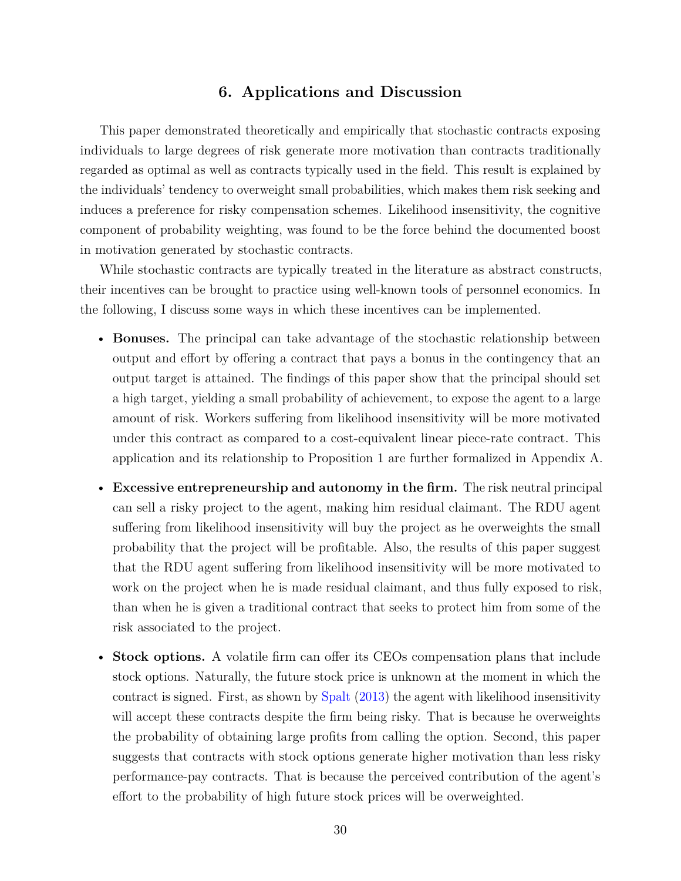## 6. Applications and Discussion

This paper demonstrated theoretically and empirically that stochastic contracts exposing individuals to large degrees of risk generate more motivation than contracts traditionally regarded as optimal as well as contracts typically used in the field. This result is explained by the individuals' tendency to overweight small probabilities, which makes them risk seeking and induces a preference for risky compensation schemes. Likelihood insensitivity, the cognitive component of probability weighting, was found to be the force behind the documented boost in motivation generated by stochastic contracts.

While stochastic contracts are typically treated in the literature as abstract constructs, their incentives can be brought to practice using well-known tools of personnel economics. In the following, I discuss some ways in which these incentives can be implemented.

- **Bonuses.** The principal can take advantage of the stochastic relationship between output and effort by offering a contract that pays a bonus in the contingency that an output target is attained. The findings of this paper show that the principal should set a high target, yielding a small probability of achievement, to expose the agent to a large amount of risk. Workers suffering from likelihood insensitivity will be more motivated under this contract as compared to a cost-equivalent linear piece-rate contract. This application and its relationship to Proposition 1 are further formalized in Appendix A.
- **Excessive entrepreneurship and autonomy in the firm.** The risk neutral principal can sell a risky project to the agent, making him residual claimant. The RDU agent suffering from likelihood insensitivity will buy the project as he overweights the small probability that the project will be profitable. Also, the results of this paper suggest that the RDU agent suffering from likelihood insensitivity will be more motivated to work on the project when he is made residual claimant, and thus fully exposed to risk, than when he is given a traditional contract that seeks to protect him from some of the risk associated to the project.
- **Stock options.** A volatile firm can offer its CEOs compensation plans that include stock options. Naturally, the future stock price is unknown at the moment in which the contract is signed. First, as shown by Spalt (2013) the agent with likelihood insensitivity will accept these contracts despite the firm being risky. That is because he overweights the probability of obtaining large profits from calling the option. Second, this paper suggests that contracts with stock options generate higher motivation than less risky performance-pay contracts. That is because the perceived contribution of the agent's effort to the probability of high future stock prices will be overweighted.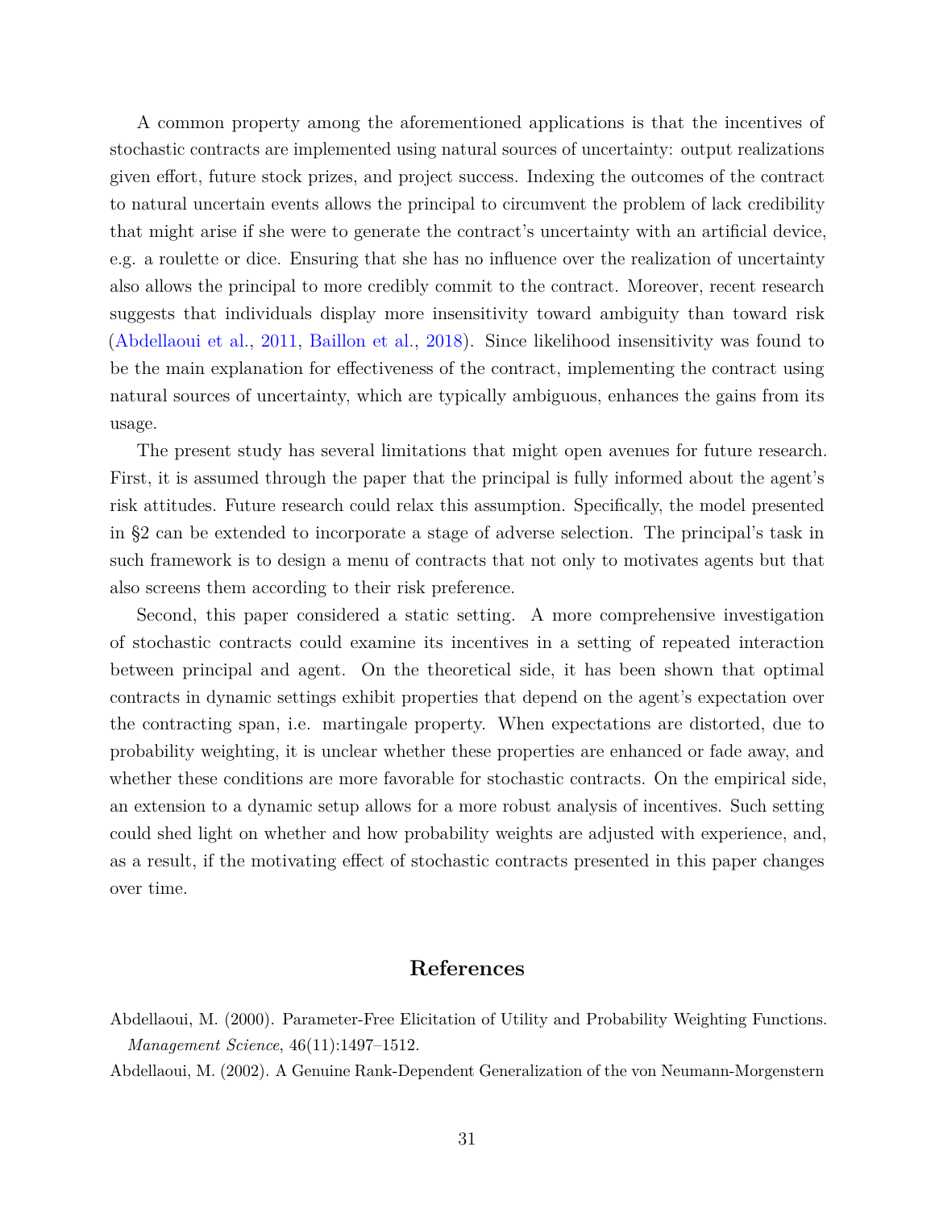A common property among the aforementioned applications is that the incentives of stochastic contracts are implemented using natural sources of uncertainty: output realizations given effort, future stock prizes, and project success. Indexing the outcomes of the contract to natural uncertain events allows the principal to circumvent the problem of lack credibility that might arise if she were to generate the contract's uncertainty with an artificial device, e.g. a roulette or dice. Ensuring that she has no influence over the realization of uncertainty also allows the principal to more credibly commit to the contract. Moreover, recent research suggests that individuals display more insensitivity toward ambiguity than toward risk (Abdellaoui et al., 2011, Baillon et al., 2018). Since likelihood insensitivity was found to be the main explanation for effectiveness of the contract, implementing the contract using natural sources of uncertainty, which are typically ambiguous, enhances the gains from its usage.

The present study has several limitations that might open avenues for future research. First, it is assumed through the paper that the principal is fully informed about the agent's risk attitudes. Future research could relax this assumption. Specifically, the model presented in §2 can be extended to incorporate a stage of adverse selection. The principal's task in such framework is to design a menu of contracts that not only to motivates agents but that also screens them according to their risk preference.

Second, this paper considered a static setting. A more comprehensive investigation of stochastic contracts could examine its incentives in a setting of repeated interaction between principal and agent. On the theoretical side, it has been shown that optimal contracts in dynamic settings exhibit properties that depend on the agent's expectation over the contracting span, i.e. martingale property. When expectations are distorted, due to probability weighting, it is unclear whether these properties are enhanced or fade away, and whether these conditions are more favorable for stochastic contracts. On the empirical side, an extension to a dynamic setup allows for a more robust analysis of incentives. Such setting could shed light on whether and how probability weights are adjusted with experience, and, as a result, if the motivating effect of stochastic contracts presented in this paper changes over time.

# References

Abdellaoui, M. (2000). Parameter-Free Elicitation of Utility and Probability Weighting Functions. *Management Science*, 46(11):1497–1512.

Abdellaoui, M. (2002). A Genuine Rank-Dependent Generalization of the von Neumann-Morgenstern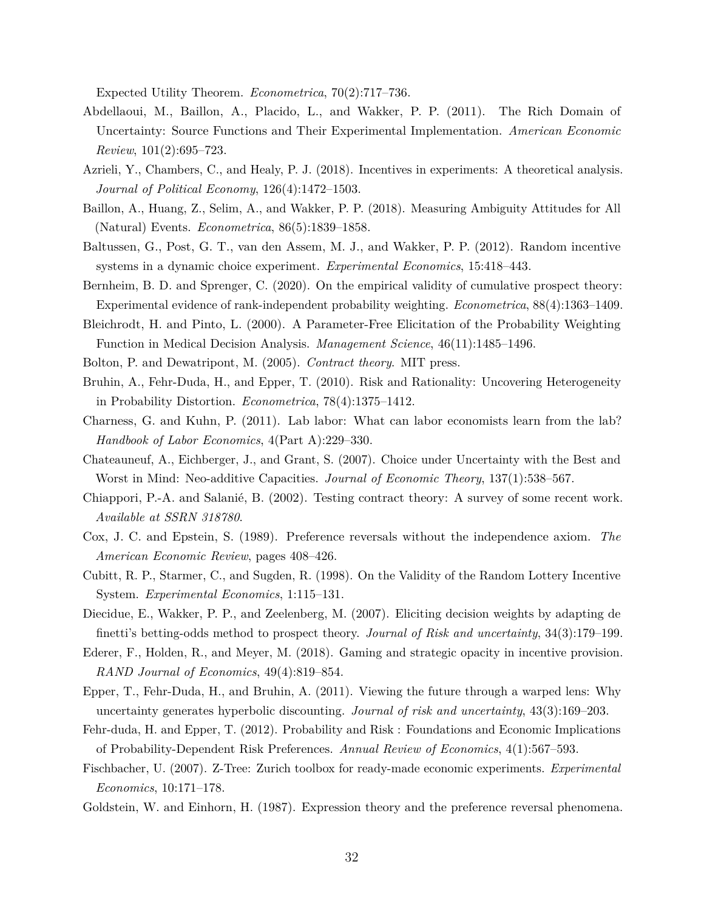Expected Utility Theorem. *Econometrica*, 70(2):717–736.

Abdellaoui, M., Baillon, A., Placido, L., and Wakker, P. P. (2011). The Rich Domain of Uncertainty: Source Functions and Their Experimental Implementation. *American Economic Review*, 101(2):695–723.

Azrieli, Y., Chambers, C., and Healy, P. J. (2018). Incentives in experiments: A theoretical analysis. *Journal of Political Economy*, 126(4):1472–1503.

Baillon, A., Huang, Z., Selim, A., and Wakker, P. P. (2018). Measuring Ambiguity Attitudes for All (Natural) Events. *Econometrica*, 86(5):1839–1858.

Baltussen, G., Post, G. T., van den Assem, M. J., and Wakker, P. P. (2012). Random incentive systems in a dynamic choice experiment. *Experimental Economics*, 15:418–443.

Bernheim, B. D. and Sprenger, C. (2020). On the empirical validity of cumulative prospect theory: Experimental evidence of rank-independent probability weighting. *Econometrica*, 88(4):1363–1409.

Bleichrodt, H. and Pinto, L. (2000). A Parameter-Free Elicitation of the Probability Weighting Function in Medical Decision Analysis. *Management Science*, 46(11):1485–1496.

Bolton, P. and Dewatripont, M. (2005). *Contract theory*. MIT press.

Bruhin, A., Fehr-Duda, H., and Epper, T. (2010). Risk and Rationality: Uncovering Heterogeneity in Probability Distortion. *Econometrica*, 78(4):1375–1412.

Charness, G. and Kuhn, P. (2011). Lab labor: What can labor economists learn from the lab? *Handbook of Labor Economics*, 4(Part A):229–330.

Chateauneuf, A., Eichberger, J., and Grant, S. (2007). Choice under Uncertainty with the Best and Worst in Mind: Neo-additive Capacities. *Journal of Economic Theory*, 137(1):538–567.

Chiappori, P.-A. and Salanié, B. (2002). Testing contract theory: A survey of some recent work. *Available at SSRN 318780*.

Cox, J. C. and Epstein, S. (1989). Preference reversals without the independence axiom. *The American Economic Review*, pages 408–426.

Cubitt, R. P., Starmer, C., and Sugden, R. (1998). On the Validity of the Random Lottery Incentive System. *Experimental Economics*, 1:115–131.

Diecidue, E., Wakker, P. P., and Zeelenberg, M. (2007). Eliciting decision weights by adapting de finetti's betting-odds method to prospect theory. *Journal of Risk and uncertainty*, 34(3):179–199.

Ederer, F., Holden, R., and Meyer, M. (2018). Gaming and strategic opacity in incentive provision. *RAND Journal of Economics*, 49(4):819–854.

Epper, T., Fehr-Duda, H., and Bruhin, A. (2011). Viewing the future through a warped lens: Why uncertainty generates hyperbolic discounting. *Journal of risk and uncertainty*, 43(3):169–203.

Fehr-duda, H. and Epper, T. (2012). Probability and Risk : Foundations and Economic Implications of Probability-Dependent Risk Preferences. *Annual Review of Economics*, 4(1):567–593.

Fischbacher, U. (2007). Z-Tree: Zurich toolbox for ready-made economic experiments. *Experimental Economics*, 10:171–178.

Goldstein, W. and Einhorn, H. (1987). Expression theory and the preference reversal phenomena.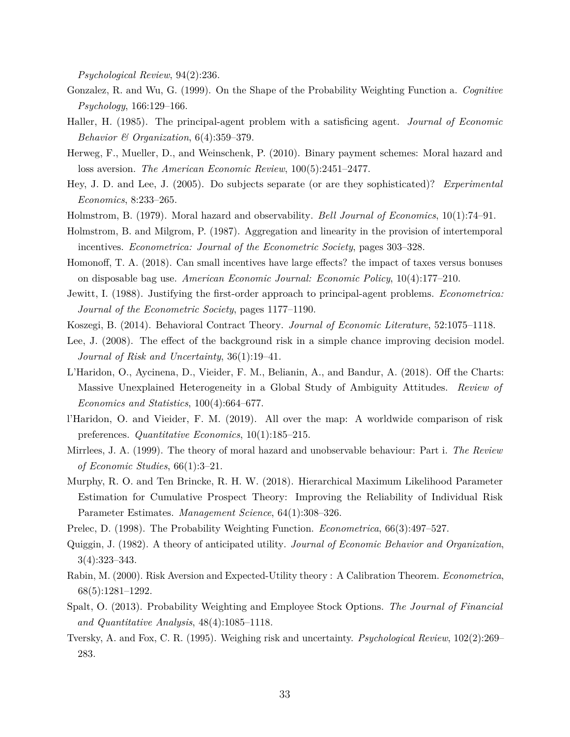*Psychological Review*, 94(2):236.

Gonzalez, R. and Wu, G. (1999). On the Shape of the Probability Weighting Function a. *Cognitive Psychology*, 166:129–166.

Haller, H. (1985). The principal-agent problem with a satisficing agent. *Journal of Economic Behavior & Organization*, 6(4):359–379.

Herweg, F., Mueller, D., and Weinschenk, P. (2010). Binary payment schemes: Moral hazard and loss aversion. *The American Economic Review*, 100(5):2451–2477.

Hey, J. D. and Lee, J. (2005). Do subjects separate (or are they sophisticated)? *Experimental Economics*, 8:233–265.

Holmstrom, B. (1979). Moral hazard and observability. *Bell Journal of Economics*, 10(1):74–91.

Holmstrom, B. and Milgrom, P. (1987). Aggregation and linearity in the provision of intertemporal incentives. *Econometrica: Journal of the Econometric Society*, pages 303–328.

Homonoff, T. A. (2018). Can small incentives have large effects? the impact of taxes versus bonuses on disposable bag use. *American Economic Journal: Economic Policy*, 10(4):177–210.

Jewitt, I. (1988). Justifying the first-order approach to principal-agent problems. *Econometrica: Journal of the Econometric Society*, pages 1177–1190.

Koszegi, B. (2014). Behavioral Contract Theory. *Journal of Economic Literature*, 52:1075–1118.

Lee, J. (2008). The effect of the background risk in a simple chance improving decision model. *Journal of Risk and Uncertainty*, 36(1):19–41.

L'Haridon, O., Aycinena, D., Vieider, F. M., Belianin, A., and Bandur, A. (2018). Off the Charts: Massive Unexplained Heterogeneity in a Global Study of Ambiguity Attitudes. *Review of Economics and Statistics*, 100(4):664–677.

l'Haridon, O. and Vieider, F. M. (2019). All over the map: A worldwide comparison of risk preferences. *Quantitative Economics*, 10(1):185–215.

Mirrlees, J. A. (1999). The theory of moral hazard and unobservable behaviour: Part i. *The Review of Economic Studies*, 66(1):3–21.

Murphy, R. O. and Ten Brincke, R. H. W. (2018). Hierarchical Maximum Likelihood Parameter Estimation for Cumulative Prospect Theory: Improving the Reliability of Individual Risk Parameter Estimates. *Management Science*, 64(1):308–326.

Prelec, D. (1998). The Probability Weighting Function. *Econometrica*, 66(3):497–527.

Quiggin, J. (1982). A theory of anticipated utility. *Journal of Economic Behavior and Organization*, 3(4):323–343.

Rabin, M. (2000). Risk Aversion and Expected-Utility theory : A Calibration Theorem. *Econometrica*, 68(5):1281–1292.

Spalt, O. (2013). Probability Weighting and Employee Stock Options. *The Journal of Financial and Quantitative Analysis*, 48(4):1085–1118.

Tversky, A. and Fox, C. R. (1995). Weighing risk and uncertainty. *Psychological Review*, 102(2):269–283.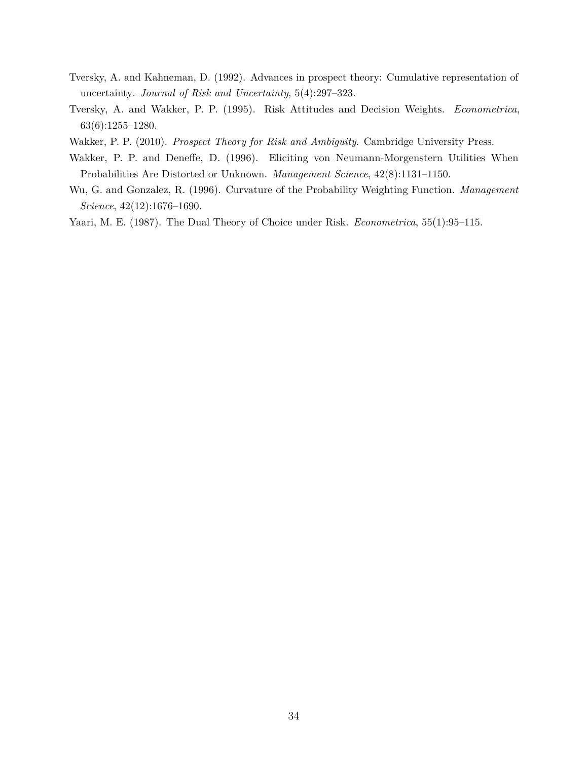Tversky, A. and Kahneman, D. (1992). Advances in prospect theory: Cumulative representation of uncertainty. *Journal of Risk and Uncertainty*, 5(4):297–323.

Tversky, A. and Wakker, P. P. (1995). Risk Attitudes and Decision Weights. *Econometrica*, 63(6):1255–1280.

Wakker, P. P. (2010). *Prospect Theory for Risk and Ambiguity*. Cambridge University Press.

Wakker, P. P. and Deneffe, D. (1996). Eliciting von Neumann-Morgenstern Utilities When Probabilities Are Distorted or Unknown. *Management Science*, 42(8):1131–1150.

Wu, G. and Gonzalez, R. (1996). Curvature of the Probability Weighting Function. *Management Science*, 42(12):1676–1690.

Yaari, M. E. (1987). The Dual Theory of Choice under Risk. *Econometrica*, 55(1):95–115.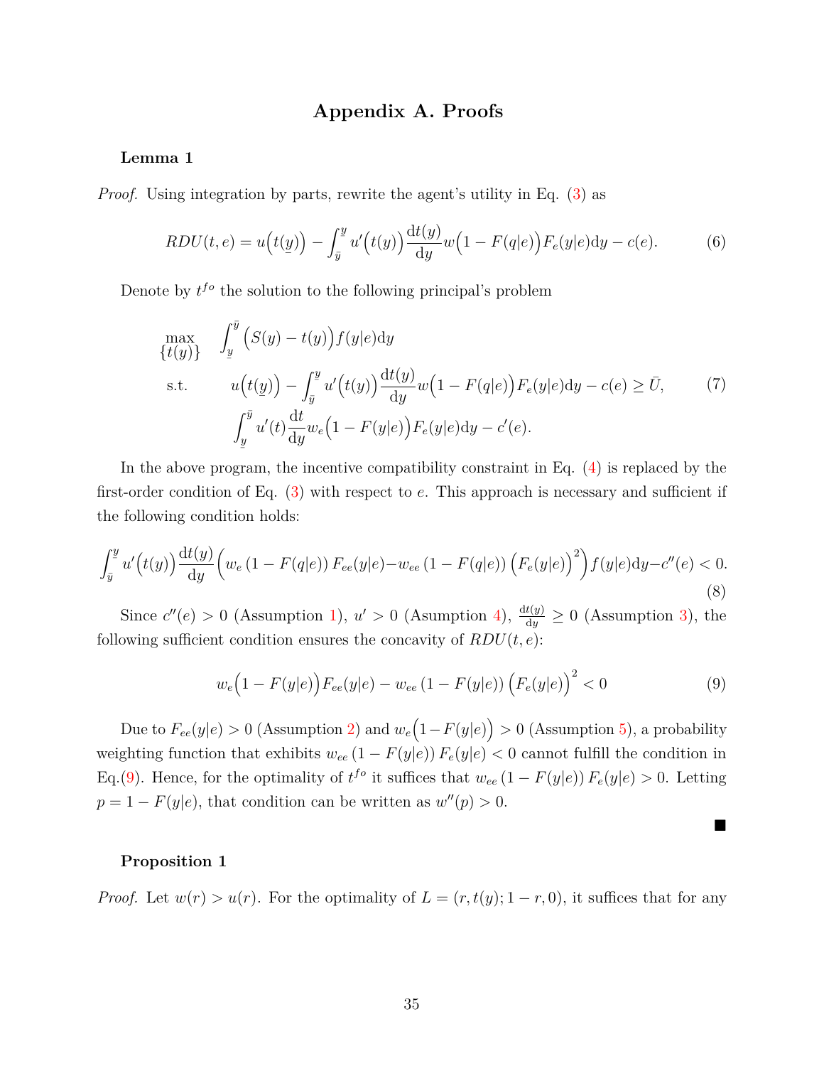# Appendix A. Proofs

### Lemma 1

*Proof.* Using integration by parts, rewrite the agent's utility in Eq. (3) as

$$RDU(t,e) = u\Big(t(\underline{y})\Big) - \int_{\bar{y}}^{y} u'\Big(t(y)\Big)\frac{\mathrm{d}t(y)}{\mathrm{d}y} w\Big(1-F(q|e)\Big)F_e(y|e)\mathrm{d}y - c(e). \tag{6}$$

Denote by $t^{fo}$ the solution to the following principal's problem

$$\begin{aligned}
\max_{\{t(y)\}} \quad & \int_{\underline{y}}^{\bar{y}} \Big(S(y) - t(y)\Big) f(y|e)\mathrm{d}y \\
\text{s.t.} \quad & u\Big(t(\underline{y})\Big) - \int_{\bar{y}}^{y} u'\Big(t(y)\Big)\frac{\mathrm{d}t(y)}{\mathrm{d}y} w\Big(1-F(q|e)\Big)F_e(y|e)\mathrm{d}y - c(e) \geq \bar{U}, \\
& \int_{\underline{y}}^{\bar{y}} u'(t)\frac{\mathrm{d}t}{\mathrm{d}y} w_e\Big(1-F(y|e)\Big)F_e(y|e)\mathrm{d}y - c'(e).
\end{aligned} \tag{7}$$

In the above program, the incentive compatibility constraint in Eq. (4) is replaced by the first-order condition of Eq. (3) with respect to $e$. This approach is necessary and sufficient if the following condition holds:

$$\int_{\bar{y}}^{y} u'\Big(t(y)\Big)\frac{\mathrm{d}t(y)}{\mathrm{d}y}\Big(w_e\left(1-F(q|e)\right)F_{ee}(y|e) - w_{ee}\left(1-F(q|e)\right)\Big(F_e(y|e)\Big)^2\Big) f(y|e)\mathrm{d}y - c''(e) < 0. \tag{8}$$

Since $c''(e) > 0$ (Assumption 1), $u' > 0$ (Assumption 4), $\frac{\mathrm{d}t(y)}{\mathrm{d}y} \geq 0$ (Assumption 3), the following sufficient condition ensures the concavity of $RDU(t,e)$:

$$w_e\Big(1-F(y|e)\Big)F_{ee}(y|e) - w_{ee}\left(1-F(y|e)\right)\Big(F_e(y|e)\Big)^2 < 0 \tag{9}$$

Due to $F_{ee}(y|e) > 0$ (Assumption 2) and $w_e\Big(1-F(y|e)\Big) > 0$ (Assumption 5), a probability weighting function that exhibits $w_{ee}\left(1-F(y|e)\right)F_e(y|e) < 0$ cannot fulfill the condition in Eq.(9). Hence, for the optimality of $t^{fo}$ it suffices that $w_{ee}\left(1-F(y|e)\right)F_e(y|e) > 0$. Letting $p = 1-F(y|e)$, that condition can be written as $w''(p) > 0$.

■

### Proposition 1

*Proof.* Let $w(r) > u(r)$. For the optimality of $L = (r, t(y); 1-r, 0)$, it suffices that for any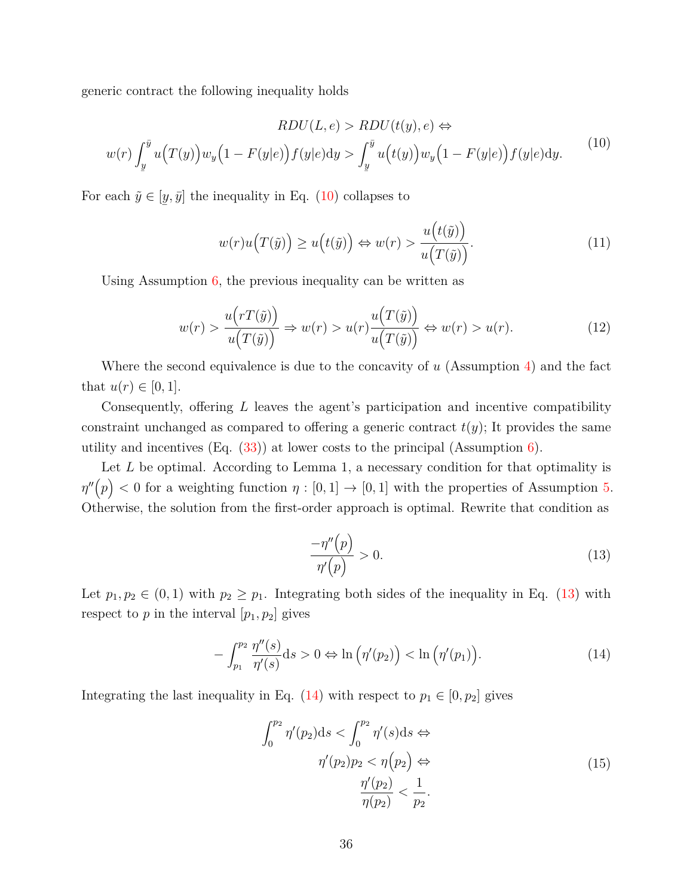generic contract the following inequality holds

$$
\begin{gathered}
RDU(L,e) > RDU(t(y),e) \Leftrightarrow \\
w(r)\int_{\underline{y}}^{\bar{y}} u\Big(T(y)\Big) w_y\Big(1-F(y|e)\Big) f(y|e)\mathrm{d}y > \int_{\underline{y}}^{\bar{y}} u\Big(t(y)\Big) w_y\Big(1-F(y|e)\Big) f(y|e)\mathrm{d}y.
\end{gathered}
\tag{10}
$$

For each $\tilde{y} \in [\underline{y}, \bar{y}]$ the inequality in Eq. (10) collapses to

$$
w(r)u\Big(T(\tilde{y})\Big) \geq u\Big(t(\tilde{y})\Big) \Leftrightarrow w(r) > \frac{u\Big(t(\tilde{y})\Big)}{u\Big(T(\tilde{y})\Big)}. \tag{11}
$$

Using Assumption 6, the previous inequality can be written as

$$
w(r) > \frac{u\Big(rT(\tilde{y})\Big)}{u\Big(T(\tilde{y})\Big)} \Rightarrow w(r) > u(r)\frac{u\Big(T(\tilde{y})\Big)}{u\Big(T(\tilde{y})\Big)} \Leftrightarrow w(r) > u(r). \tag{12}
$$

Where the second equivalence is due to the concavity of $u$ (Assumption 4) and the fact that $u(r) \in [0,1]$.

Consequently, offering $L$ leaves the agent's participation and incentive compatibility constraint unchanged as compared to offering a generic contract $t(y)$; It provides the same utility and incentives (Eq. (33)) at lower costs to the principal (Assumption 6).

Let $L$ be optimal. According to Lemma 1, a necessary condition for that optimality is $\eta''\Big(p\Big) < 0$ for a weighting function $\eta : [0,1] \to [0,1]$ with the properties of Assumption 5. Otherwise, the solution from the first-order approach is optimal. Rewrite that condition as

$$
\frac{-\eta''\Big(p\Big)}{\eta'\Big(p\Big)} > 0. \tag{13}
$$

Let $p_1, p_2 \in (0,1)$ with $p_2 \geq p_1$. Integrating both sides of the inequality in Eq. (13) with respect to $p$ in the interval $[p_1, p_2]$ gives

$$
-\int_{p_1}^{p_2} \frac{\eta''(s)}{\eta'(s)}\mathrm{d}s > 0 \Leftrightarrow \ln\Big(\eta'(p_2)\Big) < \ln\Big(\eta'(p_1)\Big). \tag{14}
$$

Integrating the last inequality in Eq. (14) with respect to $p_1 \in [0, p_2]$ gives

$$
\begin{aligned}
\int_0^{p_2} \eta'(p_2)\mathrm{d}s < \int_0^{p_2} \eta'(s)\mathrm{d}s \Leftrightarrow \\
\eta'(p_2)p_2 < \eta\Big(p_2\Big) \Leftrightarrow \\
\frac{\eta'(p_2)}{\eta(p_2)} < \frac{1}{p_2}.
\end{aligned}
\tag{15}
$$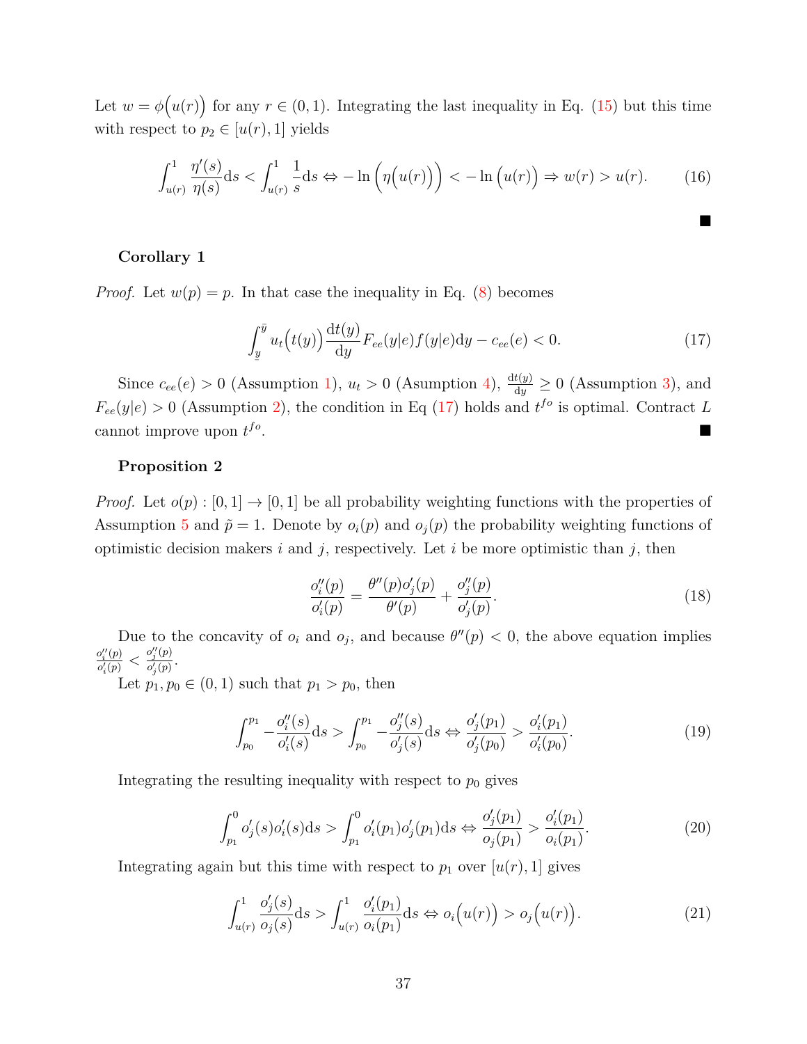Let $w = \phi\Big(u(r)\Big)$ for any $r \in (0,1)$. Integrating the last inequality in Eq. (15) but this time with respect to $p_2 \in [u(r), 1]$ yields

$$\int_{u(r)}^{1} \frac{\eta'(s)}{\eta(s)} \mathrm{d}s < \int_{u(r)}^{1} \frac{1}{s} \mathrm{d}s \Leftrightarrow -\ln\Big(\eta\Big(u(r)\Big)\Big) < -\ln\Big(u(r)\Big) \Rightarrow w(r) > u(r). \tag{16}$$

■

**Corollary 1**

*Proof.* Let $w(p) = p$. In that case the inequality in Eq. (8) becomes

$$\int_{\underline{y}}^{\bar{y}} u_t\Big(t(y)\Big) \frac{\mathrm{d}t(y)}{\mathrm{d}y} F_{ee}(y|e) f(y|e) \mathrm{d}y - c_{ee}(e) < 0. \tag{17}$$

Since $c_{ee}(e) > 0$ (Assumption 1), $u_t > 0$ (Assumption 4), $\frac{\mathrm{d}t(y)}{\mathrm{d}y} \geq 0$ (Assumption 3), and $F_{ee}(y|e) > 0$ (Assumption 2), the condition in Eq (17) holds and $t^{fo}$ is optimal. Contract $L$ cannot improve upon $t^{fo}$. ■

**Proposition 2**

*Proof.* Let $o(p) : [0,1] \rightarrow [0,1]$ be all probability weighting functions with the properties of Assumption 5 and $\tilde{p} = 1$. Denote by $o_i(p)$ and $o_j(p)$ the probability weighting functions of optimistic decision makers $i$ and $j$, respectively. Let $i$ be more optimistic than $j$, then

$$\frac{o_i''(p)}{o_i'(p)} = \frac{\theta''(p) o_j'(p)}{\theta'(p)} + \frac{o_j''(p)}{o_j'(p)}. \tag{18}$$

Due to the concavity of $o_i$ and $o_j$, and because $\theta''(p) < 0$, the above equation implies $\frac{o_i''(p)}{o_i'(p)} < \frac{o_j''(p)}{o_j'(p)}$.

Let $p_1, p_0 \in (0,1)$ such that $p_1 > p_0$, then

$$\int_{p_0}^{p_1} -\frac{o_i''(s)}{o_i'(s)} \mathrm{d}s > \int_{p_0}^{p_1} -\frac{o_j''(s)}{o_j'(s)} \mathrm{d}s \Leftrightarrow \frac{o_j'(p_1)}{o_j'(p_0)} > \frac{o_i'(p_1)}{o_i'(p_0)}. \tag{19}$$

Integrating the resulting inequality with respect to $p_0$ gives

$$\int_{p_1}^{0} o_j'(s) o_i'(s) \mathrm{d}s > \int_{p_1}^{0} o_i'(p_1) o_j'(p_1) \mathrm{d}s \Leftrightarrow \frac{o_j'(p_1)}{o_j(p_1)} > \frac{o_i'(p_1)}{o_i(p_1)}. \tag{20}$$

Integrating again but this time with respect to $p_1$ over $[u(r), 1]$ gives

$$\int_{u(r)}^{1} \frac{o_j'(s)}{o_j(s)} \mathrm{d}s > \int_{u(r)}^{1} \frac{o_i'(p_1)}{o_i(p_1)} \mathrm{d}s \Leftrightarrow o_i\Big(u(r)\Big) > o_j\Big(u(r)\Big). \tag{21}$$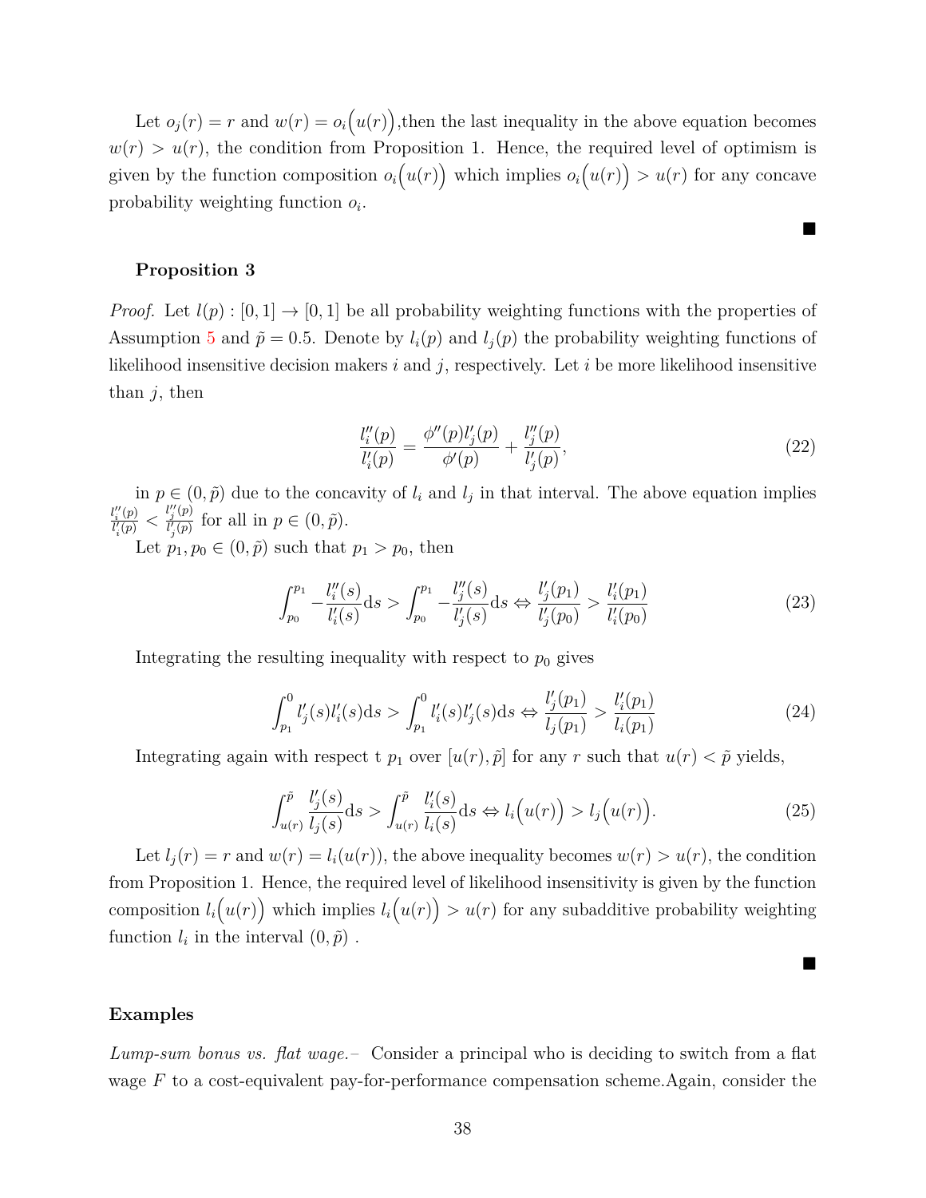Let $o_j(r) = r$ and $w(r) = o_i\big(u(r)\big)$,then the last inequality in the above equation becomes $w(r) > u(r)$, the condition from Proposition 1. Hence, the required level of optimism is given by the function composition $o_i\big(u(r)\big)$ which implies $o_i\big(u(r)\big) > u(r)$ for any concave probability weighting function $o_i$.

■

**Proposition 3**

*Proof.* Let $l(p) : [0, 1] \to [0, 1]$ be all probability weighting functions with the properties of Assumption 5 and $\tilde{p} = 0.5$. Denote by $l_i(p)$ and $l_j(p)$ the probability weighting functions of likelihood insensitive decision makers $i$ and $j$, respectively. Let $i$ be more likelihood insensitive than $j$, then

$$\frac{l_i''(p)}{l_i'(p)} = \frac{\phi''(p)l_j'(p)}{\phi'(p)} + \frac{l_j''(p)}{l_j'(p)}, \tag{22}$$

in $p \in (0, \tilde{p})$ due to the concavity of $l_i$ and $l_j$ in that interval. The above equation implies $\frac{l_i''(p)}{l_i'(p)} < \frac{l_j''(p)}{l_j'(p)}$ for all in $p \in (0, \tilde{p})$.

Let $p_1, p_0 \in (0, \tilde{p})$ such that $p_1 > p_0$, then

$$\int_{p_0}^{p_1} -\frac{l_i''(s)}{l_i'(s)}\mathrm{d}s > \int_{p_0}^{p_1} -\frac{l_j''(s)}{l_j'(s)}\mathrm{d}s \Leftrightarrow \frac{l_j'(p_1)}{l_j'(p_0)} > \frac{l_i'(p_1)}{l_i'(p_0)} \tag{23}$$

Integrating the resulting inequality with respect to $p_0$ gives

$$\int_{p_1}^{0} l_j'(s)l_i'(s)\mathrm{d}s > \int_{p_1}^{0} l_i'(s)l_j'(s)\mathrm{d}s \Leftrightarrow \frac{l_j'(p_1)}{l_j(p_1)} > \frac{l_i'(p_1)}{l_i(p_1)} \tag{24}$$

Integrating again with respect t $p_1$ over $[u(r), \tilde{p}]$ for any $r$ such that $u(r) < \tilde{p}$ yields,

$$\int_{u(r)}^{\tilde{p}} \frac{l_j'(s)}{l_j(s)}\mathrm{d}s > \int_{u(r)}^{\tilde{p}} \frac{l_i'(s)}{l_i(s)}\mathrm{d}s \Leftrightarrow l_i\big(u(r)\big) > l_j\big(u(r)\big). \tag{25}$$

Let $l_j(r) = r$ and $w(r) = l_i(u(r))$, the above inequality becomes $w(r) > u(r)$, the condition from Proposition 1. Hence, the required level of likelihood insensitivity is given by the function composition $l_i\big(u(r)\big)$ which implies $l_i\big(u(r)\big) > u(r)$ for any subadditive probability weighting function $l_i$ in the interval $(0, \tilde{p})$ .

■

**Examples**

*Lump-sum bonus vs. flat wage.–* Consider a principal who is deciding to switch from a flat wage $F$ to a cost-equivalent pay-for-performance compensation scheme.Again, consider the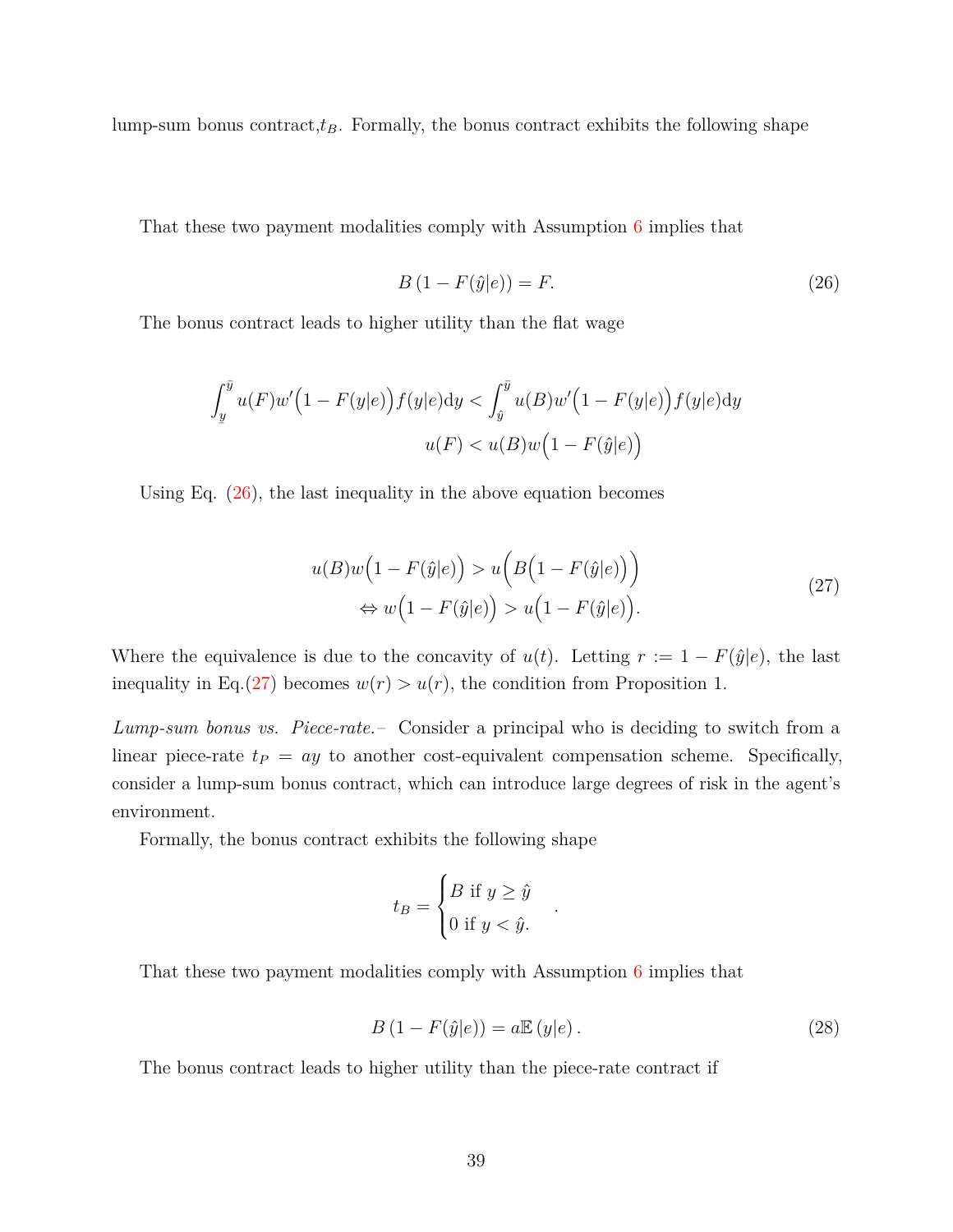lump-sum bonus contract, $t_B$. Formally, the bonus contract exhibits the following shape

That these two payment modalities comply with Assumption 6 implies that

$$B\left(1 - F(\hat{y}|e)\right) = F. \tag{26}$$

The bonus contract leads to higher utility than the flat wage

$$\int_{\underline{y}}^{\bar{y}} u(F) w'\Big(1 - F(y|e)\Big) f(y|e)\mathrm{d}y < \int_{\hat{y}}^{\bar{y}} u(B) w'\Big(1 - F(y|e)\Big) f(y|e)\mathrm{d}y$$
$$u(F) < u(B) w\Big(1 - F(\hat{y}|e)\Big)$$

Using Eq. (26), the last inequality in the above equation becomes

$$\begin{aligned} u(B) w\Big(1 - F(\hat{y}|e)\Big) &> u\Big(B\Big(1 - F(\hat{y}|e)\Big)\Big) \\ \Leftrightarrow w\Big(1 - F(\hat{y}|e)\Big) &> u\Big(1 - F(\hat{y}|e)\Big). \end{aligned} \tag{27}$$

Where the equivalence is due to the concavity of $u(t)$. Letting $r := 1 - F(\hat{y}|e)$, the last inequality in Eq.(27) becomes $w(r) > u(r)$, the condition from Proposition 1.

*Lump-sum bonus vs. Piece-rate.–* Consider a principal who is deciding to switch from a linear piece-rate $t_P = ay$ to another cost-equivalent compensation scheme. Specifically, consider a lump-sum bonus contract, which can introduce large degrees of risk in the agent's environment.

Formally, the bonus contract exhibits the following shape

$$t_B = \begin{cases} B \text{ if } y \geq \hat{y} \\ 0 \text{ if } y < \hat{y}. \end{cases}$$

That these two payment modalities comply with Assumption 6 implies that

$$B\left(1 - F(\hat{y}|e)\right) = a\mathbb{E}\left(y|e\right). \tag{28}$$

The bonus contract leads to higher utility than the piece-rate contract if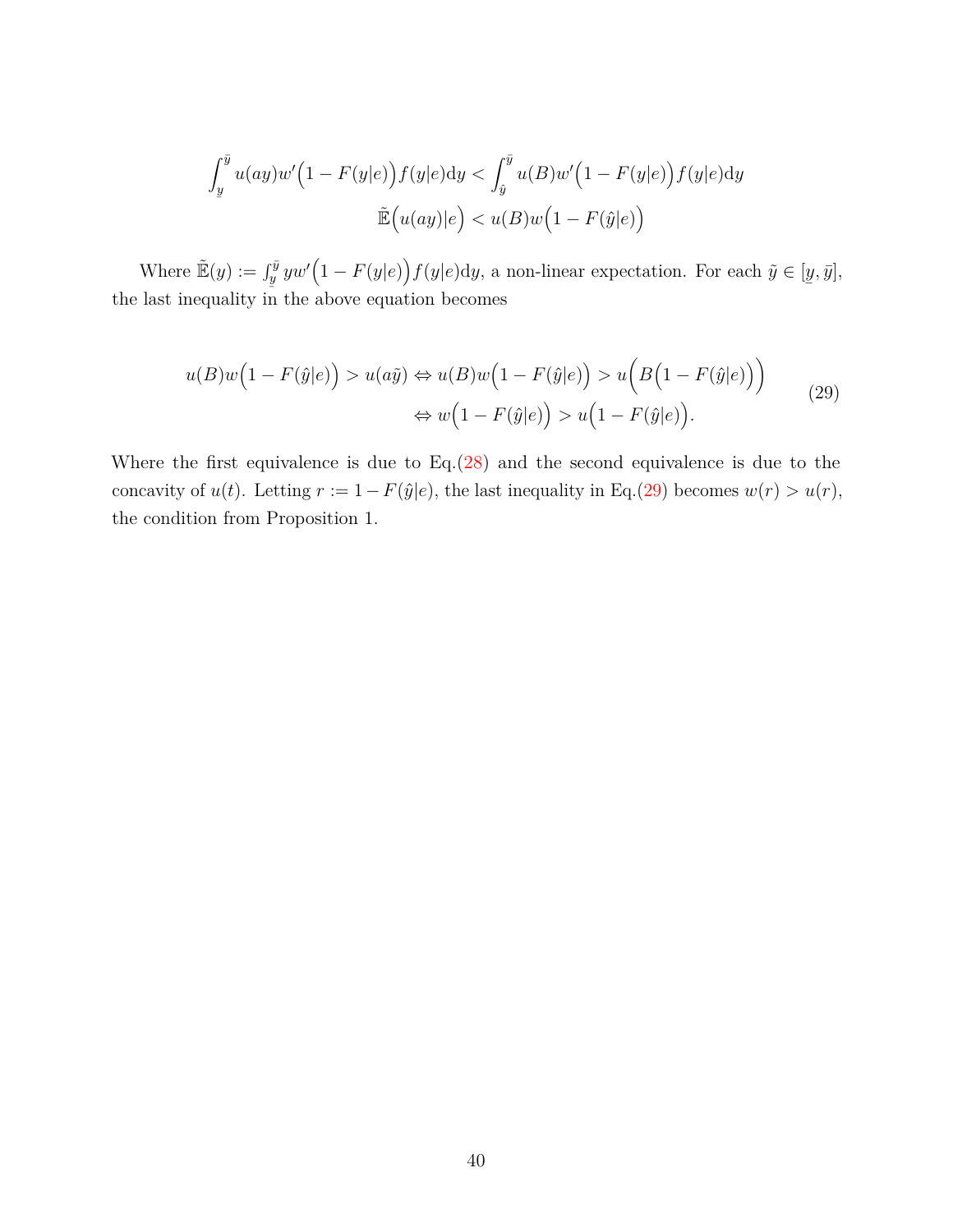$$\int_{\underline{y}}^{\bar{y}} u(ay) w'\Big(1 - F(y|e)\Big) f(y|e) \mathrm{d}y < \int_{\hat{y}}^{\bar{y}} u(B) w'\Big(1 - F(y|e)\Big) f(y|e) \mathrm{d}y$$

$$\tilde{\mathbb{E}}\Big(u(ay)|e\Big) < u(B) w\Big(1 - F(\hat{y}|e)\Big)$$

Where $\tilde{\mathbb{E}}(y) := \int_{\underline{y}}^{\bar{y}} y w'\Big(1 - F(y|e)\Big) f(y|e) \mathrm{d}y$, a non-linear expectation. For each $\tilde{y} \in [\underline{y}, \bar{y}]$, the last inequality in the above equation becomes

$$\begin{aligned} u(B) w\Big(1 - F(\hat{y}|e)\Big) > u(a\tilde{y}) &\Leftrightarrow u(B) w\Big(1 - F(\hat{y}|e)\Big) > u\Big(B\Big(1 - F(\hat{y}|e)\Big)\Big) \\ &\Leftrightarrow w\Big(1 - F(\hat{y}|e)\Big) > u\Big(1 - F(\hat{y}|e)\Big). \end{aligned} \tag{29}$$

Where the first equivalence is due to Eq.(28) and the second equivalence is due to the concavity of $u(t)$. Letting $r := 1 - F(\hat{y}|e)$, the last inequality in Eq.(29) becomes $w(r) > u(r)$, the condition from Proposition 1.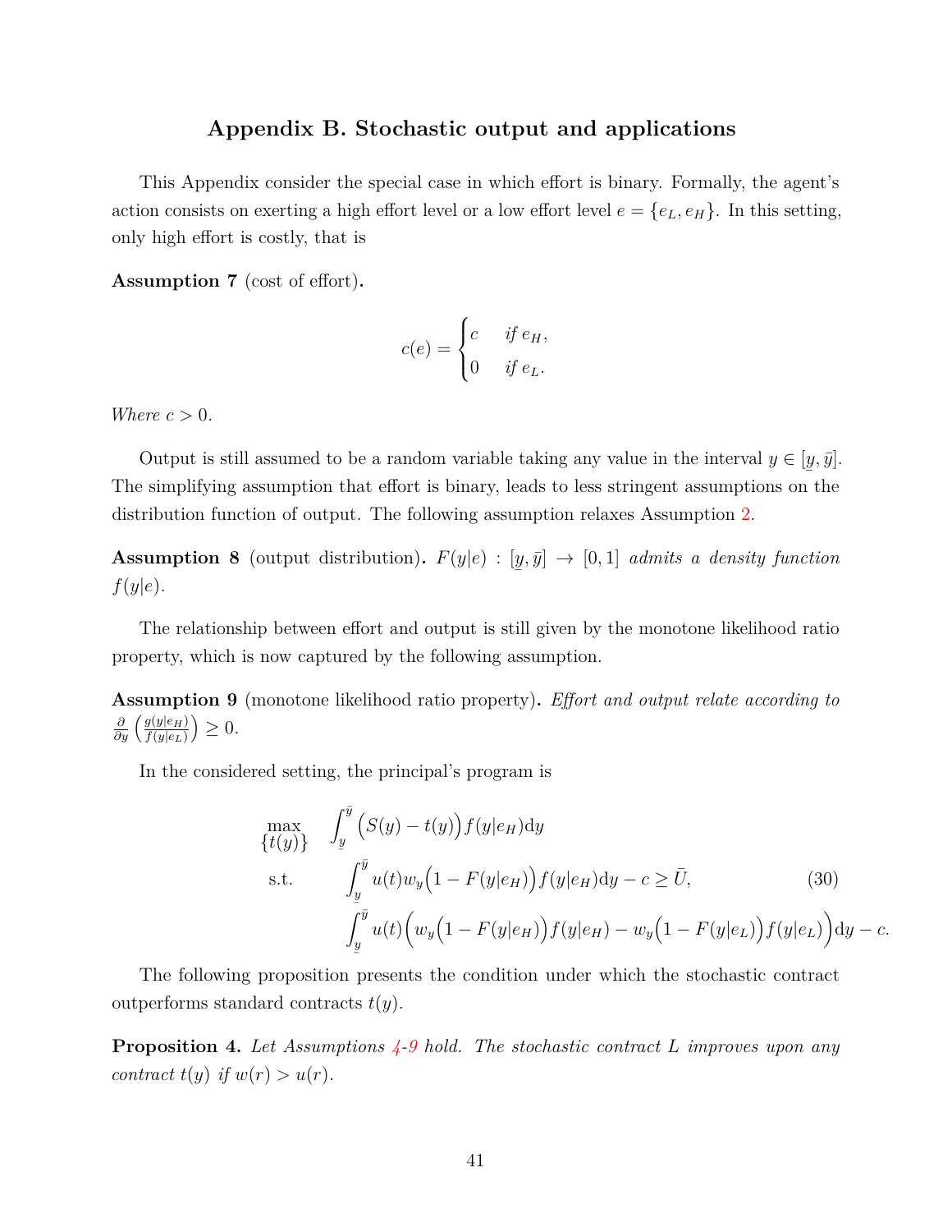## Appendix B. Stochastic output and applications

This Appendix consider the special case in which effort is binary. Formally, the agent's action consists on exerting a high effort level or a low effort level $e = \{e_L, e_H\}$. In this setting, only high effort is costly, that is

**Assumption 7** (cost of effort)**.**

$$c(e) = \begin{cases} c & \text{if } e_H, \\ 0 & \text{if } e_L. \end{cases}$$

*Where* $c > 0$*.*

Output is still assumed to be a random variable taking any value in the interval $y \in [\underline{y}, \bar{y}]$. The simplifying assumption that effort is binary, leads to less stringent assumptions on the distribution function of output. The following assumption relaxes Assumption 2.

**Assumption 8** (output distribution)**.** *$F(y|e) : [\underline{y}, \bar{y}] \to [0, 1]$ admits a density function $f(y|e)$.*

The relationship between effort and output is still given by the monotone likelihood ratio property, which is now captured by the following assumption.

**Assumption 9** (monotone likelihood ratio property)**.** *Effort and output relate according to* $\frac{\partial}{\partial y}\left(\frac{g(y|e_H)}{f(y|e_L)}\right) \geq 0$.

In the considered setting, the principal's program is

$$\begin{aligned}
\max_{\{t(y)\}} \quad & \int_{\underline{y}}^{\bar{y}} \Big(S(y) - t(y)\Big) f(y|e_H)\mathrm{d}y \\
\text{s.t.} \quad & \int_{\underline{y}}^{\bar{y}} u(t) w_y\Big(1 - F(y|e_H)\Big) f(y|e_H)\mathrm{d}y - c \geq \bar{U}, \qquad (30) \\
& \int_{\underline{y}}^{\bar{y}} u(t)\Big(w_y\Big(1 - F(y|e_H)\Big) f(y|e_H) - w_y\Big(1 - F(y|e_L)\Big) f(y|e_L)\Big)\mathrm{d}y - c.
\end{aligned}$$

The following proposition presents the condition under which the stochastic contract outperforms standard contracts $t(y)$.

**Proposition 4.** *Let Assumptions 4-9 hold. The stochastic contract $L$ improves upon any contract $t(y)$ if $w(r) > u(r)$.*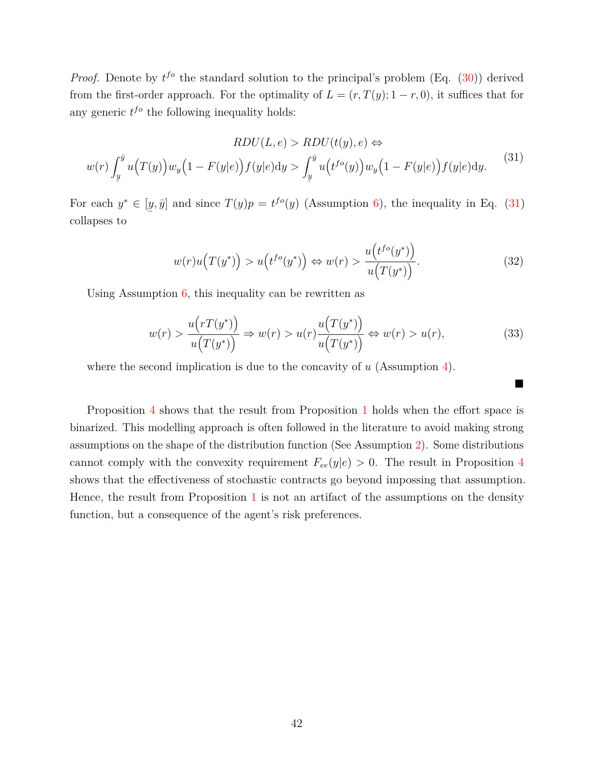*Proof.* Denote by $t^{fo}$ the standard solution to the principal's problem (Eq. (30)) derived from the first-order approach. For the optimality of $L = (r, T(y); 1-r, 0)$, it suffices that for any generic $t^{fo}$ the following inequality holds:

$$
\begin{gathered}
RDU(L, e) > RDU(t(y), e) \Leftrightarrow \\
w(r) \int_{\underline{y}}^{\bar{y}} u\Big(T(y)\Big) w_y\Big(1 - F(y|e)\Big) f(y|e) \mathrm{d}y > \int_{\underline{y}}^{\bar{y}} u\Big(t^{fo}(y)\Big) w_y\Big(1 - F(y|e)\Big) f(y|e) \mathrm{d}y.
\end{gathered} \tag{31}
$$

For each $y^* \in [\underline{y}, \bar{y}]$ and since $T(y)p = t^{fo}(y)$ (Assumption 6), the inequality in Eq. (31) collapses to

$$
w(r) u\Big(T(y^*)\Big) > u\Big(t^{fo}(y^*)\Big) \Leftrightarrow w(r) > \frac{u\Big(t^{fo}(y^*)\Big)}{u\Big(T(y^*)\Big)}. \tag{32}
$$

Using Assumption 6, this inequality can be rewritten as

$$
w(r) > \frac{u\Big(rT(y^*)\Big)}{u\Big(T(y^*)\Big)} \Rightarrow w(r) > u(r) \frac{u\Big(T(y^*)\Big)}{u\Big(T(y^*)\Big)} \Leftrightarrow w(r) > u(r), \tag{33}
$$

where the second implication is due to the concavity of $u$ (Assumption 4).

■

Proposition 4 shows that the result from Proposition 1 holds when the effort space is binarized. This modelling approach is often followed in the literature to avoid making strong assumptions on the shape of the distribution function (See Assumption 2). Some distributions cannot comply with the convexity requirement $F_{ee}(y|e) > 0$. The result in Proposition 4 shows that the effectiveness of stochastic contracts go beyond impossing that assumption. Hence, the result from Proposition 1 is not an artifact of the assumptions on the density function, but a consequence of the agent's risk preferences.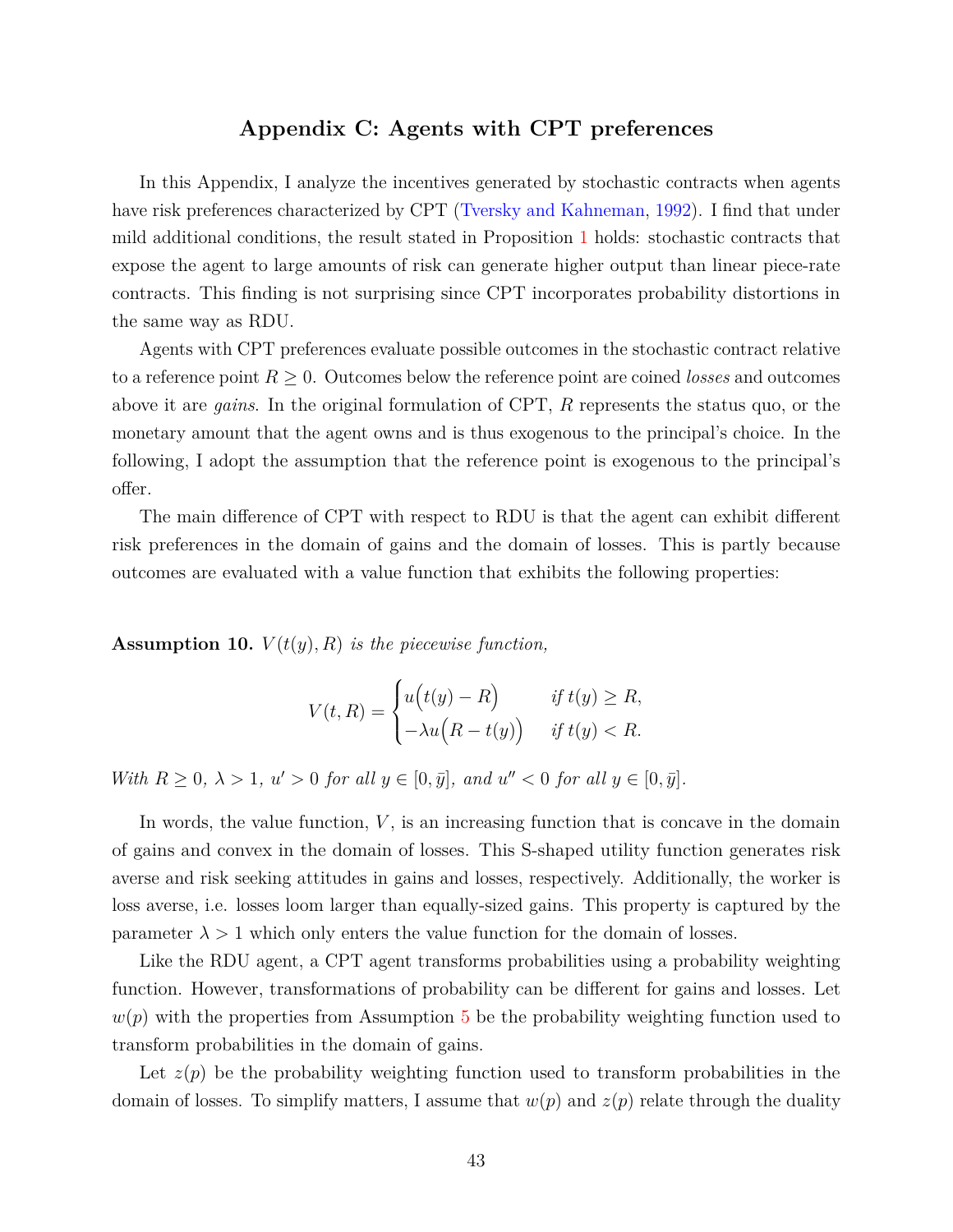# Appendix C: Agents with CPT preferences

In this Appendix, I analyze the incentives generated by stochastic contracts when agents have risk preferences characterized by CPT (Tversky and Kahneman, 1992). I find that under mild additional conditions, the result stated in Proposition 1 holds: stochastic contracts that expose the agent to large amounts of risk can generate higher output than linear piece-rate contracts. This finding is not surprising since CPT incorporates probability distortions in the same way as RDU.

Agents with CPT preferences evaluate possible outcomes in the stochastic contract relative to a reference point $R \geq 0$. Outcomes below the reference point are coined *losses* and outcomes above it are *gains*. In the original formulation of CPT, $R$ represents the status quo, or the monetary amount that the agent owns and is thus exogenous to the principal's choice. In the following, I adopt the assumption that the reference point is exogenous to the principal's offer.

The main difference of CPT with respect to RDU is that the agent can exhibit different risk preferences in the domain of gains and the domain of losses. This is partly because outcomes are evaluated with a value function that exhibits the following properties:

**Assumption 10.** *$V(t(y), R)$ is the piecewise function,*

$$V(t, R) = \begin{cases} u\Big(t(y) - R\Big) & \text{if } t(y) \geq R, \\ -\lambda u\Big(R - t(y)\Big) & \text{if } t(y) < R. \end{cases}$$

*With $R \geq 0$, $\lambda > 1$, $u' > 0$ for all $y \in [0, \bar{y}]$, and $u'' < 0$ for all $y \in [0, \bar{y}]$.*

In words, the value function, $V$, is an increasing function that is concave in the domain of gains and convex in the domain of losses. This S-shaped utility function generates risk averse and risk seeking attitudes in gains and losses, respectively. Additionally, the worker is loss averse, i.e. losses loom larger than equally-sized gains. This property is captured by the parameter $\lambda > 1$ which only enters the value function for the domain of losses.

Like the RDU agent, a CPT agent transforms probabilities using a probability weighting function. However, transformations of probability can be different for gains and losses. Let $w(p)$ with the properties from Assumption 5 be the probability weighting function used to transform probabilities in the domain of gains.

Let $z(p)$ be the probability weighting function used to transform probabilities in the domain of losses. To simplify matters, I assume that $w(p)$ and $z(p)$ relate through the duality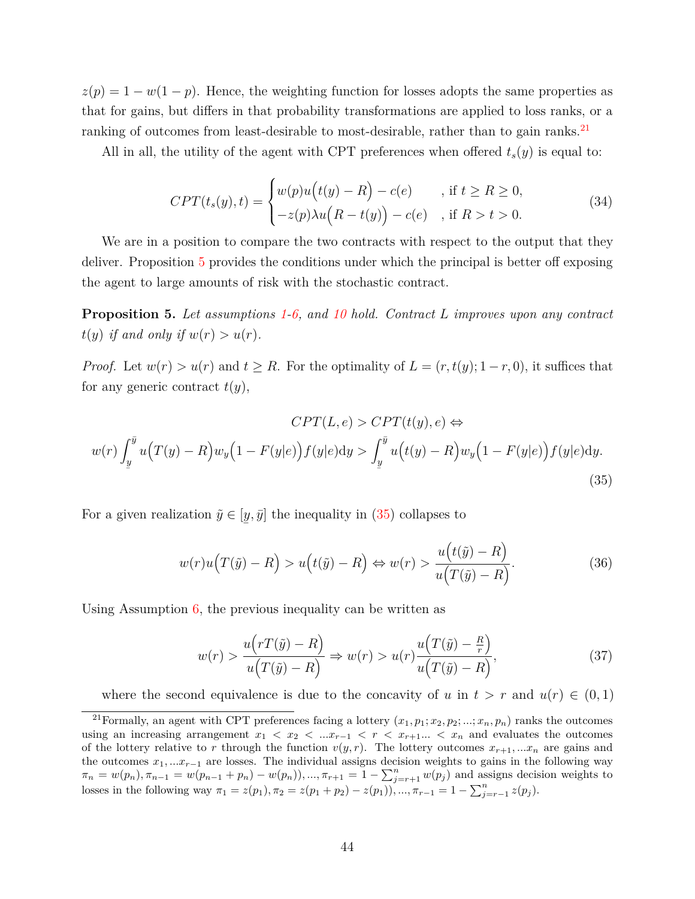$z(p) = 1 - w(1-p)$. Hence, the weighting function for losses adopts the same properties as that for gains, but differs in that probability transformations are applied to loss ranks, or a ranking of outcomes from least-desirable to most-desirable, rather than to gain ranks.[21]

All in all, the utility of the agent with CPT preferences when offered $t_s(y)$ is equal to:

$$CPT(t_s(y), t) = \begin{cases} w(p)u\Big(t(y) - R\Big) - c(e) & \text{, if } t \geq R \geq 0, \\ -z(p)\lambda u\Big(R - t(y)\Big) - c(e) & \text{, if } R > t > 0. \end{cases} \tag{34}$$

We are in a position to compare the two contracts with respect to the output that they deliver. Proposition 5 provides the conditions under which the principal is better off exposing the agent to large amounts of risk with the stochastic contract.

**Proposition 5.** *Let assumptions 1-6, and 10 hold. Contract $L$ improves upon any contract $t(y)$ if and only if $w(r) > u(r)$.*

*Proof.* Let $w(r) > u(r)$ and $t \geq R$. For the optimality of $L = (r, t(y); 1-r, 0)$, it suffices that for any generic contract $t(y)$,

$$\begin{gathered} CPT(L, e) > CPT(t(y), e) \Leftrightarrow \\ w(r)\int_{\underline{y}}^{\bar{y}} u\Big(T(y) - R\Big)w_y\Big(1 - F(y|e)\Big)f(y|e)\mathrm{d}y > \int_{\underline{y}}^{\bar{y}} u\Big(t(y) - R\Big)w_y\Big(1 - F(y|e)\Big)f(y|e)\mathrm{d}y. \end{gathered} \tag{35}$$

For a given realization $\tilde{y} \in [\underline{y}, \bar{y}]$ the inequality in (35) collapses to

$$w(r)u\Big(T(\tilde{y}) - R\Big) > u\Big(t(\tilde{y}) - R\Big) \Leftrightarrow w(r) > \frac{u\Big(t(\tilde{y}) - R\Big)}{u\Big(T(\tilde{y}) - R\Big)}. \tag{36}$$

Using Assumption 6, the previous inequality can be written as

$$w(r) > \frac{u\Big(rT(\tilde{y}) - R\Big)}{u\Big(T(\tilde{y}) - R\Big)} \Rightarrow w(r) > u(r)\frac{u\Big(T(\tilde{y}) - \frac{R}{r}\Big)}{u\Big(T(\tilde{y}) - R\Big)}, \tag{37}$$

where the second equivalence is due to the concavity of $u$ in $t > r$ and $u(r) \in (0, 1)$

[21] Formally, an agent with CPT preferences facing a lottery $(x_1, p_1; x_2, p_2; ...; x_n, p_n)$ ranks the outcomes using an increasing arrangement $x_1 < x_2 < ... x_{r-1} < r < x_{r+1} ... < x_n$ and evaluates the outcomes of the lottery relative to $r$ through the function $v(y, r)$. The lottery outcomes $x_{r+1}, ... x_n$ are gains and the outcomes $x_1, ... x_{r-1}$ are losses. The individual assigns decision weights to gains in the following way $\pi_n = w(p_n), \pi_{n-1} = w(p_{n-1} + p_n) - w(p_n)), ..., \pi_{r+1} = 1 - \sum_{j=r+1}^{n} w(p_j)$ and assigns decision weights to losses in the following way $\pi_1 = z(p_1), \pi_2 = z(p_1 + p_2) - z(p_1)), ..., \pi_{r-1} = 1 - \sum_{j=r-1}^{n} z(p_j)$.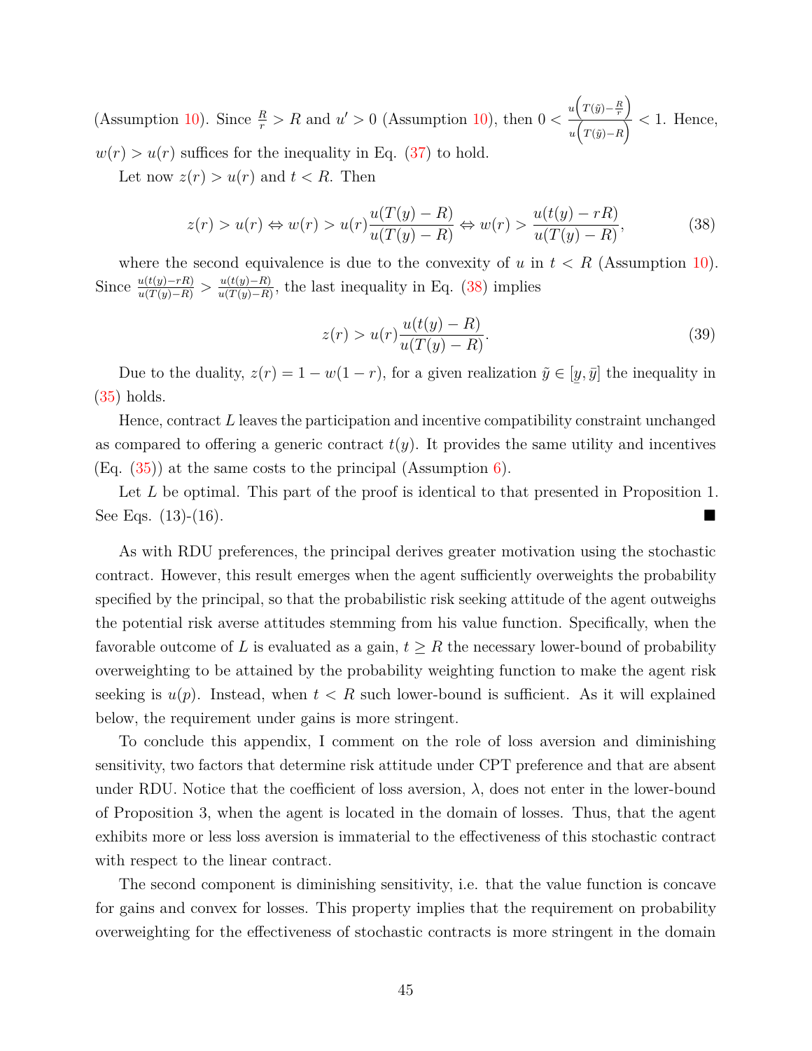(Assumption 10). Since $\frac{R}{r} > R$ and $u' > 0$ (Assumption 10), then $0 < \frac{u\left(T(\tilde{y})-\frac{R}{r}\right)}{u\left(T(\tilde{y})-R\right)} < 1$. Hence, $w(r) > u(r)$ suffices for the inequality in Eq. (37) to hold.

Let now $z(r) > u(r)$ and $t < R$. Then

$$z(r) > u(r) \Leftrightarrow w(r) > u(r)\frac{u(T(y)-R)}{u(T(y)-R)} \Leftrightarrow w(r) > \frac{u(t(y)-rR)}{u(T(y)-R)}, \tag{38}$$

where the second equivalence is due to the convexity of $u$ in $t < R$ (Assumption 10). Since $\frac{u(t(y)-rR)}{u(T(y)-R)} > \frac{u(t(y)-R)}{u(T(y)-R)}$, the last inequality in Eq. (38) implies

$$z(r) > u(r)\frac{u(t(y)-R)}{u(T(y)-R)}. \tag{39}$$

Due to the duality, $z(r) = 1 - w(1-r)$, for a given realization $\tilde{y} \in [\underline{y}, \bar{y}]$ the inequality in (35) holds.

Hence, contract $L$ leaves the participation and incentive compatibility constraint unchanged as compared to offering a generic contract $t(y)$. It provides the same utility and incentives (Eq. (35)) at the same costs to the principal (Assumption 6).

Let $L$ be optimal. This part of the proof is identical to that presented in Proposition 1. See Eqs. (13)-(16). ■

As with RDU preferences, the principal derives greater motivation using the stochastic contract. However, this result emerges when the agent sufficiently overweights the probability specified by the principal, so that the probabilistic risk seeking attitude of the agent outweighs the potential risk averse attitudes stemming from his value function. Specifically, when the favorable outcome of $L$ is evaluated as a gain, $t \geq R$ the necessary lower-bound of probability overweighting to be attained by the probability weighting function to make the agent risk seeking is $u(p)$. Instead, when $t < R$ such lower-bound is sufficient. As it will explained below, the requirement under gains is more stringent.

To conclude this appendix, I comment on the role of loss aversion and diminishing sensitivity, two factors that determine risk attitude under CPT preference and that are absent under RDU. Notice that the coefficient of loss aversion, $\lambda$, does not enter in the lower-bound of Proposition 3, when the agent is located in the domain of losses. Thus, that the agent exhibits more or less loss aversion is immaterial to the effectiveness of this stochastic contract with respect to the linear contract.

The second component is diminishing sensitivity, i.e. that the value function is concave for gains and convex for losses. This property implies that the requirement on probability overweighting for the effectiveness of stochastic contracts is more stringent in the domain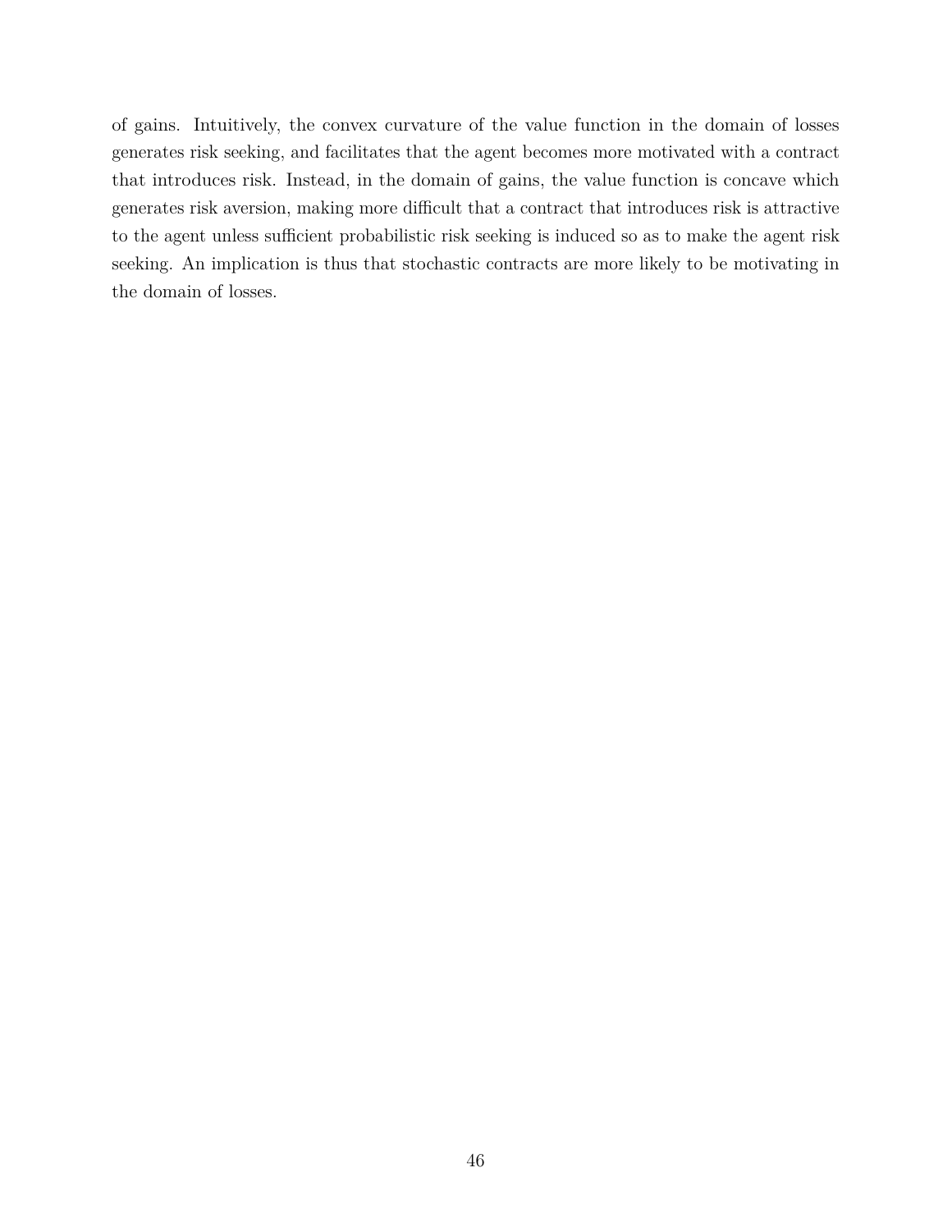of gains. Intuitively, the convex curvature of the value function in the domain of losses generates risk seeking, and facilitates that the agent becomes more motivated with a contract that introduces risk. Instead, in the domain of gains, the value function is concave which generates risk aversion, making more difficult that a contract that introduces risk is attractive to the agent unless sufficient probabilistic risk seeking is induced so as to make the agent risk seeking. An implication is thus that stochastic contracts are more likely to be motivating in the domain of losses.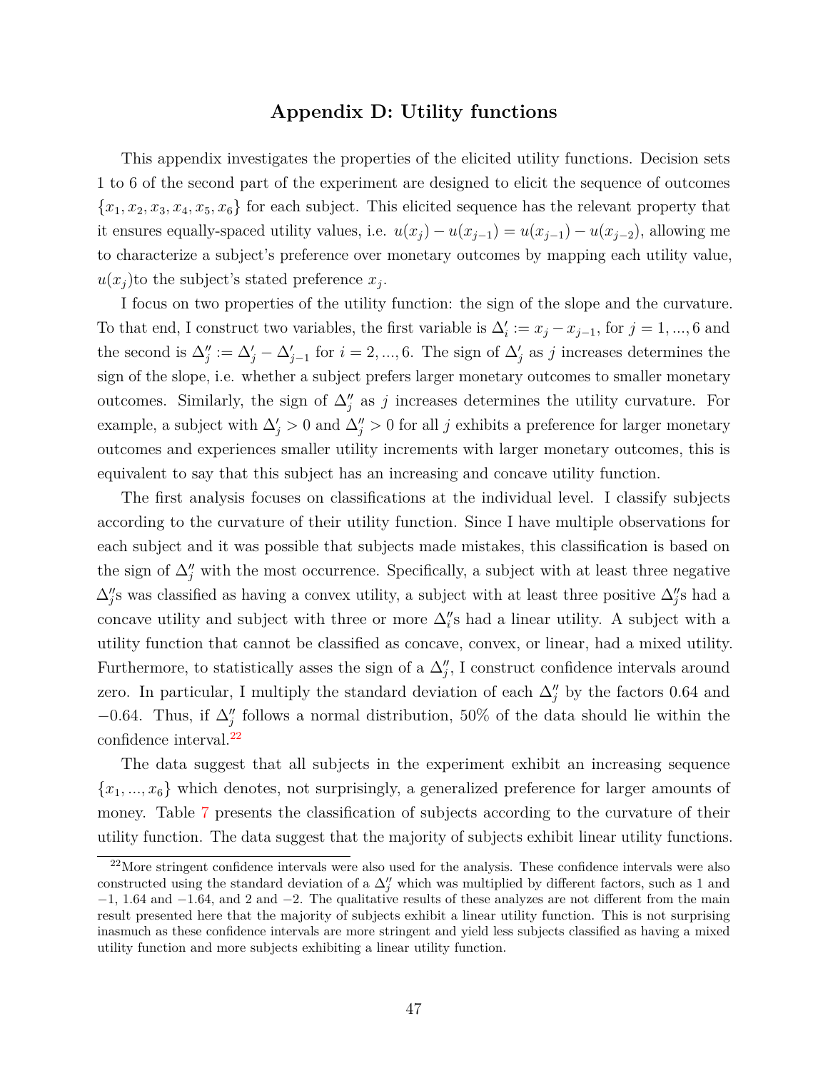## Appendix D: Utility functions

This appendix investigates the properties of the elicited utility functions. Decision sets 1 to 6 of the second part of the experiment are designed to elicit the sequence of outcomes $\{x_1, x_2, x_3, x_4, x_5, x_6\}$ for each subject. This elicited sequence has the relevant property that it ensures equally-spaced utility values, i.e. $u(x_j) - u(x_{j-1}) = u(x_{j-1}) - u(x_{j-2})$, allowing me to characterize a subject's preference over monetary outcomes by mapping each utility value, $u(x_j)$to the subject's stated preference $x_j$.

I focus on two properties of the utility function: the sign of the slope and the curvature. To that end, I construct two variables, the first variable is $\Delta_i' := x_j - x_{j-1}$, for $j = 1, ..., 6$ and the second is $\Delta_j'' := \Delta_j' - \Delta_{j-1}'$ for $i = 2, ..., 6$. The sign of $\Delta_j'$ as $j$ increases determines the sign of the slope, i.e. whether a subject prefers larger monetary outcomes to smaller monetary outcomes. Similarly, the sign of $\Delta_j''$ as $j$ increases determines the utility curvature. For example, a subject with $\Delta_j' > 0$ and $\Delta_j'' > 0$ for all $j$ exhibits a preference for larger monetary outcomes and experiences smaller utility increments with larger monetary outcomes, this is equivalent to say that this subject has an increasing and concave utility function.

The first analysis focuses on classifications at the individual level. I classify subjects according to the curvature of their utility function. Since I have multiple observations for each subject and it was possible that subjects made mistakes, this classification is based on the sign of $\Delta_j''$ with the most occurrence. Specifically, a subject with at least three negative $\Delta_j''$s was classified as having a convex utility, a subject with at least three positive $\Delta_j''$s had a concave utility and subject with three or more $\Delta_i''$s had a linear utility. A subject with a utility function that cannot be classified as concave, convex, or linear, had a mixed utility. Furthermore, to statistically asses the sign of a $\Delta_j''$, I construct confidence intervals around zero. In particular, I multiply the standard deviation of each $\Delta_j''$ by the factors 0.64 and $-0.64$. Thus, if $\Delta_j''$ follows a normal distribution, 50% of the data should lie within the confidence interval.[22]

The data suggest that all subjects in the experiment exhibit an increasing sequence $\{x_1, ..., x_6\}$ which denotes, not surprisingly, a generalized preference for larger amounts of money. Table 7 presents the classification of subjects according to the curvature of their utility function. The data suggest that the majority of subjects exhibit linear utility functions.

[22] More stringent confidence intervals were also used for the analysis. These confidence intervals were also constructed using the standard deviation of a $\Delta_j''$ which was multiplied by different factors, such as 1 and $-1$, 1.64 and $-1.64$, and 2 and $-2$. The qualitative results of these analyzes are not different from the main result presented here that the majority of subjects exhibit a linear utility function. This is not surprising inasmuch as these confidence intervals are more stringent and yield less subjects classified as having a mixed utility function and more subjects exhibiting a linear utility function.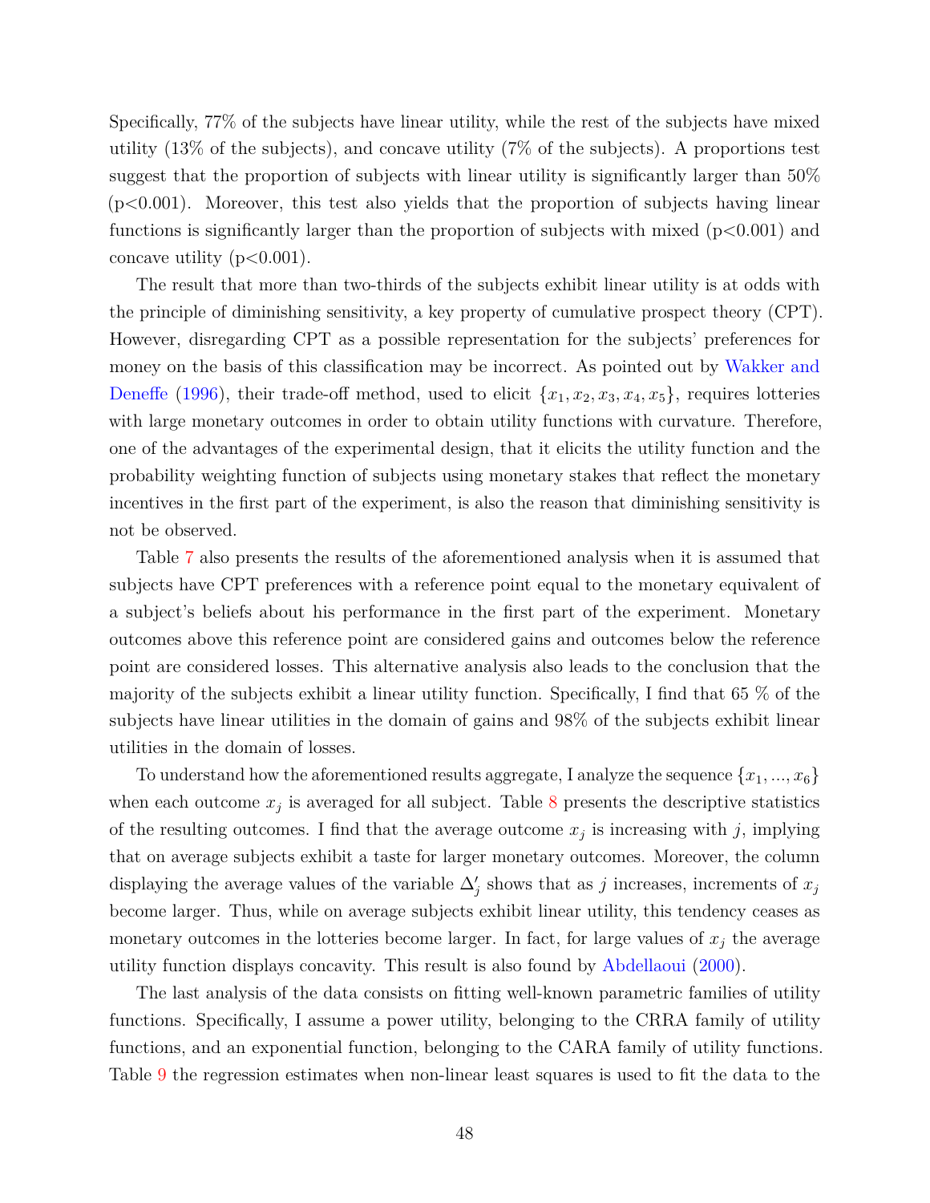Specifically, 77% of the subjects have linear utility, while the rest of the subjects have mixed utility (13% of the subjects), and concave utility (7% of the subjects). A proportions test suggest that the proportion of subjects with linear utility is significantly larger than 50% ($p<0.001$). Moreover, this test also yields that the proportion of subjects having linear functions is significantly larger than the proportion of subjects with mixed ($p<0.001$) and concave utility ($p<0.001$).

The result that more than two-thirds of the subjects exhibit linear utility is at odds with the principle of diminishing sensitivity, a key property of cumulative prospect theory (CPT). However, disregarding CPT as a possible representation for the subjects' preferences for money on the basis of this classification may be incorrect. As pointed out by Wakker and Deneffe (1996), their trade-off method, used to elicit $\{x_1, x_2, x_3, x_4, x_5\}$, requires lotteries with large monetary outcomes in order to obtain utility functions with curvature. Therefore, one of the advantages of the experimental design, that it elicits the utility function and the probability weighting function of subjects using monetary stakes that reflect the monetary incentives in the first part of the experiment, is also the reason that diminishing sensitivity is not be observed.

Table 7 also presents the results of the aforementioned analysis when it is assumed that subjects have CPT preferences with a reference point equal to the monetary equivalent of a subject's beliefs about his performance in the first part of the experiment. Monetary outcomes above this reference point are considered gains and outcomes below the reference point are considered losses. This alternative analysis also leads to the conclusion that the majority of the subjects exhibit a linear utility function. Specifically, I find that 65 % of the subjects have linear utilities in the domain of gains and 98% of the subjects exhibit linear utilities in the domain of losses.

To understand how the aforementioned results aggregate, I analyze the sequence $\{x_1, ..., x_6\}$ when each outcome $x_j$ is averaged for all subject. Table 8 presents the descriptive statistics of the resulting outcomes. I find that the average outcome $x_j$ is increasing with $j$, implying that on average subjects exhibit a taste for larger monetary outcomes. Moreover, the column displaying the average values of the variable $\Delta'_j$ shows that as $j$ increases, increments of $x_j$ become larger. Thus, while on average subjects exhibit linear utility, this tendency ceases as monetary outcomes in the lotteries become larger. In fact, for large values of $x_j$ the average utility function displays concavity. This result is also found by Abdellaoui (2000).

The last analysis of the data consists on fitting well-known parametric families of utility functions. Specifically, I assume a power utility, belonging to the CRRA family of utility functions, and an exponential function, belonging to the CARA family of utility functions. Table 9 the regression estimates when non-linear least squares is used to fit the data to the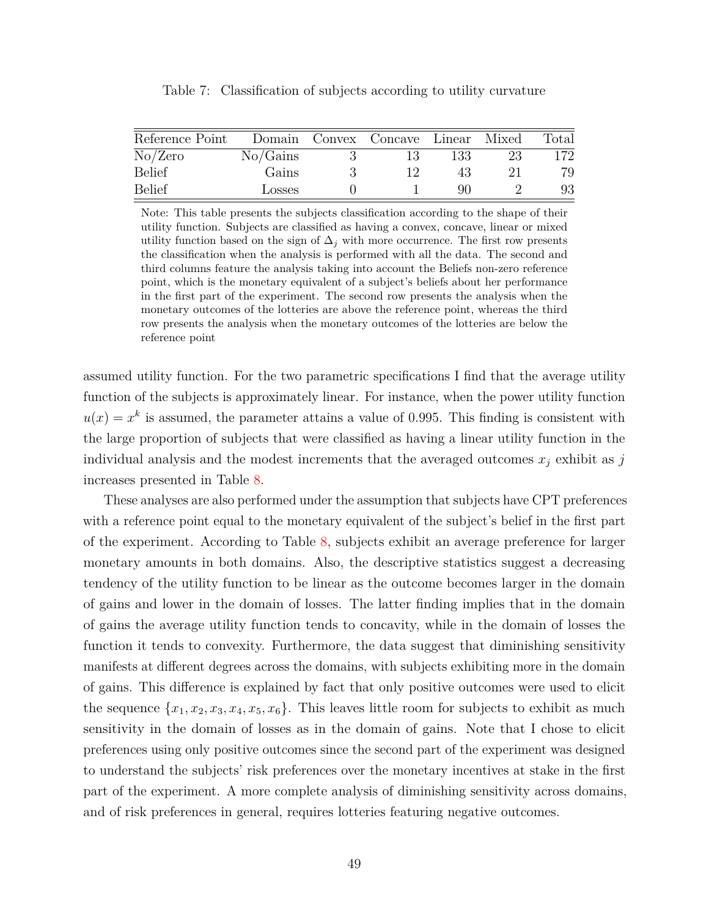Table 7: Classification of subjects according to utility curvature

| Reference Point | Domain | Convex | Concave | Linear | Mixed | Total |
|---|---|---|---|---|---|---|
| No/Zero | No/Gains | 3 | 13 | 133 | 23 | 172 |
| Belief | Gains | 3 | 12 | 43 | 21 | 79 |
| Belief | Losses | 0 | 1 | 90 | 2 | 93 |

Note: This table presents the subjects classification according to the shape of their utility function. Subjects are classified as having a convex, concave, linear or mixed utility function based on the sign of $\Delta_j$ with more occurrence. The first row presents the classification when the analysis is performed with all the data. The second and third columns feature the analysis taking into account the Beliefs non-zero reference point, which is the monetary equivalent of a subject's beliefs about her performance in the first part of the experiment. The second row presents the analysis when the monetary outcomes of the lotteries are above the reference point, whereas the third row presents the analysis when the monetary outcomes of the lotteries are below the reference point

assumed utility function. For the two parametric specifications I find that the average utility function of the subjects is approximately linear. For instance, when the power utility function $u(x) = x^k$ is assumed, the parameter attains a value of 0.995. This finding is consistent with the large proportion of subjects that were classified as having a linear utility function in the individual analysis and the modest increments that the averaged outcomes $x_j$ exhibit as $j$ increases presented in Table 8.

These analyses are also performed under the assumption that subjects have CPT preferences with a reference point equal to the monetary equivalent of the subject's belief in the first part of the experiment. According to Table 8, subjects exhibit an average preference for larger monetary amounts in both domains. Also, the descriptive statistics suggest a decreasing tendency of the utility function to be linear as the outcome becomes larger in the domain of gains and lower in the domain of losses. The latter finding implies that in the domain of gains the average utility function tends to concavity, while in the domain of losses the function it tends to convexity. Furthermore, the data suggest that diminishing sensitivity manifests at different degrees across the domains, with subjects exhibiting more in the domain of gains. This difference is explained by fact that only positive outcomes were used to elicit the sequence $\{x_1, x_2, x_3, x_4, x_5, x_6\}$. This leaves little room for subjects to exhibit as much sensitivity in the domain of losses as in the domain of gains. Note that I chose to elicit preferences using only positive outcomes since the second part of the experiment was designed to understand the subjects' risk preferences over the monetary incentives at stake in the first part of the experiment. A more complete analysis of diminishing sensitivity across domains, and of risk preferences in general, requires lotteries featuring negative outcomes.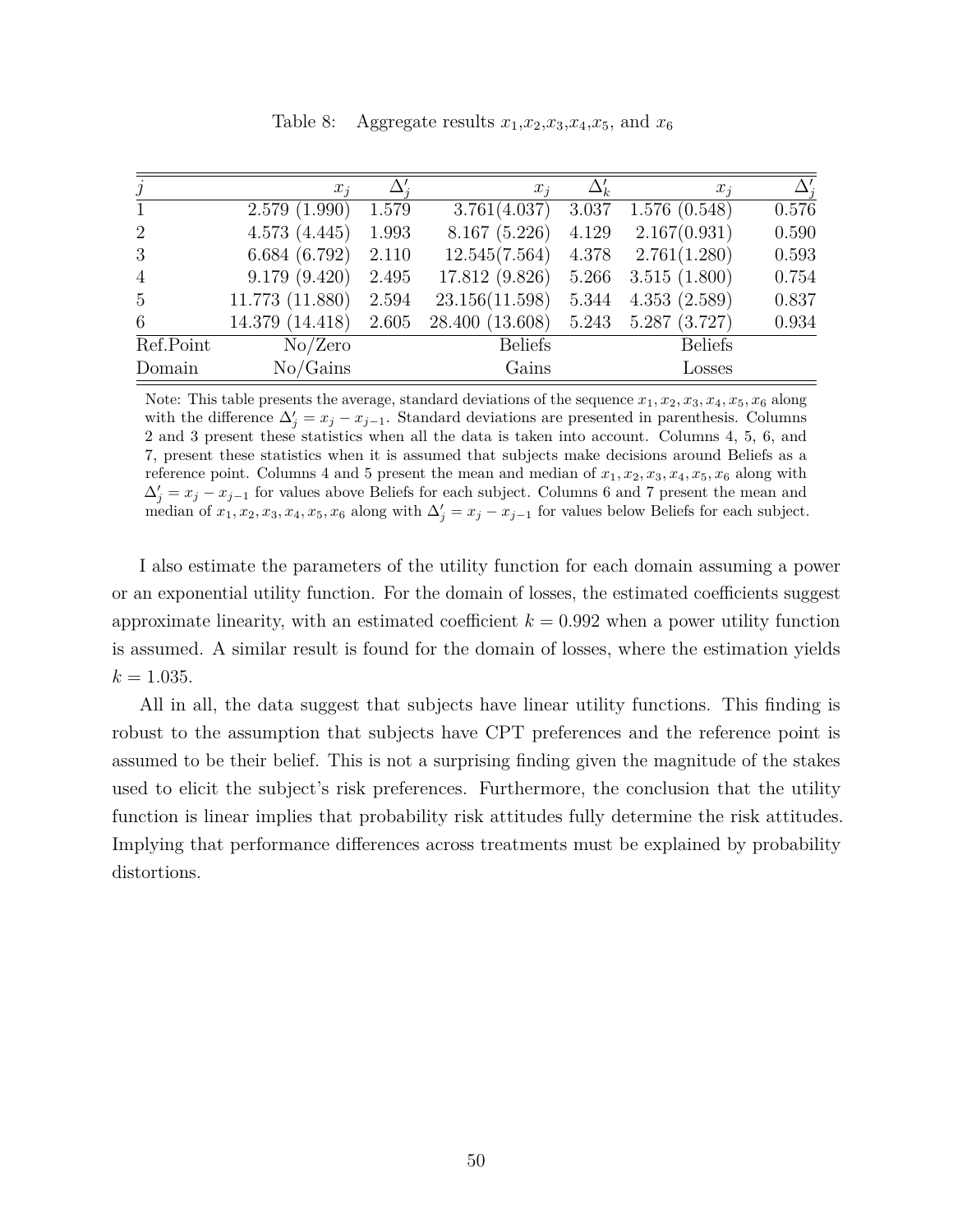Table 8: Aggregate results $x_1$,$x_2$,$x_3$,$x_4$,$x_5$, and $x_6$

| $j$ | $x_j$ | $\Delta'_j$ | $x_j$ | $\Delta'_k$ | $x_j$ | $\Delta'_j$ |
|---|---|---|---|---|---|---|
| 1 | 2.579 (1.990) | 1.579 | 3.761(4.037) | 3.037 | 1.576 (0.548) | 0.576 |
| 2 | 4.573 (4.445) | 1.993 | 8.167 (5.226) | 4.129 | 2.167(0.931) | 0.590 |
| 3 | 6.684 (6.792) | 2.110 | 12.545(7.564) | 4.378 | 2.761(1.280) | 0.593 |
| 4 | 9.179 (9.420) | 2.495 | 17.812 (9.826) | 5.266 | 3.515 (1.800) | 0.754 |
| 5 | 11.773 (11.880) | 2.594 | 23.156(11.598) | 5.344 | 4.353 (2.589) | 0.837 |
| 6 | 14.379 (14.418) | 2.605 | 28.400 (13.608) | 5.243 | 5.287 (3.727) | 0.934 |
| Ref.Point | No/Zero | | Beliefs | | Beliefs | |
| Domain | No/Gains | | Gains | | Losses | |

Note: This table presents the average, standard deviations of the sequence $x_1, x_2, x_3, x_4, x_5, x_6$ along with the difference $\Delta'_j = x_j - x_{j-1}$. Standard deviations are presented in parenthesis. Columns 2 and 3 present these statistics when all the data is taken into account. Columns 4, 5, 6, and 7, present these statistics when it is assumed that subjects make decisions around Beliefs as a reference point. Columns 4 and 5 present the mean and median of $x_1, x_2, x_3, x_4, x_5, x_6$ along with $\Delta'_j = x_j - x_{j-1}$ for values above Beliefs for each subject. Columns 6 and 7 present the mean and median of $x_1, x_2, x_3, x_4, x_5, x_6$ along with $\Delta'_j = x_j - x_{j-1}$ for values below Beliefs for each subject.

I also estimate the parameters of the utility function for each domain assuming a power or an exponential utility function. For the domain of losses, the estimated coefficients suggest approximate linearity, with an estimated coefficient $k = 0.992$ when a power utility function is assumed. A similar result is found for the domain of losses, where the estimation yields $k = 1.035$.

All in all, the data suggest that subjects have linear utility functions. This finding is robust to the assumption that subjects have CPT preferences and the reference point is assumed to be their belief. This is not a surprising finding given the magnitude of the stakes used to elicit the subject's risk preferences. Furthermore, the conclusion that the utility function is linear implies that probability risk attitudes fully determine the risk attitudes. Implying that performance differences across treatments must be explained by probability distortions.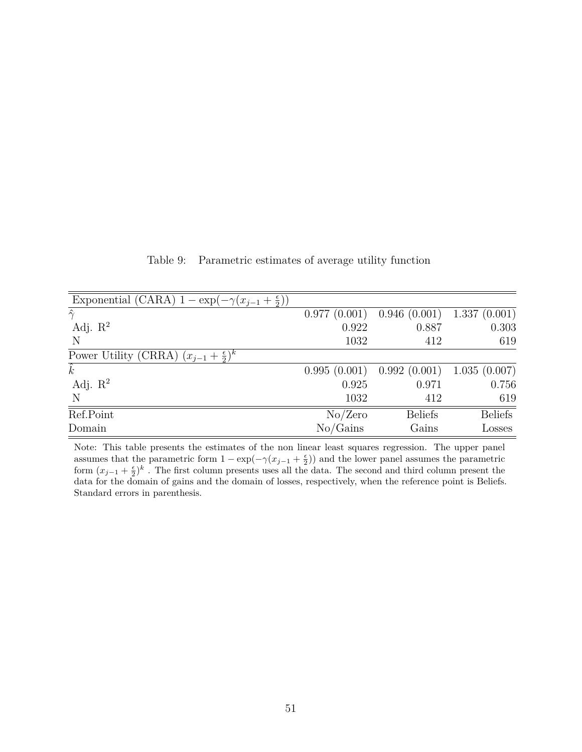Table 9: Parametric estimates of average utility function

| Exponential (CARA) $1 - \exp(-\gamma(x_{j-1} + \frac{\epsilon}{2}))$ | | | |
|---|---|---|---|
| $\hat{\gamma}$ | 0.977 (0.001) | 0.946 (0.001) | 1.337 (0.001) |
| Adj. $R^2$ | 0.922 | 0.887 | 0.303 |
| N | 1032 | 412 | 619 |
| **Power Utility (CRRA) $(x_{j-1} + \frac{\epsilon}{2})^k$** | | | |
| $\hat{k}$ | 0.995 (0.001) | 0.992 (0.001) | 1.035 (0.007) |
| Adj. $R^2$ | 0.925 | 0.971 | 0.756 |
| N | 1032 | 412 | 619 |
| Ref.Point | No/Zero | Beliefs | Beliefs |
| Domain | No/Gains | Gains | Losses |

Note: This table presents the estimates of the non linear least squares regression. The upper panel assumes that the parametric form $1 - \exp(-\gamma(x_{j-1} + \frac{\epsilon}{2}))$ and the lower panel assumes the parametric form $(x_{j-1} + \frac{\epsilon}{2})^k$ . The first column presents uses all the data. The second and third column present the data for the domain of gains and the domain of losses, respectively, when the reference point is Beliefs. Standard errors in parenthesis.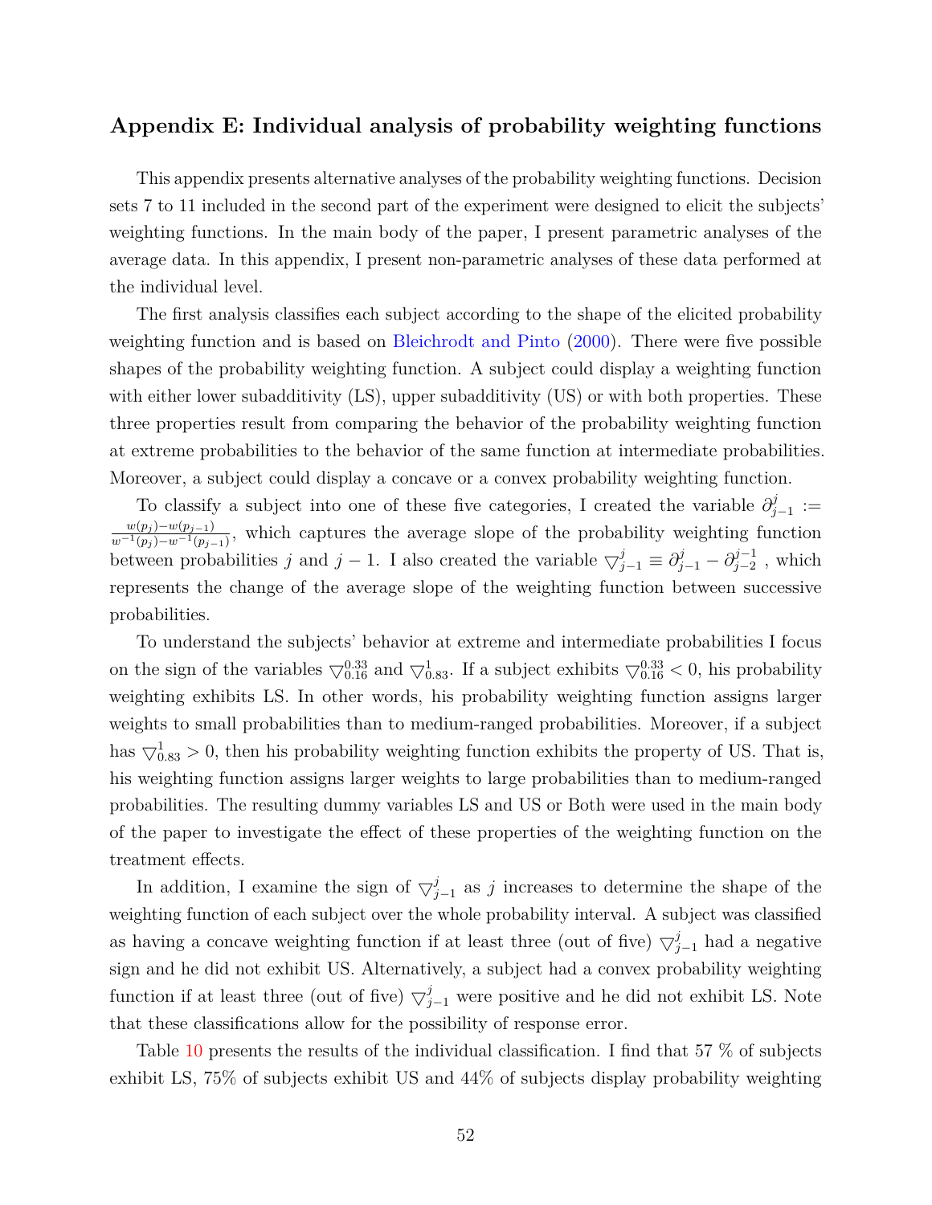## Appendix E: Individual analysis of probability weighting functions

This appendix presents alternative analyses of the probability weighting functions. Decision sets 7 to 11 included in the second part of the experiment were designed to elicit the subjects' weighting functions. In the main body of the paper, I present parametric analyses of the average data. In this appendix, I present non-parametric analyses of these data performed at the individual level.

The first analysis classifies each subject according to the shape of the elicited probability weighting function and is based on Bleichrodt and Pinto (2000). There were five possible shapes of the probability weighting function. A subject could display a weighting function with either lower subadditivity (LS), upper subadditivity (US) or with both properties. These three properties result from comparing the behavior of the probability weighting function at extreme probabilities to the behavior of the same function at intermediate probabilities. Moreover, a subject could display a concave or a convex probability weighting function.

To classify a subject into one of these five categories, I created the variable $\partial^{j}_{j-1} := \frac{w(p_j)-w(p_{j-1})}{w^{-1}(p_j)-w^{-1}(p_{j-1})}$, which captures the average slope of the probability weighting function between probabilities $j$ and $j-1$. I also created the variable $\triangledown^{j}_{j-1} \equiv \partial^{j}_{j-1} - \partial^{j-1}_{j-2}$ , which represents the change of the average slope of the weighting function between successive probabilities.

To understand the subjects' behavior at extreme and intermediate probabilities I focus on the sign of the variables $\triangledown^{0.33}_{0.16}$ and $\triangledown^{1}_{0.83}$. If a subject exhibits $\triangledown^{0.33}_{0.16} < 0$, his probability weighting exhibits LS. In other words, his probability weighting function assigns larger weights to small probabilities than to medium-ranged probabilities. Moreover, if a subject has $\triangledown^{1}_{0.83} > 0$, then his probability weighting function exhibits the property of US. That is, his weighting function assigns larger weights to large probabilities than to medium-ranged probabilities. The resulting dummy variables LS and US or Both were used in the main body of the paper to investigate the effect of these properties of the weighting function on the treatment effects.

In addition, I examine the sign of $\triangledown^{j}_{j-1}$ as $j$ increases to determine the shape of the weighting function of each subject over the whole probability interval. A subject was classified as having a concave weighting function if at least three (out of five) $\triangledown^{j}_{j-1}$ had a negative sign and he did not exhibit US. Alternatively, a subject had a convex probability weighting function if at least three (out of five) $\triangledown^{j}_{j-1}$ were positive and he did not exhibit LS. Note that these classifications allow for the possibility of response error.

Table 10 presents the results of the individual classification. I find that 57 % of subjects exhibit LS, 75% of subjects exhibit US and 44% of subjects display probability weighting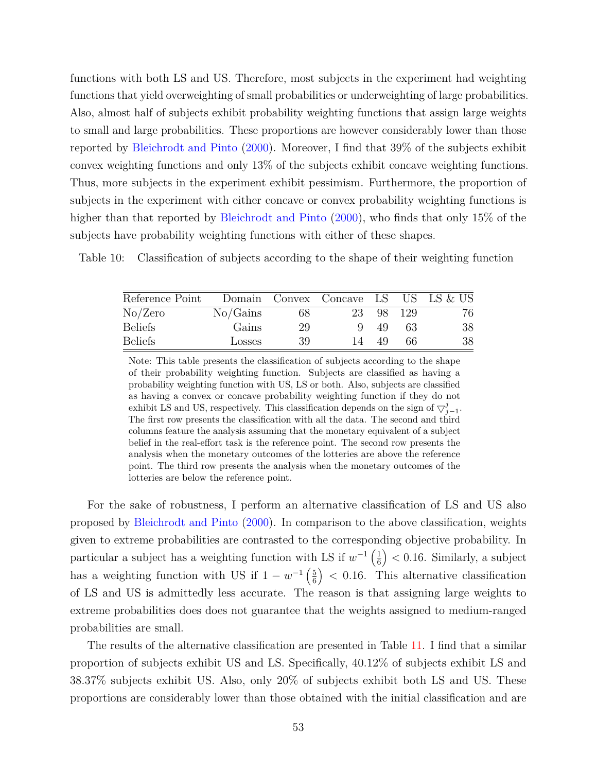functions with both LS and US. Therefore, most subjects in the experiment had weighting functions that yield overweighting of small probabilities or underweighting of large probabilities. Also, almost half of subjects exhibit probability weighting functions that assign large weights to small and large probabilities. These proportions are however considerably lower than those reported by Bleichrodt and Pinto (2000). Moreover, I find that 39% of the subjects exhibit convex weighting functions and only 13% of the subjects exhibit concave weighting functions. Thus, more subjects in the experiment exhibit pessimism. Furthermore, the proportion of subjects in the experiment with either concave or convex probability weighting functions is higher than that reported by Bleichrodt and Pinto (2000), who finds that only 15% of the subjects have probability weighting functions with either of these shapes.

Table 10: Classification of subjects according to the shape of their weighting function

| Reference Point | Domain | Convex | Concave | LS | US | LS & US |
|---|---|---|---|---|---|---|
| No/Zero | No/Gains | 68 | 23 | 98 | 129 | 76 |
| Beliefs | Gains | 29 | 9 | 49 | 63 | 38 |
| Beliefs | Losses | 39 | 14 | 49 | 66 | 38 |

Note: This table presents the classification of subjects according to the shape of their probability weighting function. Subjects are classified as having a probability weighting function with US, LS or both. Also, subjects are classified as having a convex or concave probability weighting function if they do not exhibit LS and US, respectively. This classification depends on the sign of $\bigtriangledown^{j}_{j-1}$. The first row presents the classification with all the data. The second and third columns feature the analysis assuming that the monetary equivalent of a subject belief in the real-effort task is the reference point. The second row presents the analysis when the monetary outcomes of the lotteries are above the reference point. The third row presents the analysis when the monetary outcomes of the lotteries are below the reference point.

For the sake of robustness, I perform an alternative classification of LS and US also proposed by Bleichrodt and Pinto (2000). In comparison to the above classification, weights given to extreme probabilities are contrasted to the corresponding objective probability. In particular a subject has a weighting function with LS if $w^{-1}\left(\frac{1}{6}\right) < 0.16$. Similarly, a subject has a weighting function with US if $1 - w^{-1}\left(\frac{5}{6}\right) < 0.16$. This alternative classification of LS and US is admittedly less accurate. The reason is that assigning large weights to extreme probabilities does does not guarantee that the weights assigned to medium-ranged probabilities are small.

The results of the alternative classification are presented in Table 11. I find that a similar proportion of subjects exhibit US and LS. Specifically, 40.12% of subjects exhibit LS and 38.37% subjects exhibit US. Also, only 20% of subjects exhibit both LS and US. These proportions are considerably lower than those obtained with the initial classification and are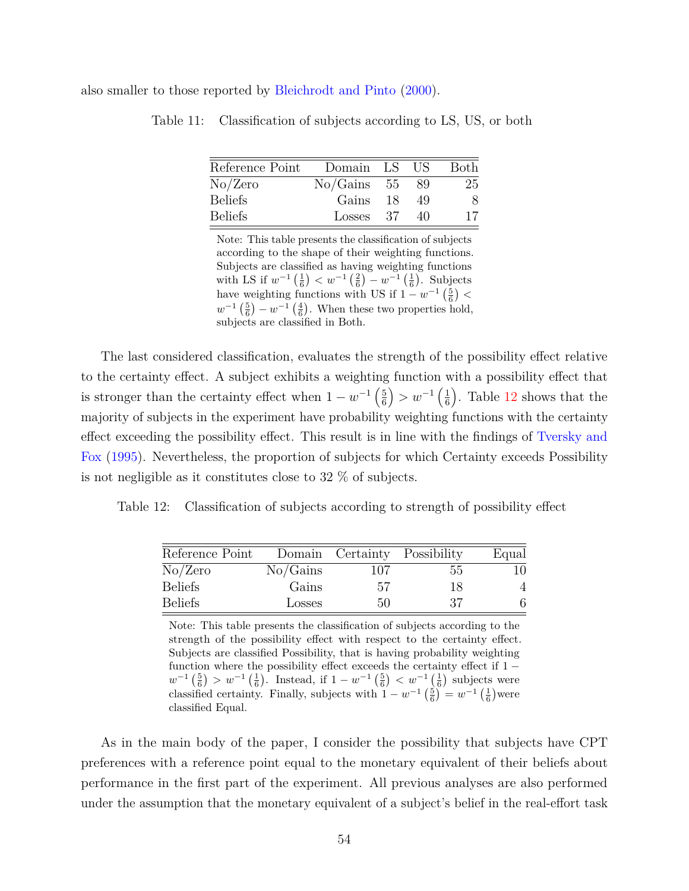also smaller to those reported by Bleichrodt and Pinto (2000).

Table 11: Classification of subjects according to LS, US, or both

| Reference Point | Domain | LS | US | Both |
|---|---|---|---|---|
| No/Zero | No/Gains | 55 | 89 | 25 |
| Beliefs | Gains | 18 | 49 | 8 |
| Beliefs | Losses | 37 | 40 | 17 |

Note: This table presents the classification of subjects according to the shape of their weighting functions. Subjects are classified as having weighting functions with LS if $w^{-1}\left(\frac{1}{6}\right) < w^{-1}\left(\frac{2}{6}\right) - w^{-1}\left(\frac{1}{6}\right)$. Subjects have weighting functions with US if $1 - w^{-1}\left(\frac{5}{6}\right) < w^{-1}\left(\frac{5}{6}\right) - w^{-1}\left(\frac{4}{6}\right)$. When these two properties hold, subjects are classified in Both.

The last considered classification, evaluates the strength of the possibility effect relative to the certainty effect. A subject exhibits a weighting function with a possibility effect that is stronger than the certainty effect when $1 - w^{-1}\left(\frac{5}{6}\right) > w^{-1}\left(\frac{1}{6}\right)$. Table 12 shows that the majority of subjects in the experiment have probability weighting functions with the certainty effect exceeding the possibility effect. This result is in line with the findings of Tversky and Fox (1995). Nevertheless, the proportion of subjects for which Certainty exceeds Possibility is not negligible as it constitutes close to 32 % of subjects.

Table 12: Classification of subjects according to strength of possibility effect

| Reference Point | Domain | Certainty | Possibility | Equal |
|---|---|---|---|---|
| No/Zero | No/Gains | 107 | 55 | 10 |
| Beliefs | Gains | 57 | 18 | 4 |
| Beliefs | Losses | 50 | 37 | 6 |

Note: This table presents the classification of subjects according to the strength of the possibility effect with respect to the certainty effect. Subjects are classified Possibility, that is having probability weighting function where the possibility effect exceeds the certainty effect if $1 - w^{-1}\left(\frac{5}{6}\right) > w^{-1}\left(\frac{1}{6}\right)$. Instead, if $1 - w^{-1}\left(\frac{5}{6}\right) < w^{-1}\left(\frac{1}{6}\right)$ subjects were classified certainty. Finally, subjects with $1 - w^{-1}\left(\frac{5}{6}\right) = w^{-1}\left(\frac{1}{6}\right)$were classified Equal.

As in the main body of the paper, I consider the possibility that subjects have CPT preferences with a reference point equal to the monetary equivalent of their beliefs about performance in the first part of the experiment. All previous analyses are also performed under the assumption that the monetary equivalent of a subject's belief in the real-effort task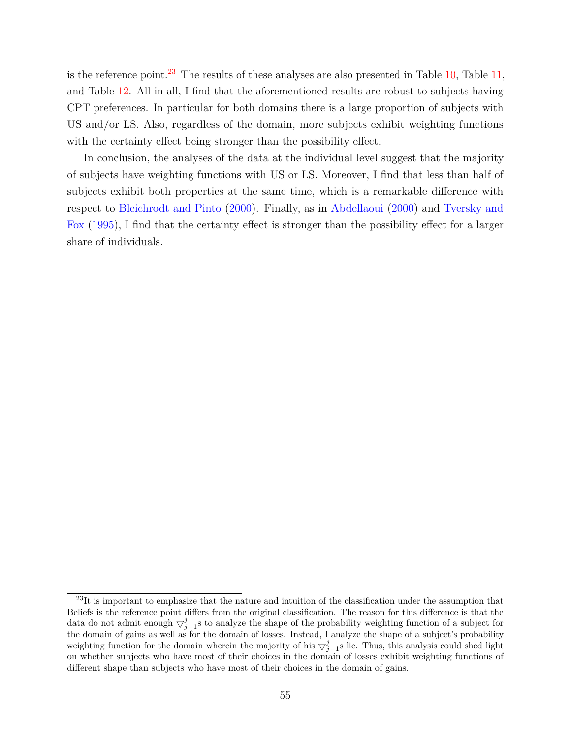is the reference point.[23] The results of these analyses are also presented in Table 10, Table 11, and Table 12. All in all, I find that the aforementioned results are robust to subjects having CPT preferences. In particular for both domains there is a large proportion of subjects with US and/or LS. Also, regardless of the domain, more subjects exhibit weighting functions with the certainty effect being stronger than the possibility effect.

In conclusion, the analyses of the data at the individual level suggest that the majority of subjects have weighting functions with US or LS. Moreover, I find that less than half of subjects exhibit both properties at the same time, which is a remarkable difference with respect to Bleichrodt and Pinto (2000). Finally, as in Abdellaoui (2000) and Tversky and Fox (1995), I find that the certainty effect is stronger than the possibility effect for a larger share of individuals.

---

[23] It is important to emphasize that the nature and intuition of the classification under the assumption that Beliefs is the reference point differs from the original classification. The reason for this difference is that the data do not admit enough $\triangledown^{j}_{j-1}$s to analyze the shape of the probability weighting function of a subject for the domain of gains as well as for the domain of losses. Instead, I analyze the shape of a subject's probability weighting function for the domain wherein the majority of his $\triangledown^{j}_{j-1}$s lie. Thus, this analysis could shed light on whether subjects who have most of their choices in the domain of losses exhibit weighting functions of different shape than subjects who have most of their choices in the domain of gains.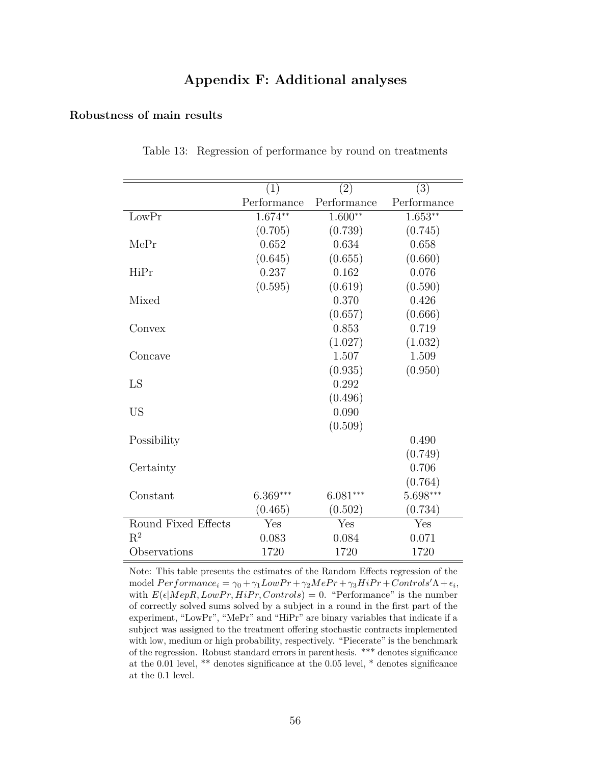# Appendix F: Additional analyses

## Robustness of main results

Table 13: Regression of performance by round on treatments

| | (1) | (2) | (3) |
|---|---|---|---|
| | Performance | Performance | Performance |
| LowPr | 1.674** | 1.600** | 1.653** |
| | (0.705) | (0.739) | (0.745) |
| MePr | 0.652 | 0.634 | 0.658 |
| | (0.645) | (0.655) | (0.660) |
| HiPr | 0.237 | 0.162 | 0.076 |
| | (0.595) | (0.619) | (0.590) |
| Mixed | | 0.370 | 0.426 |
| | | (0.657) | (0.666) |
| Convex | | 0.853 | 0.719 |
| | | (1.027) | (1.032) |
| Concave | | 1.507 | 1.509 |
| | | (0.935) | (0.950) |
| LS | | 0.292 | |
| | | (0.496) | |
| US | | 0.090 | |
| | | (0.509) | |
| Possibility | | | 0.490 |
| | | | (0.749) |
| Certainty | | | 0.706 |
| | | | (0.764) |
| Constant | 6.369*** | 6.081*** | 5.698*** |
| | (0.465) | (0.502) | (0.734) |
| Round Fixed Effects | Yes | Yes | Yes |
| $R^2$ | 0.083 | 0.084 | 0.071 |
| Observations | 1720 | 1720 | 1720 |

Note: This table presents the estimates of the Random Effects regression of the model $Performance_i = \gamma_0 + \gamma_1 LowPr + \gamma_2 MePr + \gamma_3 HiPr + Controls'\Lambda + \epsilon_i$, with $E(\epsilon | MepR, LowPr, HiPr, Controls) = 0$. "Performance" is the number of correctly solved sums solved by a subject in a round in the first part of the experiment, "LowPr", "MePr" and "HiPr" are binary variables that indicate if a subject was assigned to the treatment offering stochastic contracts implemented with low, medium or high probability, respectively. "Piecerate" is the benchmark of the regression. Robust standard errors in parenthesis. *** denotes significance at the 0.01 level, ** denotes significance at the 0.05 level, * denotes significance at the 0.1 level.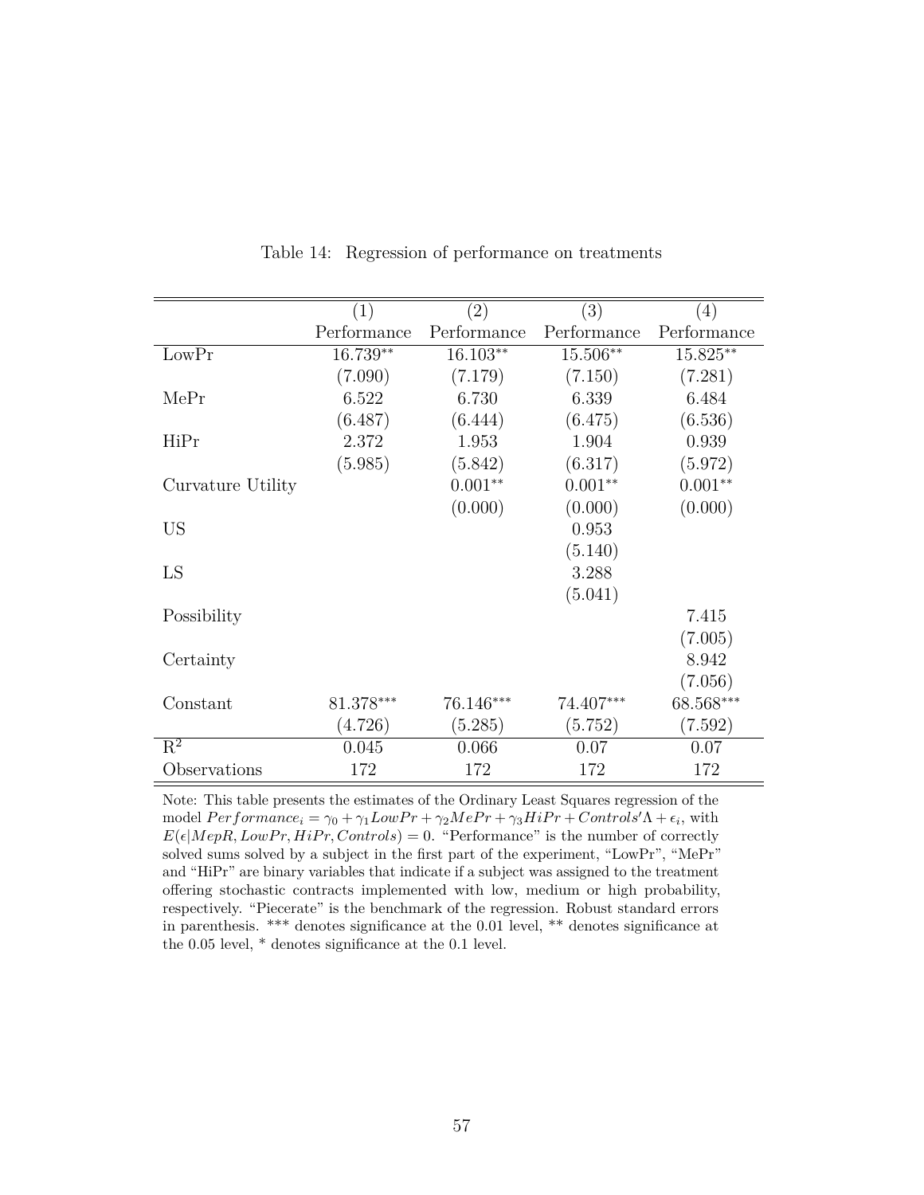Table 14: Regression of performance on treatments

| | (1) | (2) | (3) | (4) |
|---|---|---|---|---|
| | Performance | Performance | Performance | Performance |
| LowPr | 16.739** | 16.103** | 15.506** | 15.825** |
| | (7.090) | (7.179) | (7.150) | (7.281) |
| MePr | 6.522 | 6.730 | 6.339 | 6.484 |
| | (6.487) | (6.444) | (6.475) | (6.536) |
| HiPr | 2.372 | 1.953 | 1.904 | 0.939 |
| | (5.985) | (5.842) | (6.317) | (5.972) |
| Curvature Utility | | 0.001** | 0.001** | 0.001** |
| | | (0.000) | (0.000) | (0.000) |
| US | | | 0.953 | |
| | | | (5.140) | |
| LS | | | 3.288 | |
| | | | (5.041) | |
| Possibility | | | | 7.415 |
| | | | | (7.005) |
| Certainty | | | | 8.942 |
| | | | | (7.056) |
| Constant | 81.378*** | 76.146*** | 74.407*** | 68.568*** |
| | (4.726) | (5.285) | (5.752) | (7.592) |
| $R^2$ | 0.045 | 0.066 | 0.07 | 0.07 |
| Observations | 172 | 172 | 172 | 172 |

Note: This table presents the estimates of the Ordinary Least Squares regression of the model $Performance_i = \gamma_0 + \gamma_1 LowPr + \gamma_2 MePr + \gamma_3 HiPr + Controls'\Lambda + \epsilon_i$, with $E(\epsilon|MepR, LowPr, HiPr, Controls) = 0$. "Performance" is the number of correctly solved sums solved by a subject in the first part of the experiment, "LowPr", "MePr" and "HiPr" are binary variables that indicate if a subject was assigned to the treatment offering stochastic contracts implemented with low, medium or high probability, respectively. "Piecerate" is the benchmark of the regression. Robust standard errors in parenthesis. *** denotes significance at the 0.01 level, ** denotes significance at the 0.05 level, * denotes significance at the 0.1 level.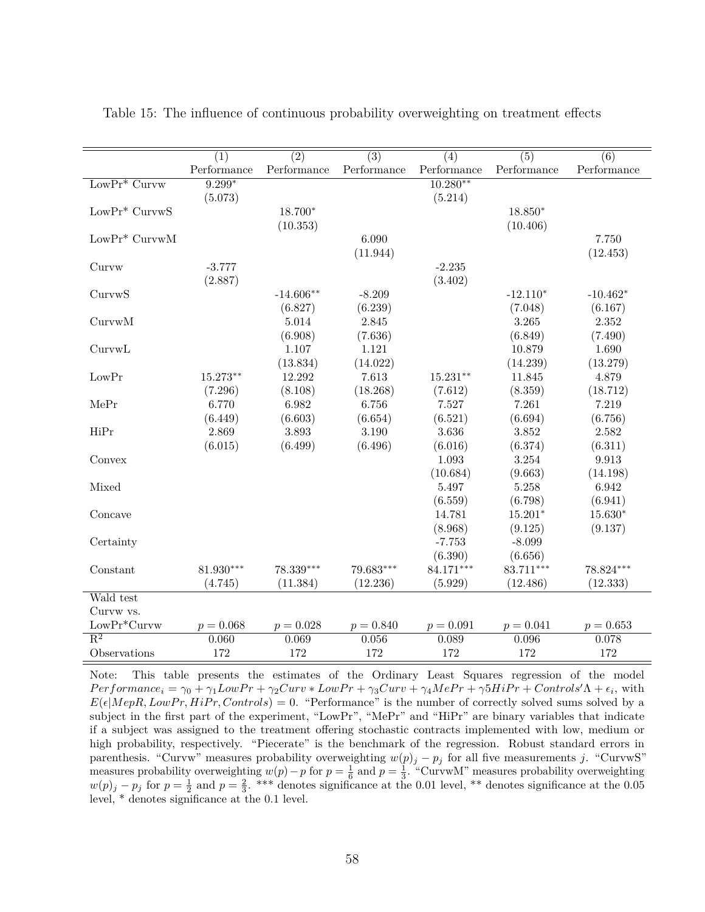Table 15: The influence of continuous probability overweighting on treatment effects

| | (1) | (2) | (3) | (4) | (5) | (6) |
|---|---|---|---|---|---|---|
| | Performance | Performance | Performance | Performance | Performance | Performance |
| LowPr* Curvw | 9.299* | | | 10.280** | | |
| | (5.073) | | | (5.214) | | |
| LowPr* CurvwS | | 18.700* | | | 18.850* | |
| | | (10.353) | | | (10.406) | |
| LowPr* CurvwM | | | 6.090 | | | 7.750 |
| | | | (11.944) | | | (12.453) |
| Curvw | -3.777 | | | -2.235 | | |
| | (2.887) | | | (3.402) | | |
| CurvwS | | -14.606** | -8.209 | | -12.110* | -10.462* |
| | | (6.827) | (6.239) | | (7.048) | (6.167) |
| CurvwM | | 5.014 | 2.845 | | 3.265 | 2.352 |
| | | (6.908) | (7.636) | | (6.849) | (7.490) |
| CurvwL | | 1.107 | 1.121 | | 10.879 | 1.690 |
| | | (13.834) | (14.022) | | (14.239) | (13.279) |
| LowPr | 15.273** | 12.292 | 7.613 | 15.231** | 11.845 | 4.879 |
| | (7.296) | (8.108) | (18.268) | (7.612) | (8.359) | (18.712) |
| MePr | 6.770 | 6.982 | 6.756 | 7.527 | 7.261 | 7.219 |
| | (6.449) | (6.603) | (6.654) | (6.521) | (6.694) | (6.756) |
| HiPr | 2.869 | 3.893 | 3.190 | 3.636 | 3.852 | 2.582 |
| | (6.015) | (6.499) | (6.496) | (6.016) | (6.374) | (6.311) |
| Convex | | | | 1.093 | 3.254 | 9.913 |
| | | | | (10.684) | (9.663) | (14.198) |
| Mixed | | | | 5.497 | 5.258 | 6.942 |
| | | | | (6.559) | (6.798) | (6.941) |
| Concave | | | | 14.781 | 15.201* | 15.630* |
| | | | | (8.968) | (9.125) | (9.137) |
| Certainty | | | | -7.753 | -8.099 | |
| | | | | (6.390) | (6.656) | |
| Constant | 81.930*** | 78.339*** | 79.683*** | 84.171*** | 83.711*** | 78.824*** |
| | (4.745) | (11.384) | (12.236) | (5.929) | (12.486) | (12.333) |
| Wald test | | | | | | |
| Curvw vs. | | | | | | |
| LowPr*Curvw | $p = 0.068$ | $p = 0.028$ | $p = 0.840$ | $p = 0.091$ | $p = 0.041$ | $p = 0.653$ |
| $R^2$ | 0.060 | 0.069 | 0.056 | 0.089 | 0.096 | 0.078 |
| Observations | 172 | 172 | 172 | 172 | 172 | 172 |

Note: This table presents the estimates of the Ordinary Least Squares regression of the model $Performance_i = \gamma_0 + \gamma_1 LowPr + \gamma_2 Curv * LowPr + \gamma_3 Curv + \gamma_4 MePr + \gamma 5 HiPr + Controls'\Lambda + \epsilon_i$, with $E(\epsilon|MepR, LowPr, HiPr, Controls) = 0$. "Performance" is the number of correctly solved sums solved by a subject in the first part of the experiment. "LowPr", "MePr" and "HiPr" are binary variables that indicate if a subject was assigned to the treatment offering stochastic contracts implemented with low, medium or high probability, respectively. "Piecerate" is the benchmark of the regression. Robust standard errors in parenthesis. "Curvw" measures probability overweighting $w(p)_j - p_j$ for all five measurements $j$. "CurvwS" measures probability overweighting $w(p) - p$ for $p = \frac{1}{6}$ and $p = \frac{1}{3}$. "CurvwM" measures probability overweighting $w(p)_j - p_j$ for $p = \frac{1}{2}$ and $p = \frac{2}{3}$. *** denotes significance at the 0.01 level, ** denotes significance at the 0.05 level, * denotes significance at the 0.1 level.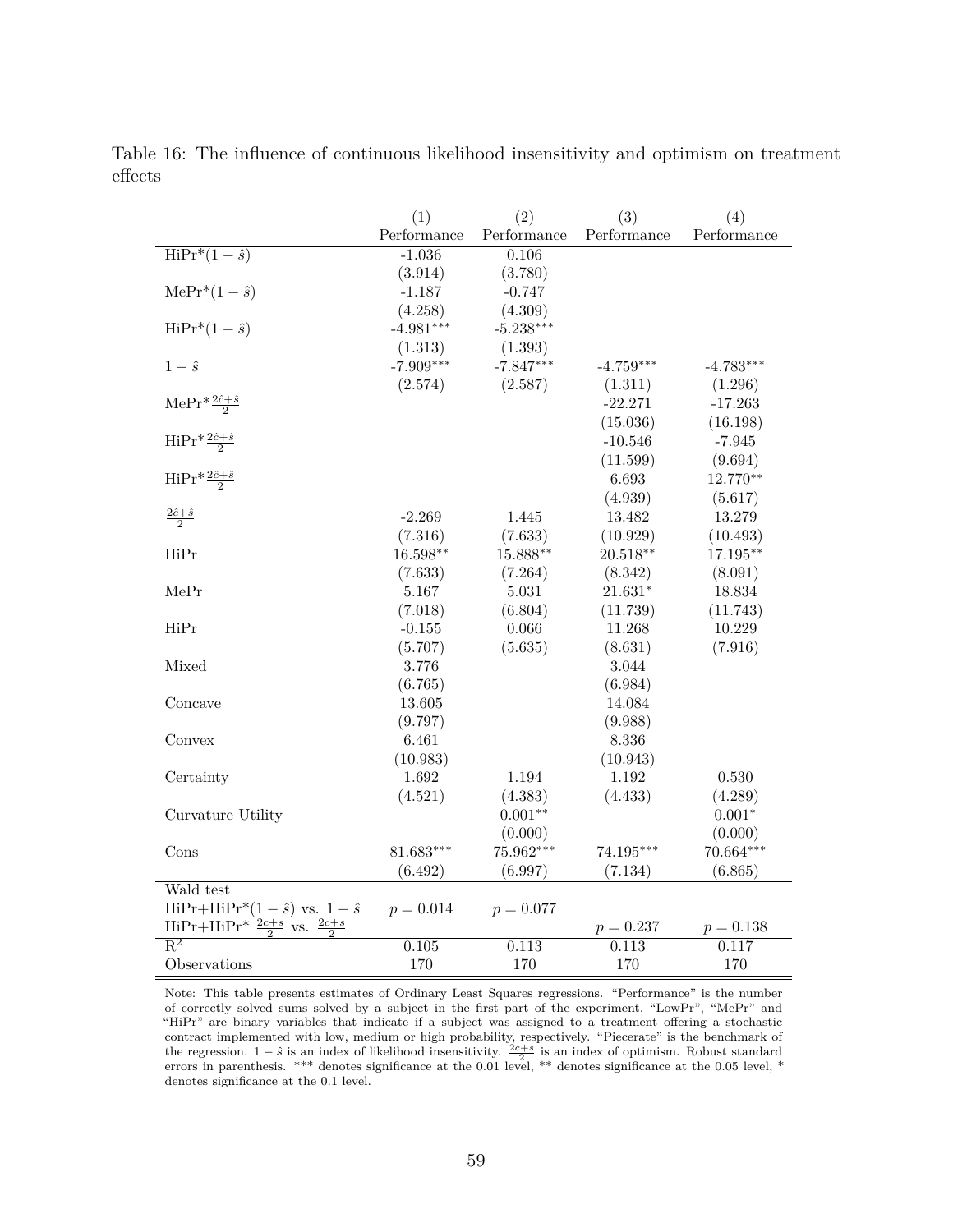Table 16: The influence of continuous likelihood insensitivity and optimism on treatment effects

| | (1) | (2) | (3) | (4) |
|---|---|---|---|---|
| | Performance | Performance | Performance | Performance |
| HiPr*$(1-\hat{s})$ | -1.036 | 0.106 | | |
| | (3.914) | (3.780) | | |
| MePr*$(1-\hat{s})$ | -1.187 | -0.747 | | |
| | (4.258) | (4.309) | | |
| HiPr*$(1-\hat{s})$ | -4.981*** | -5.238*** | | |
| | (1.313) | (1.393) | | |
| $1-\hat{s}$ | -7.909*** | -7.847*** | -4.759*** | -4.783*** |
| | (2.574) | (2.587) | (1.311) | (1.296) |
| MePr*$\frac{2\hat{c}+\hat{s}}{2}$ | | | -22.271 | -17.263 |
| | | | (15.036) | (16.198) |
| HiPr*$\frac{2\hat{c}+\hat{s}}{2}$ | | | -10.546 | -7.945 |
| | | | (11.599) | (9.694) |
| HiPr*$\frac{2\hat{c}+\hat{s}}{2}$ | | | 6.693 | 12.770** |
| | | | (4.939) | (5.617) |
| $\frac{2\hat{c}+\hat{s}}{2}$ | -2.269 | 1.445 | 13.482 | 13.279 |
| | (7.316) | (7.633) | (10.929) | (10.493) |
| HiPr | 16.598** | 15.888** | 20.518** | 17.195** |
| | (7.633) | (7.264) | (8.342) | (8.091) |
| MePr | 5.167 | 5.031 | 21.631* | 18.834 |
| | (7.018) | (6.804) | (11.739) | (11.743) |
| HiPr | -0.155 | 0.066 | 11.268 | 10.229 |
| | (5.707) | (5.635) | (8.631) | (7.916) |
| Mixed | 3.776 | | 3.044 | |
| | (6.765) | | (6.984) | |
| Concave | 13.605 | | 14.084 | |
| | (9.797) | | (9.988) | |
| Convex | 6.461 | | 8.336 | |
| | (10.983) | | (10.943) | |
| Certainty | 1.692 | 1.194 | 1.192 | 0.530 |
| | (4.521) | (4.383) | (4.433) | (4.289) |
| Curvature Utility | | 0.001** | | 0.001* |
| | | (0.000) | | (0.000) |
| Cons | 81.683*** | 75.962*** | 74.195*** | 70.664*** |
| | (6.492) | (6.997) | (7.134) | (6.865) |
| Wald test | | | | |
| HiPr+HiPr*$(1-\hat{s})$ vs. $1-\hat{s}$ | $p = 0.014$ | $p = 0.077$ | | |
| HiPr+HiPr* $\frac{2c+s}{2}$ vs. $\frac{2c+s}{2}$ | | | $p = 0.237$ | $p = 0.138$ |
| $R^2$ | 0.105 | 0.113 | 0.113 | 0.117 |
| Observations | 170 | 170 | 170 | 170 |

Note: This table presents estimates of Ordinary Least Squares regressions. "Performance" is the number of correctly solved sums solved by a subject in the first part of the experiment, "LowPr", "MePr" and "HiPr" are binary variables that indicate if a subject was assigned to a treatment offering a stochastic contract implemented with low, medium or high probability, respectively. "Piecerate" is the benchmark of the regression. $1-\hat{s}$ is an index of likelihood insensitivity. $\frac{2c+s}{2}$ is an index of optimism. Robust standard errors in parenthesis. *** denotes significance at the 0.01 level, ** denotes significance at the 0.05 level, * denotes significance at the 0.1 level.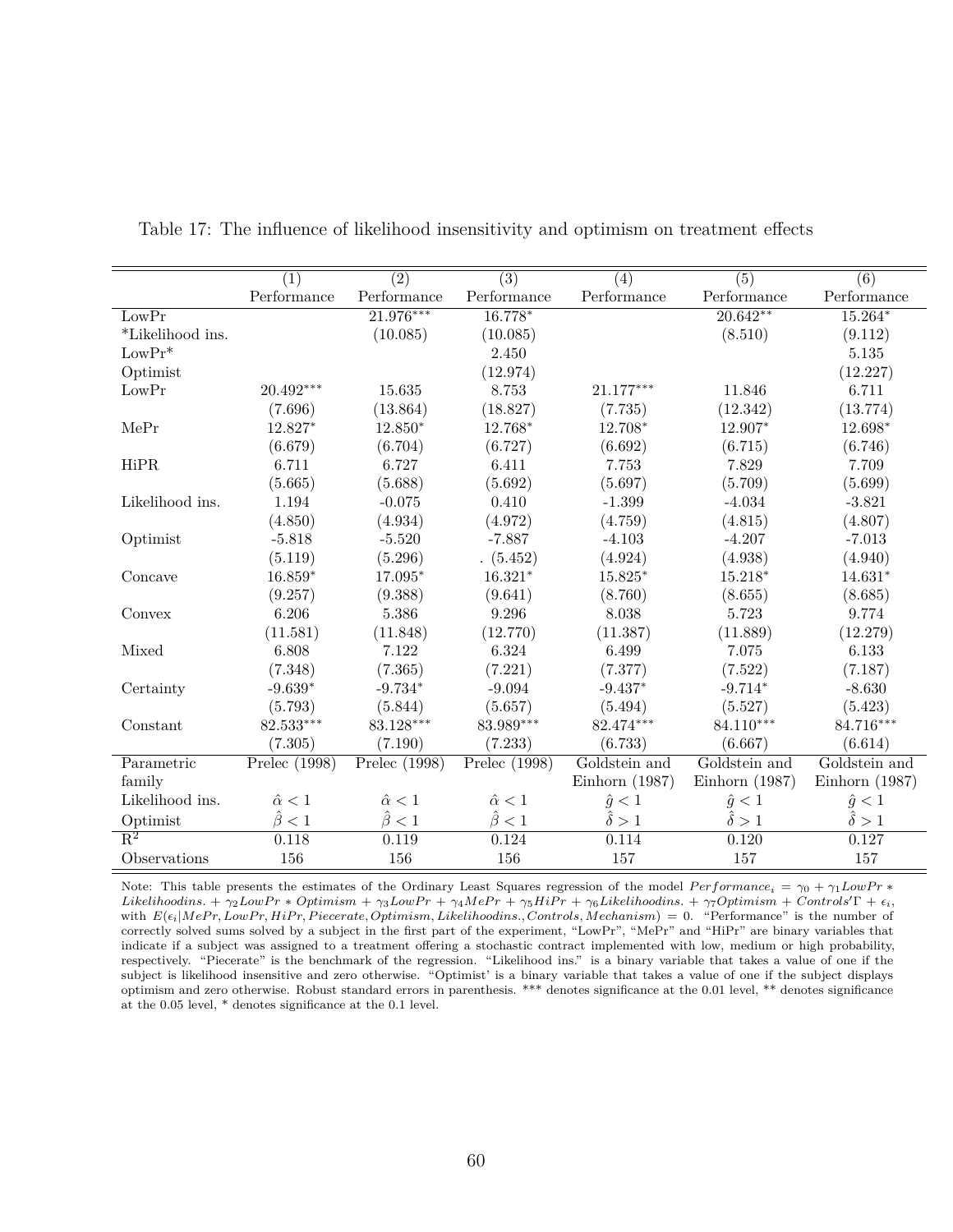Table 17: The influence of likelihood insensitivity and optimism on treatment effects

| | (1) | (2) | (3) | (4) | (5) | (6) |
|---|---|---|---|---|---|---|
| | Performance | Performance | Performance | Performance | Performance | Performance |
| LowPr | | 21.976*** | 16.778* | | 20.642** | 15.264* |
| *Likelihood ins. | | (10.085) | (10.085) | | (8.510) | (9.112) |
| LowPr* | | | 2.450 | | | 5.135 |
| Optimist | | | (12.974) | | | (12.227) |
| LowPr | 20.492*** | 15.635 | 8.753 | 21.177*** | 11.846 | 6.711 |
| | (7.696) | (13.864) | (18.827) | (7.735) | (12.342) | (13.774) |
| MePr | 12.827* | 12.850* | 12.768* | 12.708* | 12.907* | 12.698* |
| | (6.679) | (6.704) | (6.727) | (6.692) | (6.715) | (6.746) |
| HiPR | 6.711 | 6.727 | 6.411 | 7.753 | 7.829 | 7.709 |
| | (5.665) | (5.688) | (5.692) | (5.697) | (5.709) | (5.699) |
| Likelihood ins. | 1.194 | -0.075 | 0.410 | -1.399 | -4.034 | -3.821 |
| | (4.850) | (4.934) | (4.972) | (4.759) | (4.815) | (4.807) |
| Optimist | -5.818 | -5.520 | -7.887 | -4.103 | -4.207 | -7.013 |
| | (5.119) | (5.296) | . (5.452) | (4.924) | (4.938) | (4.940) |
| Concave | 16.859* | 17.095* | 16.321* | 15.825* | 15.218* | 14.631* |
| | (9.257) | (9.388) | (9.641) | (8.760) | (8.655) | (8.685) |
| Convex | 6.206 | 5.386 | 9.296 | 8.038 | 5.723 | 9.774 |
| | (11.581) | (11.848) | (12.770) | (11.387) | (11.889) | (12.279) |
| Mixed | 6.808 | 7.122 | 6.324 | 6.499 | 7.075 | 6.133 |
| | (7.348) | (7.365) | (7.221) | (7.377) | (7.522) | (7.187) |
| Certainty | -9.639* | -9.734* | -9.094 | -9.437* | -9.714* | -8.630 |
| | (5.793) | (5.844) | (5.657) | (5.494) | (5.527) | (5.423) |
| Constant | 82.533*** | 83.128*** | 83.989*** | 82.474*** | 84.110*** | 84.716*** |
| | (7.305) | (7.190) | (7.233) | (6.733) | (6.667) | (6.614) |
| Parametric family | Prelec (1998) | Prelec (1998) | Prelec (1998) | Goldstein and Einhorn (1987) | Goldstein and Einhorn (1987) | Goldstein and Einhorn (1987) |
| Likelihood ins. | $\hat{\alpha} < 1$ | $\hat{\alpha} < 1$ | $\hat{\alpha} < 1$ | $\hat{g} < 1$ | $\hat{g} < 1$ | $\hat{g} < 1$ |
| Optimist | $\hat{\beta} < 1$ | $\hat{\beta} < 1$ | $\hat{\beta} < 1$ | $\hat{\delta} > 1$ | $\hat{\delta} > 1$ | $\hat{\delta} > 1$ |
| $R^2$ | 0.118 | 0.119 | 0.124 | 0.114 | 0.120 | 0.127 |
| Observations | 156 | 156 | 156 | 157 | 157 | 157 |

Note: This table presents the estimates of the Ordinary Least Squares regression of the model $Performance_i = \gamma_0 + \gamma_1 LowPr * Likelihoodins. + \gamma_2 LowPr * Optimism + \gamma_3 LowPr + \gamma_4 MePr + \gamma_5 HiPr + \gamma_6 Likelihoodins. + \gamma_7 Optimism + Controls'\Gamma + \epsilon_i$, with $E(\epsilon_i|MePr, LowPr, HiPr, Piecerate, Optimism, Likelihoodins., Controls, Mechanism) = 0$. "Performance" is the number of correctly solved sums solved by a subject in the first part of the experiment, "LowPr", "MePr" and "HiPr" are binary variables that indicate if a subject was assigned to a treatment offering a stochastic contract implemented with low, medium or high probability, respectively. "Piecerate" is the benchmark of the regression. "Likelihood ins." is a binary variable that takes a value of one if the subject is likelihood insensitive and zero otherwise. "Optimist' is a binary variable that takes a value of one if the subject displays optimism and zero otherwise. Robust standard errors in parenthesis. *** denotes significance at the 0.01 level, ** denotes significance at the 0.05 level, * denotes significance at the 0.1 level.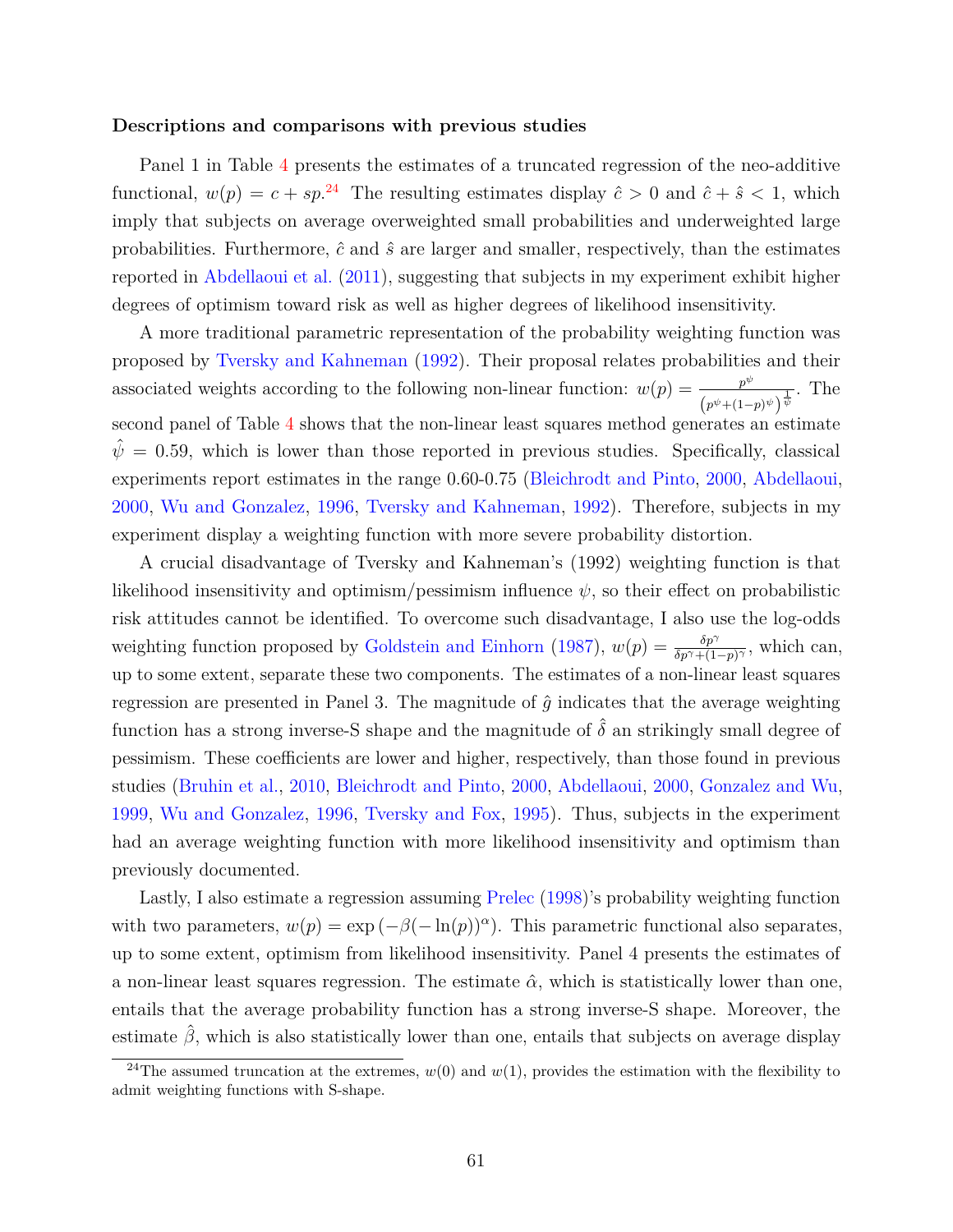**Descriptions and comparisons with previous studies**

Panel 1 in Table 4 presents the estimates of a truncated regression of the neo-additive functional, $w(p) = c + sp$.[24] The resulting estimates display $\hat{c} > 0$ and $\hat{c} + \hat{s} < 1$, which imply that subjects on average overweighted small probabilities and underweighted large probabilities. Furthermore, $\hat{c}$ and $\hat{s}$ are larger and smaller, respectively, than the estimates reported in Abdellaoui et al. (2011), suggesting that subjects in my experiment exhibit higher degrees of optimism toward risk as well as higher degrees of likelihood insensitivity.

A more traditional parametric representation of the probability weighting function was proposed by Tversky and Kahneman (1992). Their proposal relates probabilities and their associated weights according to the following non-linear function: $w(p) = \frac{p^{\psi}}{\left(p^{\psi}+(1-p)^{\psi}\right)^{\frac{1}{\psi}}}$. The second panel of Table 4 shows that the non-linear least squares method generates an estimate $\hat{\psi} = 0.59$, which is lower than those reported in previous studies. Specifically, classical experiments report estimates in the range 0.60-0.75 (Bleichrodt and Pinto, 2000, Abdellaoui, 2000, Wu and Gonzalez, 1996, Tversky and Kahneman, 1992). Therefore, subjects in my experiment display a weighting function with more severe probability distortion.

A crucial disadvantage of Tversky and Kahneman's (1992) weighting function is that likelihood insensitivity and optimism/pessimism influence $\psi$, so their effect on probabilistic risk attitudes cannot be identified. To overcome such disadvantage, I also use the log-odds weighting function proposed by Goldstein and Einhorn (1987), $w(p) = \frac{\delta p^{\gamma}}{\delta p^{\gamma}+(1-p)^{\gamma}}$, which can, up to some extent, separate these two components. The estimates of a non-linear least squares regression are presented in Panel 3. The magnitude of $\hat{g}$ indicates that the average weighting function has a strong inverse-S shape and the magnitude of $\hat{\delta}$ an strikingly small degree of pessimism. These coefficients are lower and higher, respectively, than those found in previous studies (Bruhin et al., 2010, Bleichrodt and Pinto, 2000, Abdellaoui, 2000, Gonzalez and Wu, 1999, Wu and Gonzalez, 1996, Tversky and Fox, 1995). Thus, subjects in the experiment had an average weighting function with more likelihood insensitivity and optimism than previously documented.

Lastly, I also estimate a regression assuming Prelec (1998)'s probability weighting function with two parameters, $w(p) = \exp\left(-\beta(-\ln(p))^{\alpha}\right)$. This parametric functional also separates, up to some extent, optimism from likelihood insensitivity. Panel 4 presents the estimates of a non-linear least squares regression. The estimate $\hat{\alpha}$, which is statistically lower than one, entails that the average probability function has a strong inverse-S shape. Moreover, the estimate $\hat{\beta}$, which is also statistically lower than one, entails that subjects on average display

[24] The assumed truncation at the extremes, $w(0)$ and $w(1)$, provides the estimation with the flexibility to admit weighting functions with S-shape.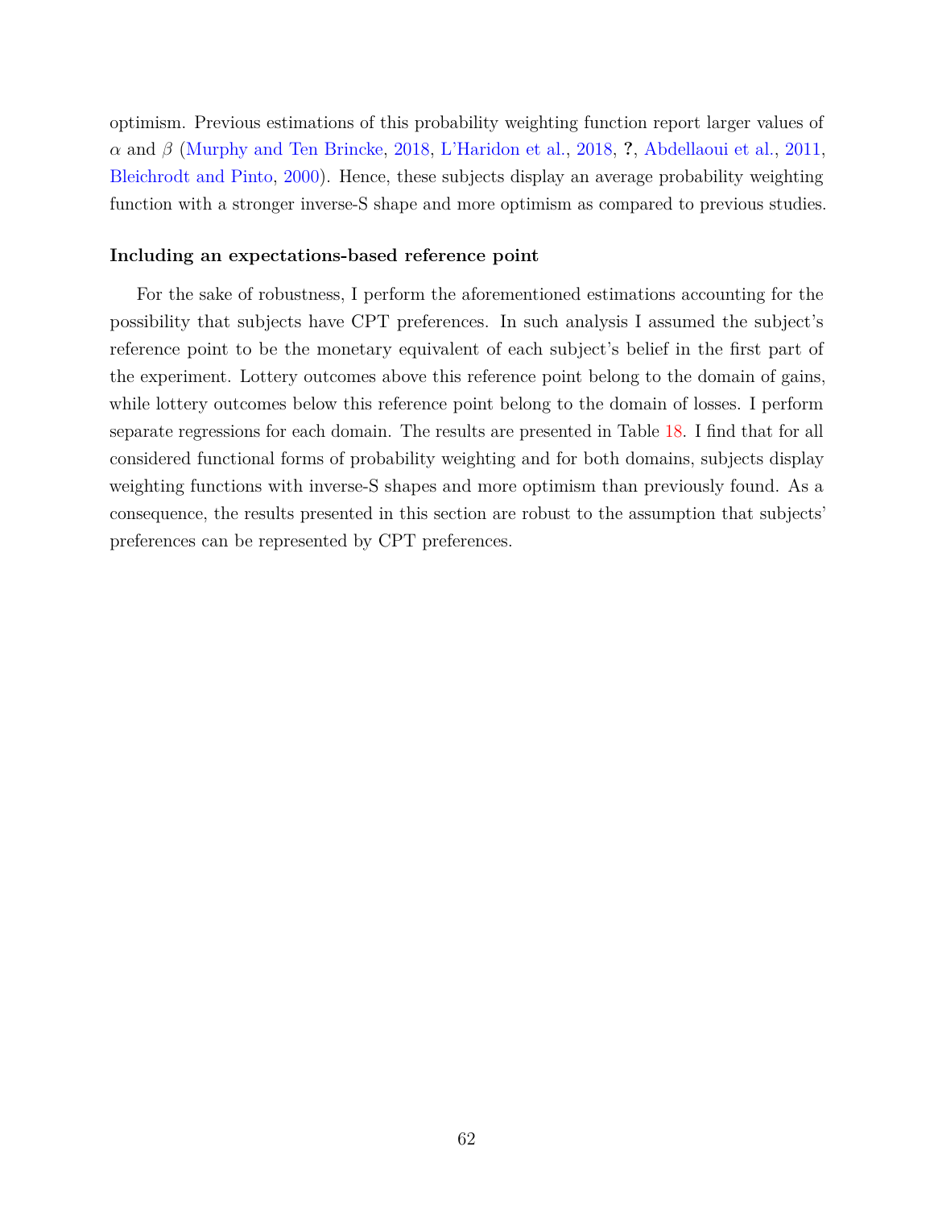optimism. Previous estimations of this probability weighting function report larger values of $\alpha$ and $\beta$ (Murphy and Ten Brincke, 2018, L'Haridon et al., 2018, **?**, Abdellaoui et al., 2011, Bleichrodt and Pinto, 2000). Hence, these subjects display an average probability weighting function with a stronger inverse-S shape and more optimism as compared to previous studies.

### Including an expectations-based reference point

For the sake of robustness, I perform the aforementioned estimations accounting for the possibility that subjects have CPT preferences. In such analysis I assumed the subject's reference point to be the monetary equivalent of each subject's belief in the first part of the experiment. Lottery outcomes above this reference point belong to the domain of gains, while lottery outcomes below this reference point belong to the domain of losses. I perform separate regressions for each domain. The results are presented in Table 18. I find that for all considered functional forms of probability weighting and for both domains, subjects display weighting functions with inverse-S shapes and more optimism than previously found. As a consequence, the results presented in this section are robust to the assumption that subjects' preferences can be represented by CPT preferences.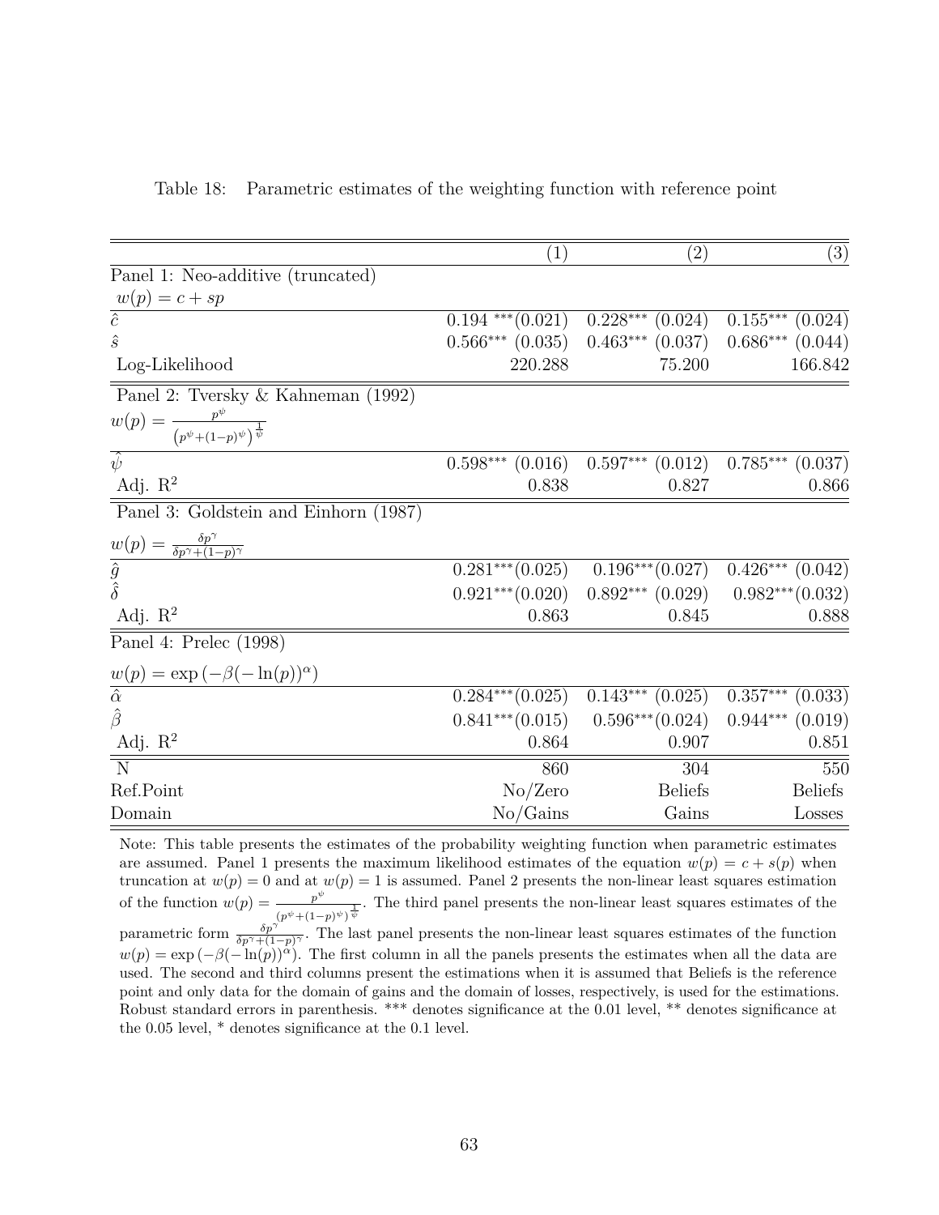Table 18: Parametric estimates of the weighting function with reference point

| | (1) | (2) | (3) |
|---|---|---|---|
| Panel 1: Neo-additive (truncated) | | | |
| $w(p) = c + sp$ | | | |
| $\hat{c}$ | $0.194^{***}$ (0.021) | $0.228^{***}$ (0.024) | $0.155^{***}$ (0.024) |
| $\hat{s}$ | $0.566^{***}$ (0.035) | $0.463^{***}$ (0.037) | $0.686^{***}$ (0.044) |
| Log-Likelihood | 220.288 | 75.200 | 166.842 |
| Panel 2: Tversky & Kahneman (1992) | | | |
| $w(p) = \frac{p^{\psi}}{\left(p^{\psi}+(1-p)^{\psi}\right)^{\frac{1}{\psi}}}$ | | | |
| $\hat{\psi}$ | $0.598^{***}$ (0.016) | $0.597^{***}$ (0.012) | $0.785^{***}$ (0.037) |
| Adj. $R^2$ | 0.838 | 0.827 | 0.866 |
| Panel 3: Goldstein and Einhorn (1987) | | | |
| $w(p) = \frac{\delta p^{\gamma}}{\delta p^{\gamma}+(1-p)^{\gamma}}$ | | | |
| $\hat{g}$ | $0.281^{***}$ (0.025) | $0.196^{***}$ (0.027) | $0.426^{***}$ (0.042) |
| $\hat{\delta}$ | $0.921^{***}$ (0.020) | $0.892^{***}$ (0.029) | $0.982^{***}$ (0.032) |
| Adj. $R^2$ | 0.863 | 0.845 | 0.888 |
| Panel 4: Prelec (1998) | | | |
| $w(p) = \exp\left(-\beta(-\ln(p))^{\alpha}\right)$ | | | |
| $\hat{\alpha}$ | $0.284^{***}$ (0.025) | $0.143^{***}$ (0.025) | $0.357^{***}$ (0.033) |
| $\hat{\beta}$ | $0.841^{***}$ (0.015) | $0.596^{***}$ (0.024) | $0.944^{***}$ (0.019) |
| Adj. $R^2$ | 0.864 | 0.907 | 0.851 |
| N | 860 | 304 | 550 |
| Ref.Point | No/Zero | Beliefs | Beliefs |
| Domain | No/Gains | Gains | Losses |

Note: This table presents the estimates of the probability weighting function when parametric estimates are assumed. Panel 1 presents the maximum likelihood estimates of the equation $w(p) = c + s(p)$ when truncation at $w(p) = 0$ and at $w(p) = 1$ is assumed. Panel 2 presents the non-linear least squares estimation of the function $w(p) = \frac{p^{\psi}}{(p^{\psi}+(1-p)^{\psi})^{\frac{1}{\psi}}}$. The third panel presents the non-linear least squares estimates of the parametric form $\frac{\delta p^{\gamma}}{\delta p^{\gamma}+(1-p)^{\gamma}}$. The last panel presents the non-linear least squares estimates of the function $w(p) = \exp\left(-\beta(-\ln(p))^{\alpha}\right)$. The first column in all the panels presents the estimates when all the data are used. The second and third columns present the estimations when it is assumed that Beliefs is the reference point and only data for the domain of gains and the domain of losses, respectively, is used for the estimations. Robust standard errors in parenthesis. *** denotes significance at the 0.01 level, ** denotes significance at the 0.05 level, * denotes significance at the 0.1 level.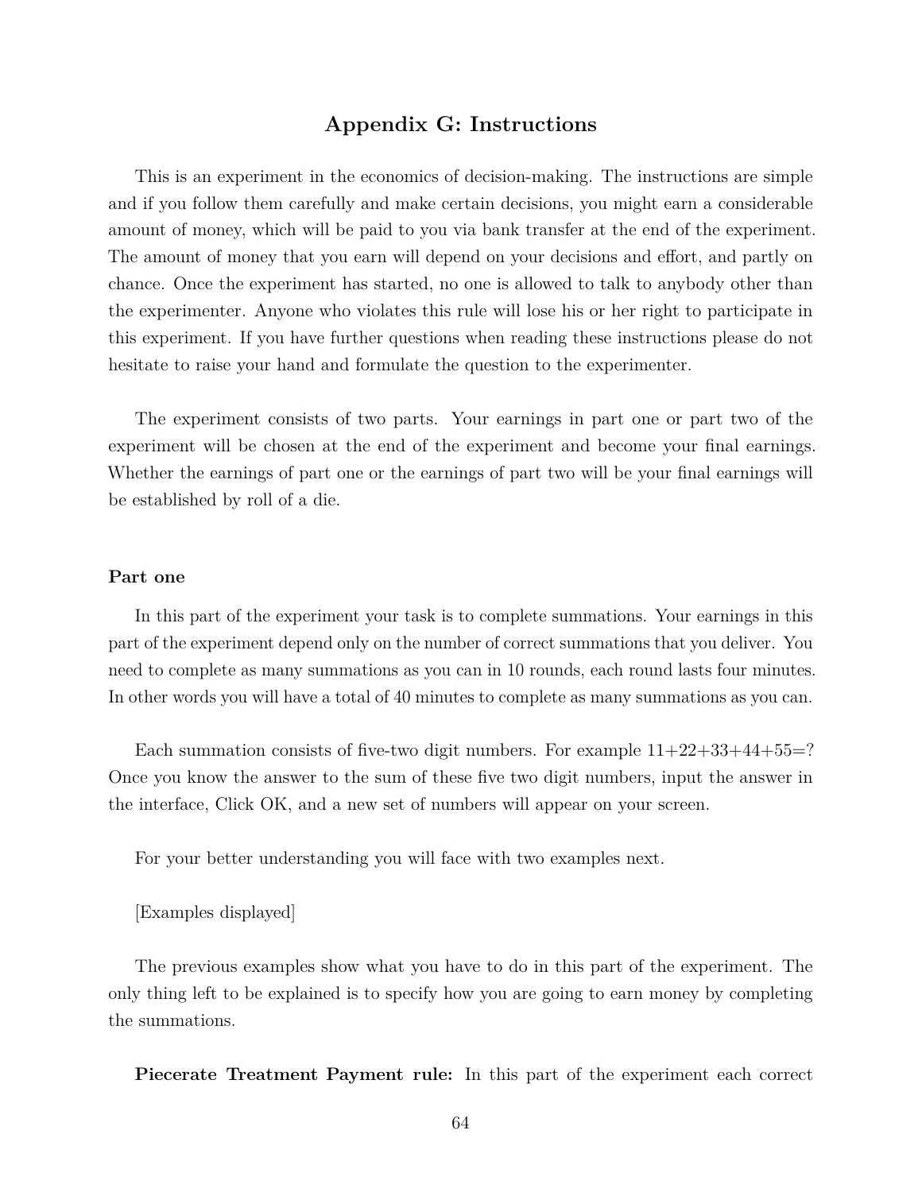## Appendix G: Instructions

This is an experiment in the economics of decision-making. The instructions are simple and if you follow them carefully and make certain decisions, you might earn a considerable amount of money, which will be paid to you via bank transfer at the end of the experiment. The amount of money that you earn will depend on your decisions and effort, and partly on chance. Once the experiment has started, no one is allowed to talk to anybody other than the experimenter. Anyone who violates this rule will lose his or her right to participate in this experiment. If you have further questions when reading these instructions please do not hesitate to raise your hand and formulate the question to the experimenter.

The experiment consists of two parts. Your earnings in part one or part two of the experiment will be chosen at the end of the experiment and become your final earnings. Whether the earnings of part one or the earnings of part two will be your final earnings will be established by roll of a die.

**Part one**

In this part of the experiment your task is to complete summations. Your earnings in this part of the experiment depend only on the number of correct summations that you deliver. You need to complete as many summations as you can in 10 rounds, each round lasts four minutes. In other words you will have a total of 40 minutes to complete as many summations as you can.

Each summation consists of five-two digit numbers. For example 11+22+33+44+55=? Once you know the answer to the sum of these five two digit numbers, input the answer in the interface, Click OK, and a new set of numbers will appear on your screen.

For your better understanding you will face with two examples next.

[Examples displayed]

The previous examples show what you have to do in this part of the experiment. The only thing left to be explained is to specify how you are going to earn money by completing the summations.

**Piecerate Treatment Payment rule:** In this part of the experiment each correct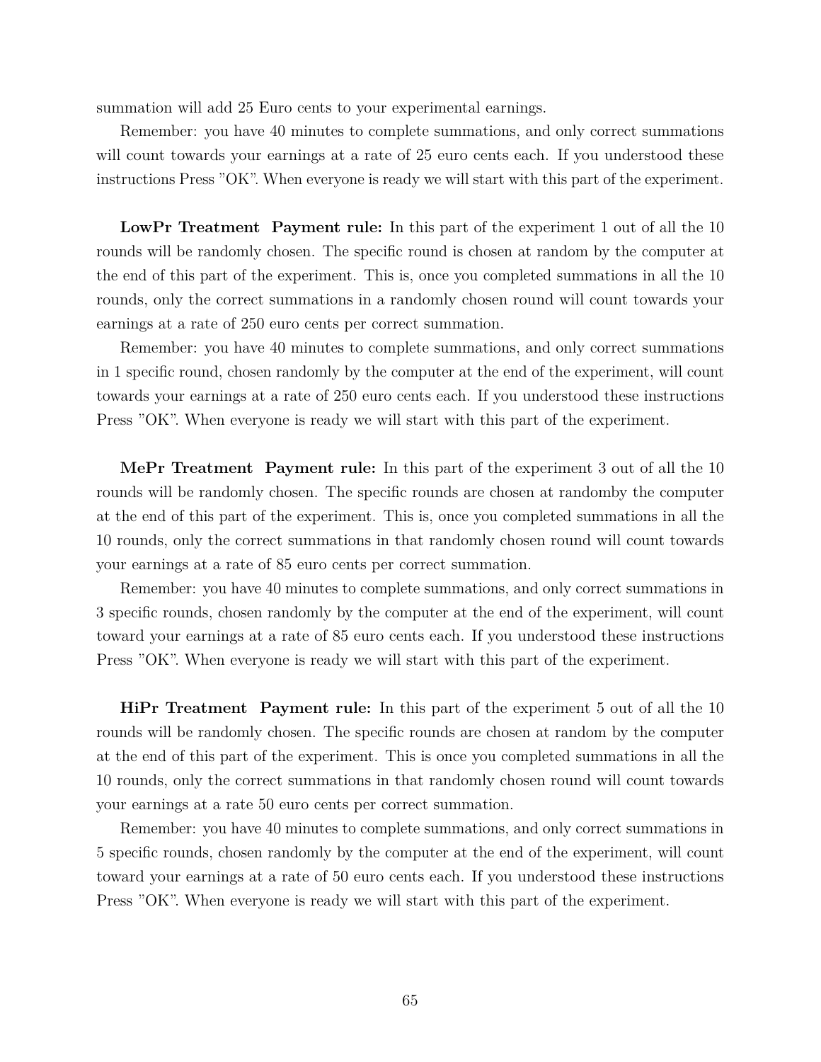summation will add 25 Euro cents to your experimental earnings.

Remember: you have 40 minutes to complete summations, and only correct summations will count towards your earnings at a rate of 25 euro cents each. If you understood these instructions Press "OK". When everyone is ready we will start with this part of the experiment.

**LowPr Treatment Payment rule:** In this part of the experiment 1 out of all the 10 rounds will be randomly chosen. The specific round is chosen at random by the computer at the end of this part of the experiment. This is, once you completed summations in all the 10 rounds, only the correct summations in a randomly chosen round will count towards your earnings at a rate of 250 euro cents per correct summation.

Remember: you have 40 minutes to complete summations, and only correct summations in 1 specific round, chosen randomly by the computer at the end of the experiment, will count towards your earnings at a rate of 250 euro cents each. If you understood these instructions Press "OK". When everyone is ready we will start with this part of the experiment.

**MePr Treatment Payment rule:** In this part of the experiment 3 out of all the 10 rounds will be randomly chosen. The specific rounds are chosen at randomby the computer at the end of this part of the experiment. This is, once you completed summations in all the 10 rounds, only the correct summations in that randomly chosen round will count towards your earnings at a rate of 85 euro cents per correct summation.

Remember: you have 40 minutes to complete summations, and only correct summations in 3 specific rounds, chosen randomly by the computer at the end of the experiment, will count toward your earnings at a rate of 85 euro cents each. If you understood these instructions Press "OK". When everyone is ready we will start with this part of the experiment.

**HiPr Treatment Payment rule:** In this part of the experiment 5 out of all the 10 rounds will be randomly chosen. The specific rounds are chosen at random by the computer at the end of this part of the experiment. This is once you completed summations in all the 10 rounds, only the correct summations in that randomly chosen round will count towards your earnings at a rate 50 euro cents per correct summation.

Remember: you have 40 minutes to complete summations, and only correct summations in 5 specific rounds, chosen randomly by the computer at the end of the experiment, will count toward your earnings at a rate of 50 euro cents each. If you understood these instructions Press "OK". When everyone is ready we will start with this part of the experiment.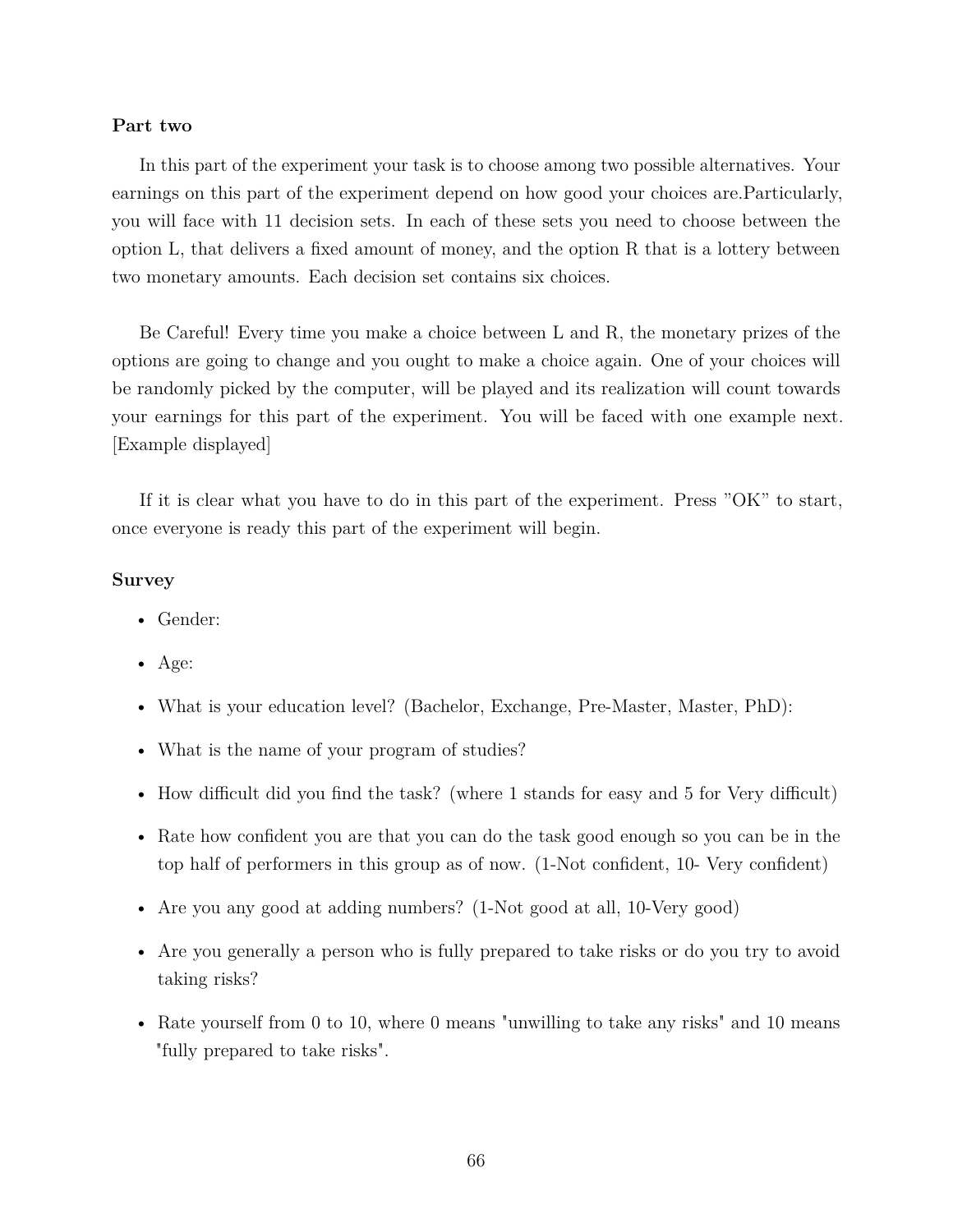**Part two**

In this part of the experiment your task is to choose among two possible alternatives. Your earnings on this part of the experiment depend on how good your choices are.Particularly, you will face with 11 decision sets. In each of these sets you need to choose between the option L, that delivers a fixed amount of money, and the option R that is a lottery between two monetary amounts. Each decision set contains six choices.

Be Careful! Every time you make a choice between L and R, the monetary prizes of the options are going to change and you ought to make a choice again. One of your choices will be randomly picked by the computer, will be played and its realization will count towards your earnings for this part of the experiment. You will be faced with one example next. [Example displayed]

If it is clear what you have to do in this part of the experiment. Press ”OK” to start, once everyone is ready this part of the experiment will begin.

**Survey**

- Gender:
- Age:
- What is your education level? (Bachelor, Exchange, Pre-Master, Master, PhD):
- What is the name of your program of studies?
- How difficult did you find the task? (where 1 stands for easy and 5 for Very difficult)
- Rate how confident you are that you can do the task good enough so you can be in the top half of performers in this group as of now. (1-Not confident, 10- Very confident)
- Are you any good at adding numbers? (1-Not good at all, 10-Very good)
- Are you generally a person who is fully prepared to take risks or do you try to avoid taking risks?
- Rate yourself from 0 to 10, where 0 means "unwilling to take any risks" and 10 means "fully prepared to take risks".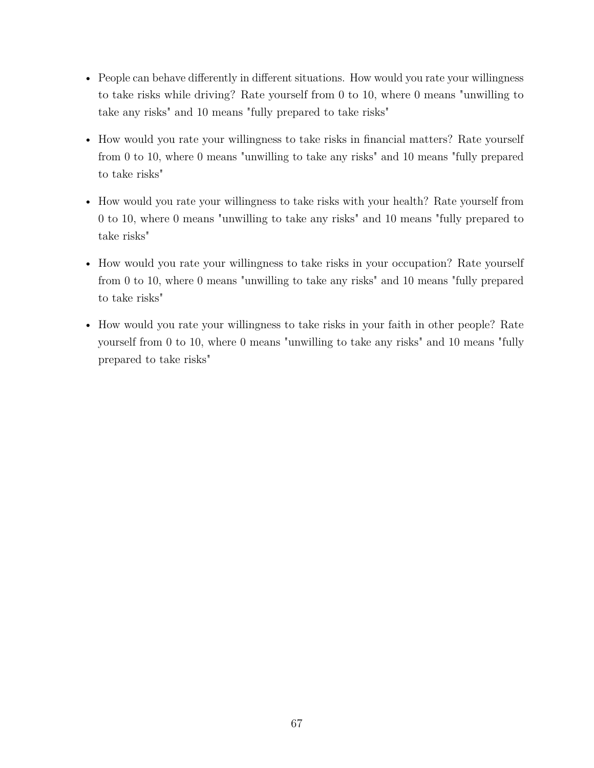- People can behave differently in different situations. How would you rate your willingness to take risks while driving? Rate yourself from 0 to 10, where 0 means "unwilling to take any risks" and 10 means "fully prepared to take risks"
- How would you rate your willingness to take risks in financial matters? Rate yourself from 0 to 10, where 0 means "unwilling to take any risks" and 10 means "fully prepared to take risks"
- How would you rate your willingness to take risks with your health? Rate yourself from 0 to 10, where 0 means "unwilling to take any risks" and 10 means "fully prepared to take risks"
- How would you rate your willingness to take risks in your occupation? Rate yourself from 0 to 10, where 0 means "unwilling to take any risks" and 10 means "fully prepared to take risks"
- How would you rate your willingness to take risks in your faith in other people? Rate yourself from 0 to 10, where 0 means "unwilling to take any risks" and 10 means "fully prepared to take risks"